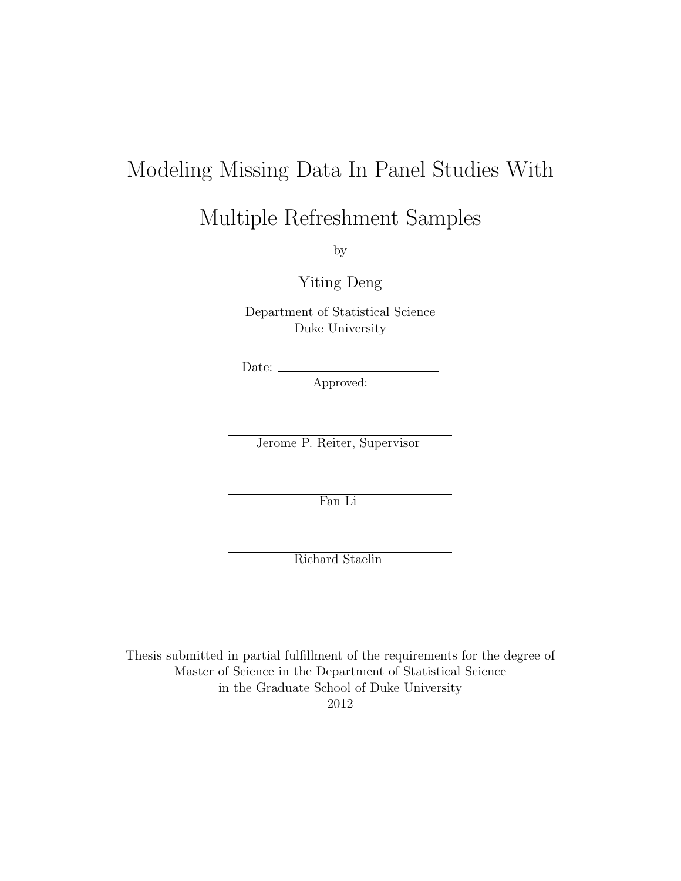# Modeling Missing Data In Panel Studies With Multiple Refreshment Samples

by

Yiting Deng

Department of Statistical Science
Duke University

Date: ________________________

Approved:

________________________
Jerome P. Reiter, Supervisor

________________________
Fan Li

________________________
Richard Staelin

Thesis submitted in partial fulfillment of the requirements for the degree of
Master of Science in the Department of Statistical Science
in the Graduate School of Duke University
2012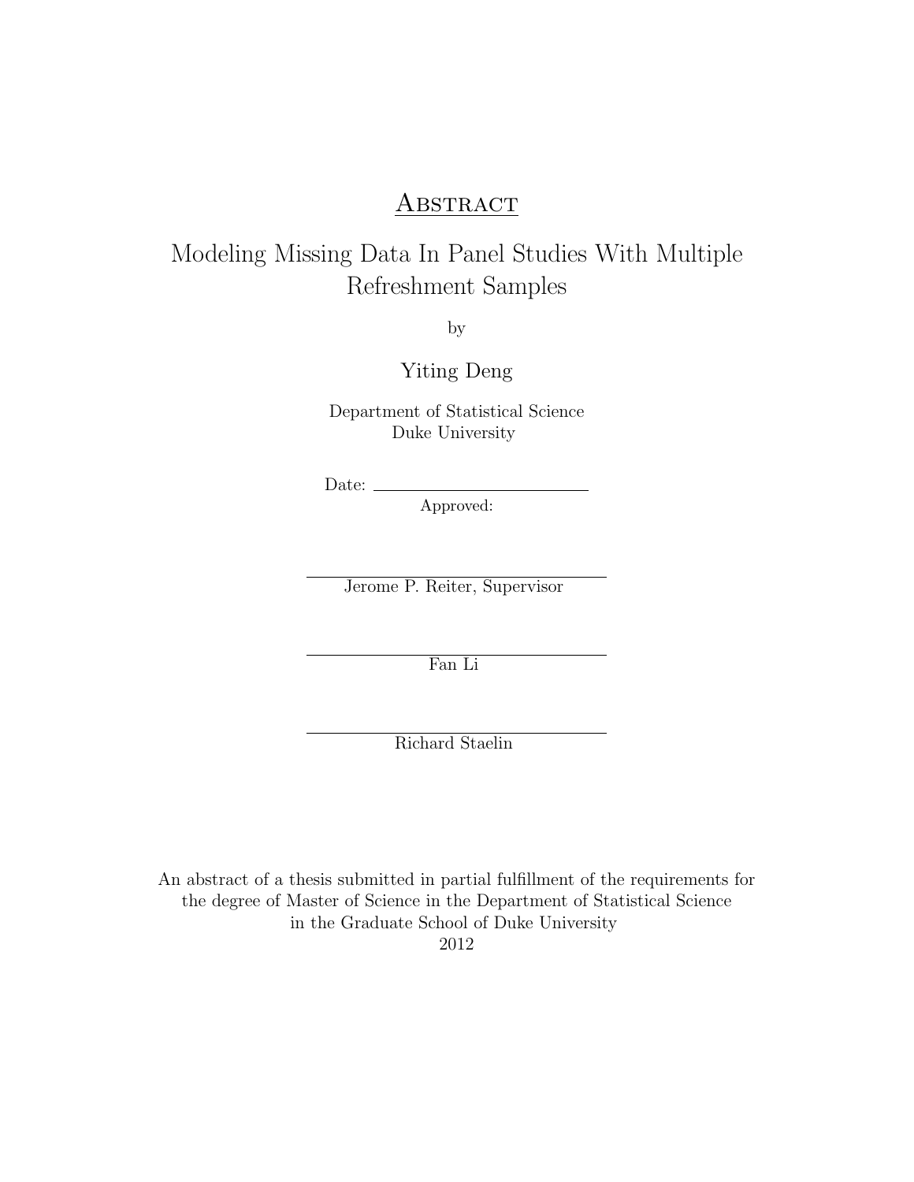# Abstract

## Modeling Missing Data In Panel Studies With Multiple Refreshment Samples

by

Yiting Deng

Department of Statistical Science
Duke University

Date: ______________________
Approved:

______________________
Jerome P. Reiter, Supervisor

______________________
Fan Li

______________________
Richard Staelin

An abstract of a thesis submitted in partial fulfillment of the requirements for the degree of Master of Science in the Department of Statistical Science in the Graduate School of Duke University
2012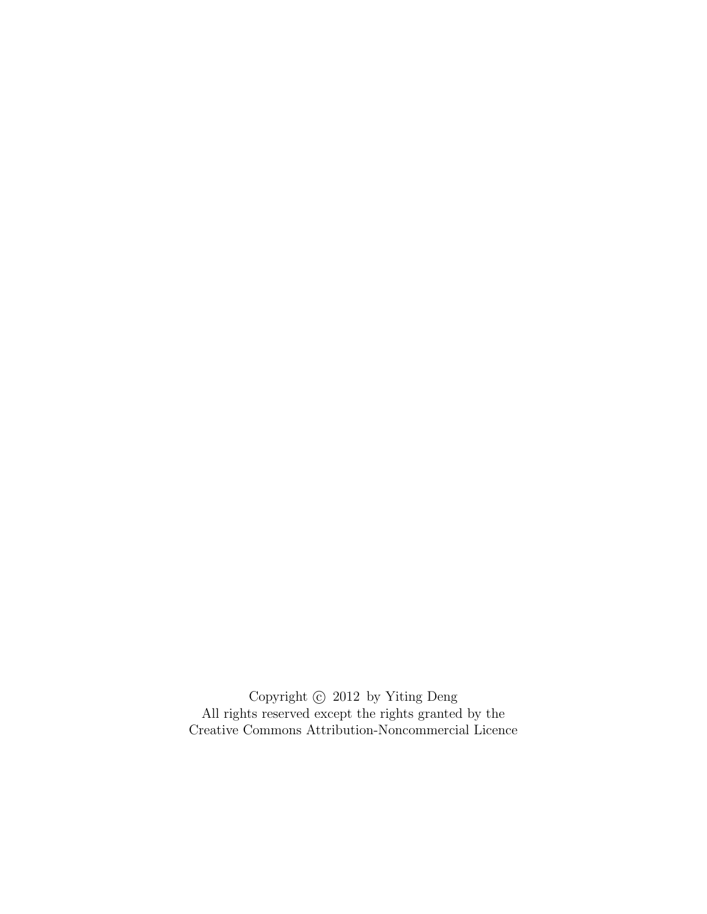Copyright © 2012 by Yiting Deng
All rights reserved except the rights granted by the
Creative Commons Attribution-Noncommercial Licence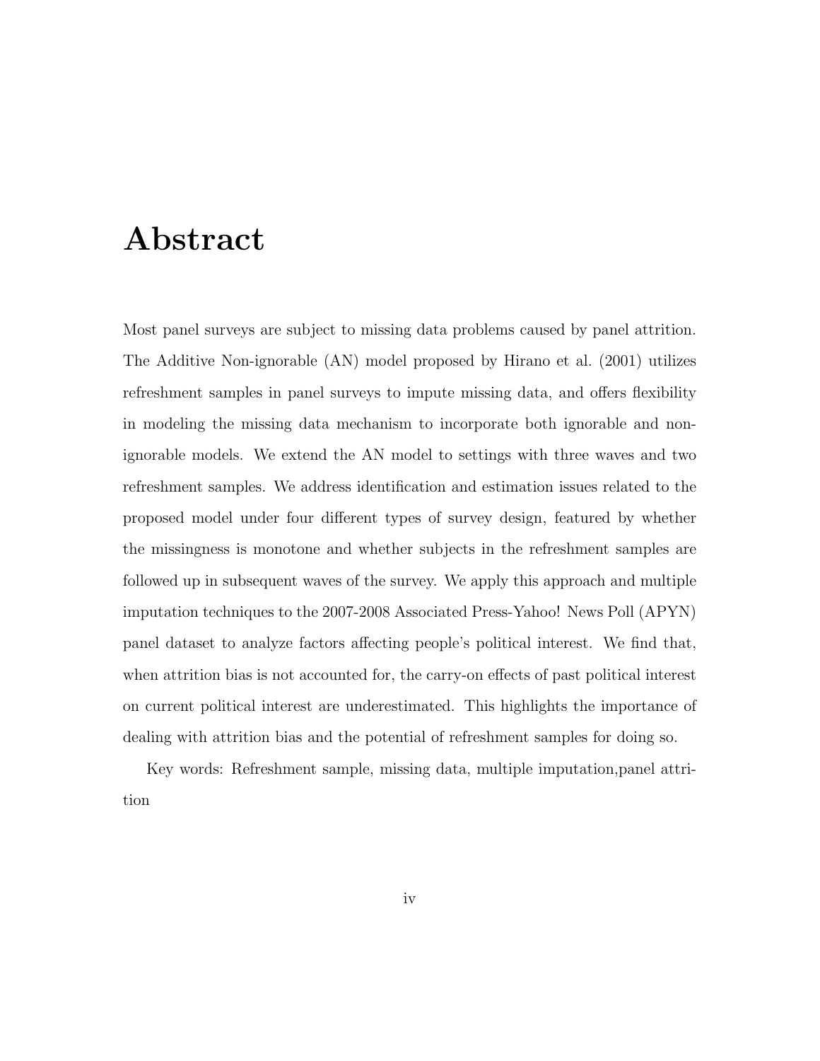# Abstract

Most panel surveys are subject to missing data problems caused by panel attrition. The Additive Non-ignorable (AN) model proposed by Hirano et al. (2001) utilizes refreshment samples in panel surveys to impute missing data, and offers flexibility in modeling the missing data mechanism to incorporate both ignorable and non-ignorable models. We extend the AN model to settings with three waves and two refreshment samples. We address identification and estimation issues related to the proposed model under four different types of survey design, featured by whether the missingness is monotone and whether subjects in the refreshment samples are followed up in subsequent waves of the survey. We apply this approach and multiple imputation techniques to the 2007-2008 Associated Press-Yahoo! News Poll (APYN) panel dataset to analyze factors affecting people's political interest. We find that, when attrition bias is not accounted for, the carry-on effects of past political interest on current political interest are underestimated. This highlights the importance of dealing with attrition bias and the potential of refreshment samples for doing so.

Key words: Refreshment sample, missing data, multiple imputation,panel attrition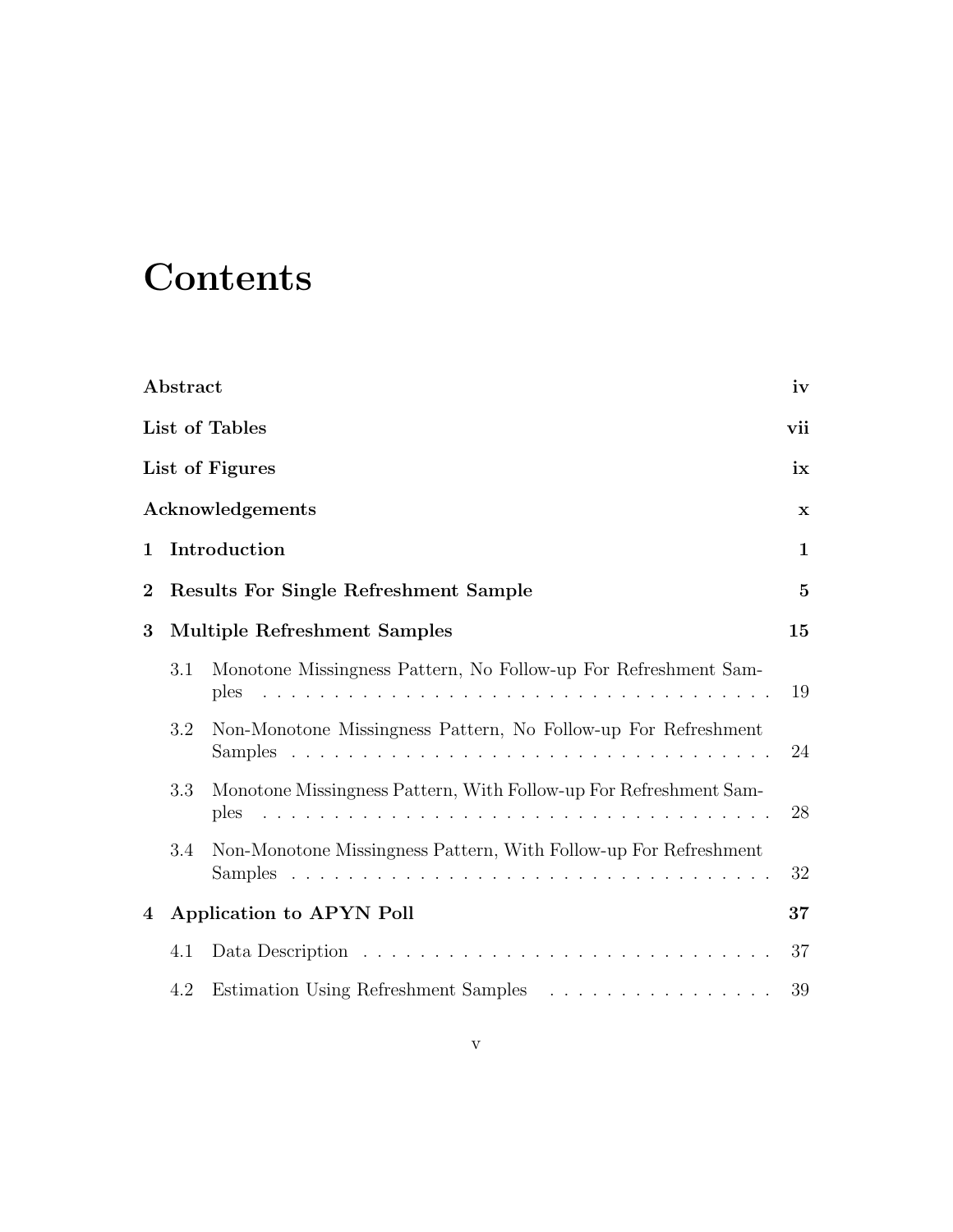# Contents

| | |
|---|---|
| **Abstract** | **iv** |
| **List of Tables** | **vii** |
| **List of Figures** | **ix** |
| **Acknowledgements** | **x** |
| **1 Introduction** | **1** |
| **2 Results For Single Refreshment Sample** | **5** |
| **3 Multiple Refreshment Samples** | **15** |
| 3.1 Monotone Missingness Pattern, No Follow-up For Refreshment Samples | 19 |
| 3.2 Non-Monotone Missingness Pattern, No Follow-up For Refreshment Samples | 24 |
| 3.3 Monotone Missingness Pattern, With Follow-up For Refreshment Samples | 28 |
| 3.4 Non-Monotone Missingness Pattern, With Follow-up For Refreshment Samples | 32 |
| **4 Application to APYN Poll** | **37** |
| 4.1 Data Description | 37 |
| 4.2 Estimation Using Refreshment Samples | 39 |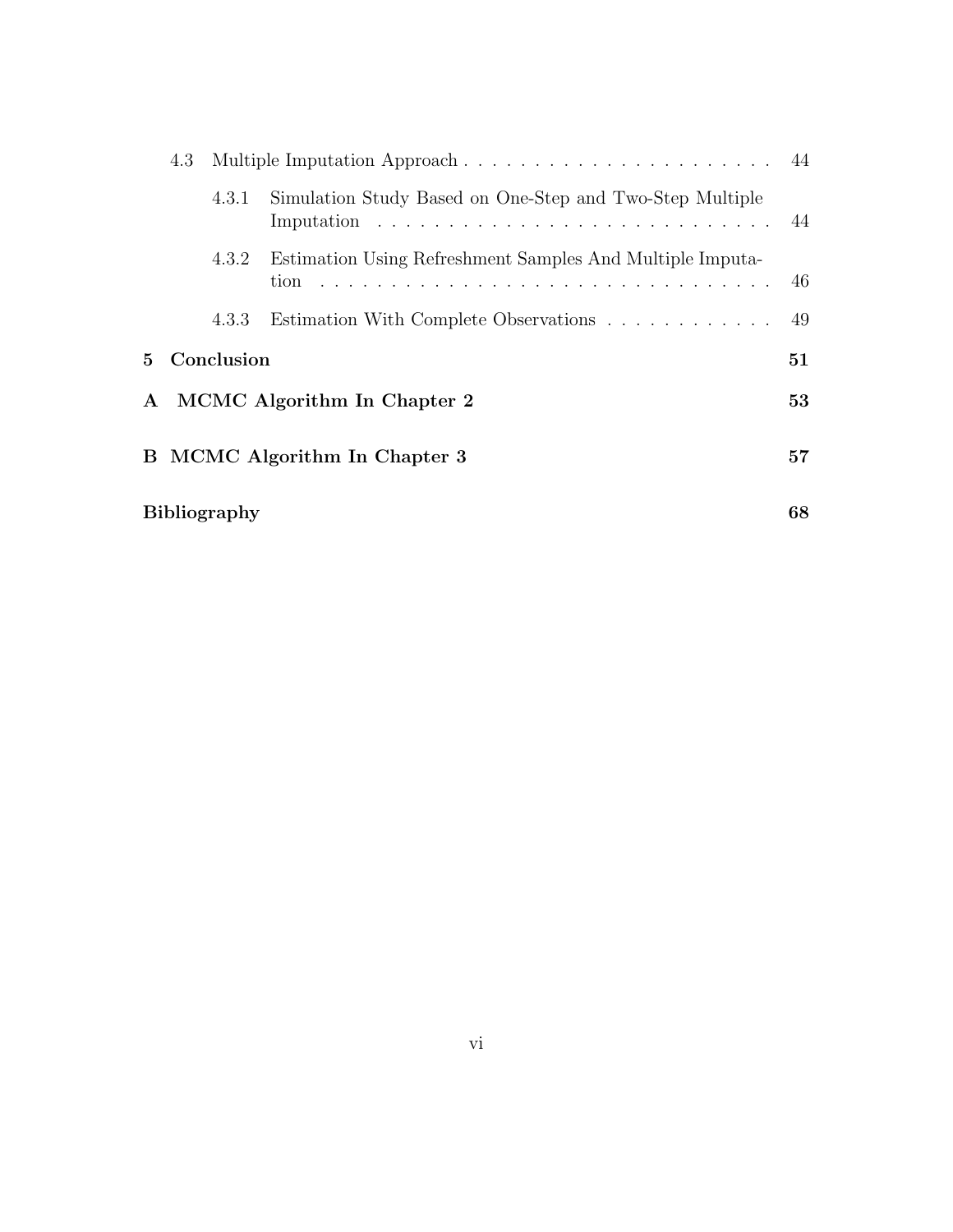- 4.3 Multiple Imputation Approach . . . . . . . . . . . . . . . . . . . . . . 44
  - 4.3.1 Simulation Study Based on One-Step and Two-Step Multiple Imputation . . . . . . . . . . . . . . . . . . . . . . . . . . . . 44
  - 4.3.2 Estimation Using Refreshment Samples And Multiple Imputation . . . . . . . . . . . . . . . . . . . . . . . . . . . . . . . . . 46
  - 4.3.3 Estimation With Complete Observations . . . . . . . . . . . . 49

**5 Conclusion** **51**

**A MCMC Algorithm In Chapter 2** **53**

**B MCMC Algorithm In Chapter 3** **57**

**Bibliography** **68**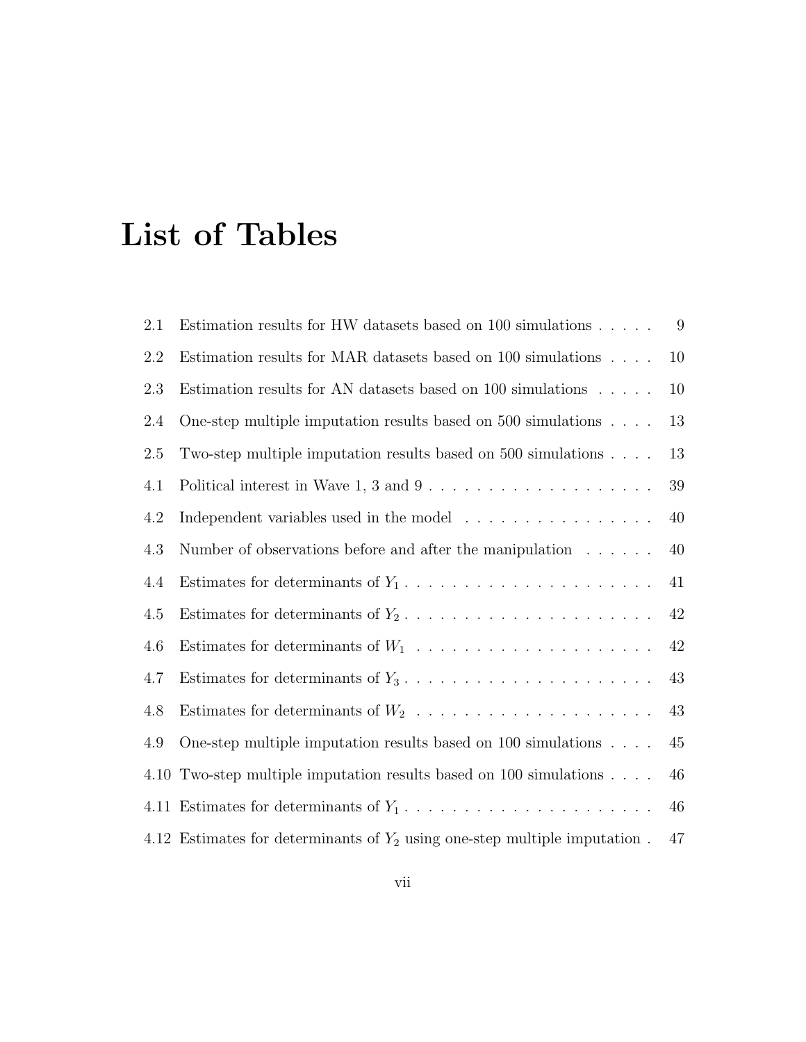# List of Tables

| | | |
|---|---|---|
| 2.1 | Estimation results for HW datasets based on 100 simulations | 9 |
| 2.2 | Estimation results for MAR datasets based on 100 simulations | 10 |
| 2.3 | Estimation results for AN datasets based on 100 simulations | 10 |
| 2.4 | One-step multiple imputation results based on 500 simulations | 13 |
| 2.5 | Two-step multiple imputation results based on 500 simulations | 13 |
| 4.1 | Political interest in Wave 1, 3 and 9 | 39 |
| 4.2 | Independent variables used in the model | 40 |
| 4.3 | Number of observations before and after the manipulation | 40 |
| 4.4 | Estimates for determinants of $Y_1$ | 41 |
| 4.5 | Estimates for determinants of $Y_2$ | 42 |
| 4.6 | Estimates for determinants of $W_1$ | 42 |
| 4.7 | Estimates for determinants of $Y_3$ | 43 |
| 4.8 | Estimates for determinants of $W_2$ | 43 |
| 4.9 | One-step multiple imputation results based on 100 simulations | 45 |
| 4.10 | Two-step multiple imputation results based on 100 simulations | 46 |
| 4.11 | Estimates for determinants of $Y_1$ | 46 |
| 4.12 | Estimates for determinants of $Y_2$ using one-step multiple imputation | 47 |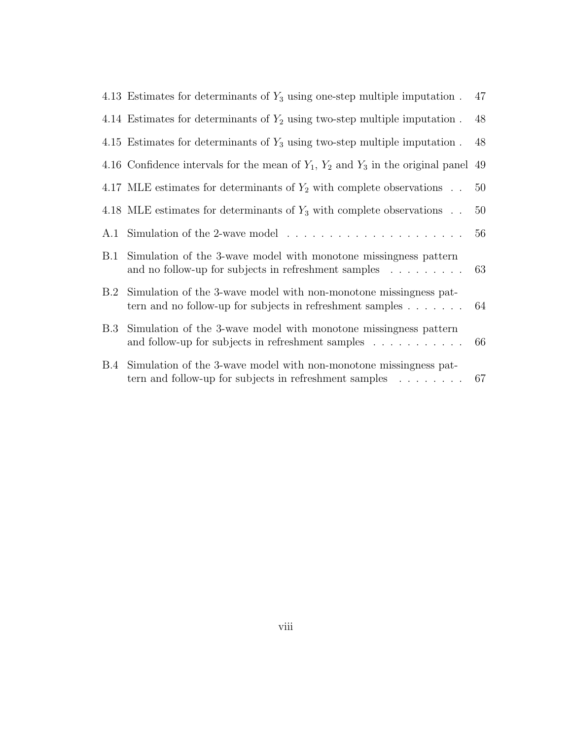4.13 Estimates for determinants of $Y_3$ using one-step multiple imputation . 47

4.14 Estimates for determinants of $Y_2$ using two-step multiple imputation . 48

4.15 Estimates for determinants of $Y_3$ using two-step multiple imputation . 48

4.16 Confidence intervals for the mean of $Y_1$, $Y_2$ and $Y_3$ in the original panel 49

4.17 MLE estimates for determinants of $Y_2$ with complete observations . . 50

4.18 MLE estimates for determinants of $Y_3$ with complete observations . . 50

A.1 Simulation of the 2-wave model . . . . . . . . . . . . . . . . . . . . . 56

B.1 Simulation of the 3-wave model with monotone missingness pattern and no follow-up for subjects in refreshment samples . . . . . . . . . 63

B.2 Simulation of the 3-wave model with non-monotone missingness pattern and no follow-up for subjects in refreshment samples . . . . . . . 64

B.3 Simulation of the 3-wave model with monotone missingness pattern and follow-up for subjects in refreshment samples . . . . . . . . . . . 66

B.4 Simulation of the 3-wave model with non-monotone missingness pattern and follow-up for subjects in refreshment samples . . . . . . . . 67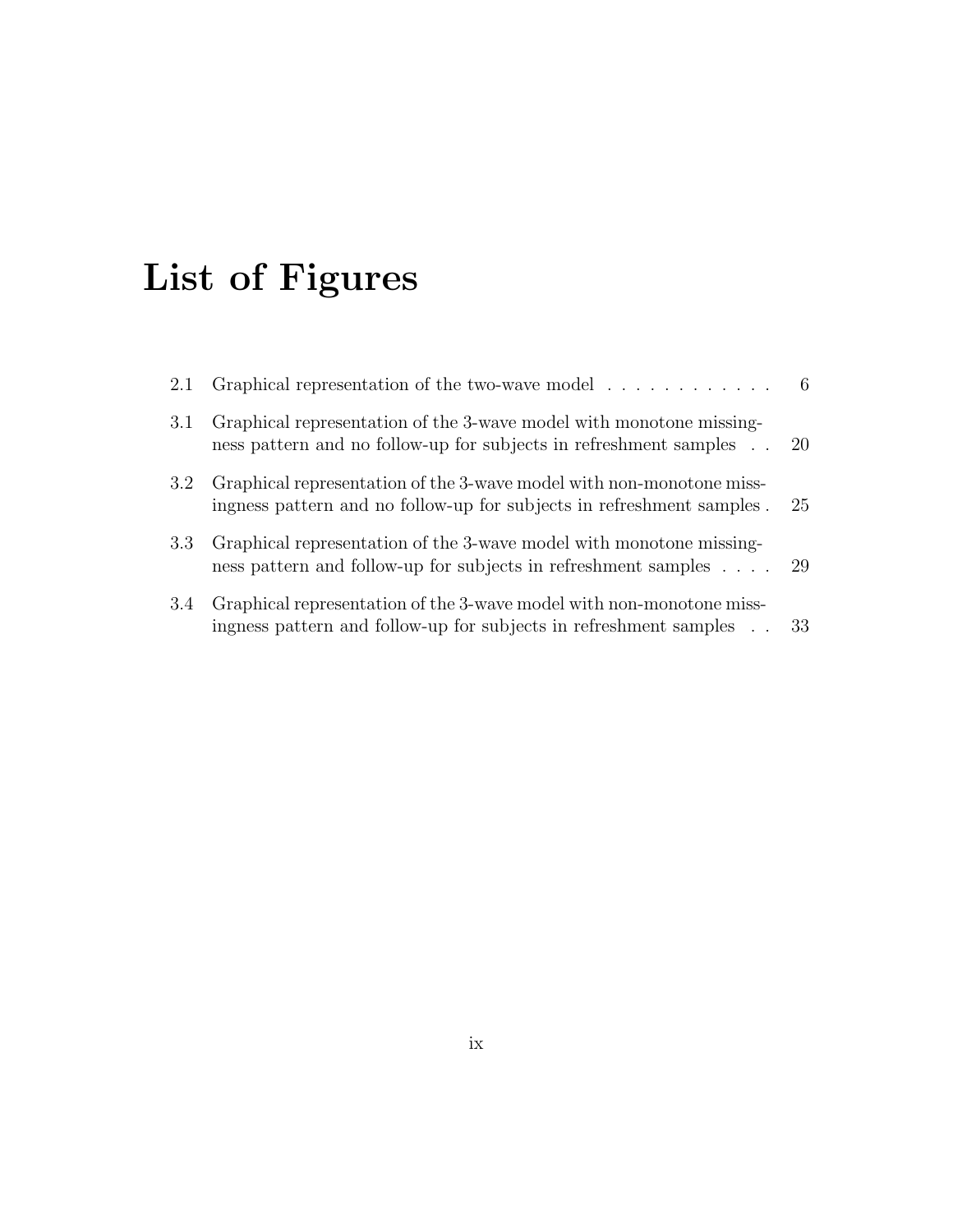# List of Figures

2.1 Graphical representation of the two-wave model . . . . . . . . . . . . 6

3.1 Graphical representation of the 3-wave model with monotone missingness pattern and no follow-up for subjects in refreshment samples . . 20

3.2 Graphical representation of the 3-wave model with non-monotone missingness pattern and no follow-up for subjects in refreshment samples . 25

3.3 Graphical representation of the 3-wave model with monotone missingness pattern and follow-up for subjects in refreshment samples . . . . 29

3.4 Graphical representation of the 3-wave model with non-monotone missingness pattern and follow-up for subjects in refreshment samples . . 33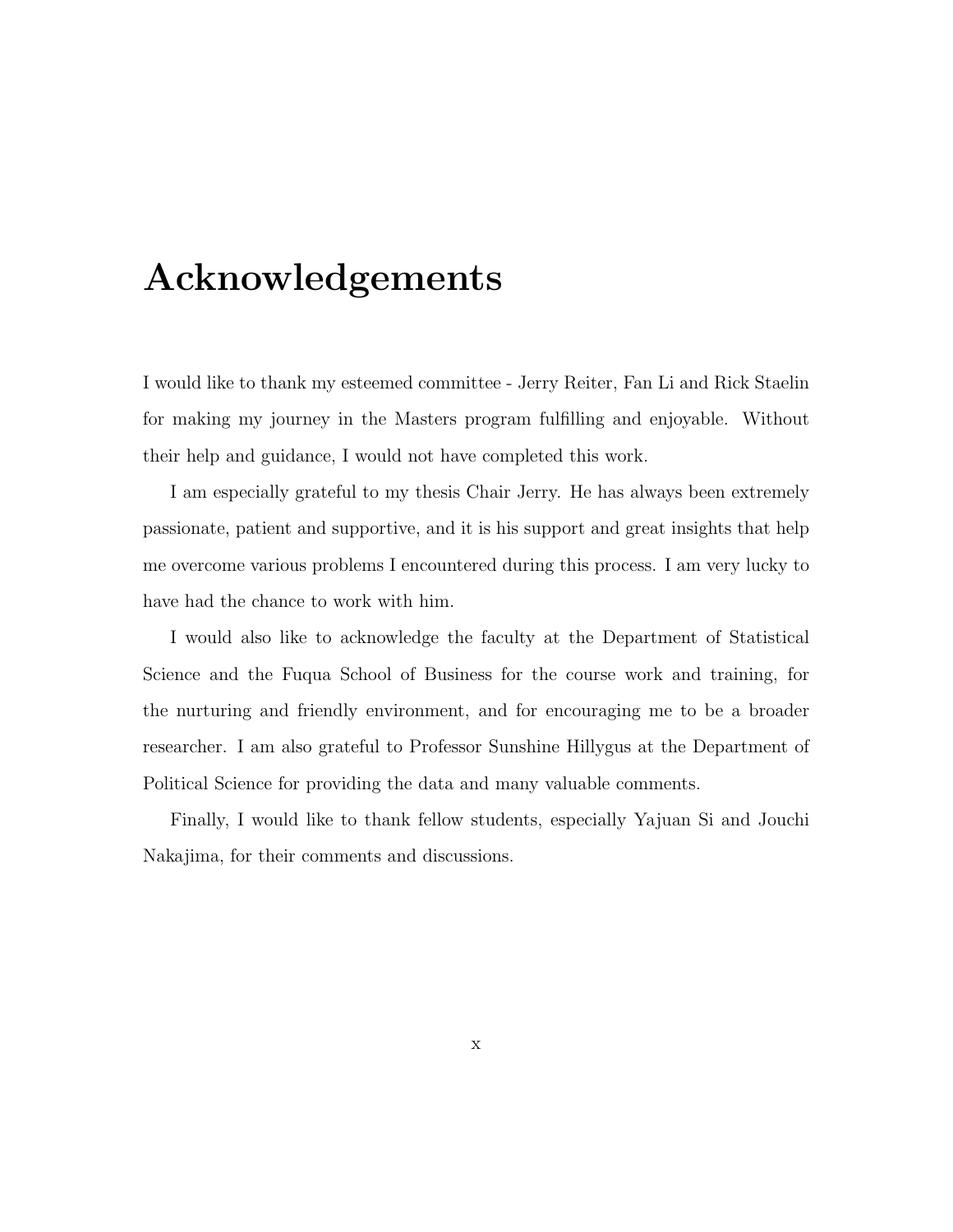# Acknowledgements

I would like to thank my esteemed committee - Jerry Reiter, Fan Li and Rick Staelin for making my journey in the Masters program fulfilling and enjoyable. Without their help and guidance, I would not have completed this work.

I am especially grateful to my thesis Chair Jerry. He has always been extremely passionate, patient and supportive, and it is his support and great insights that help me overcome various problems I encountered during this process. I am very lucky to have had the chance to work with him.

I would also like to acknowledge the faculty at the Department of Statistical Science and the Fuqua School of Business for the course work and training, for the nurturing and friendly environment, and for encouraging me to be a broader researcher. I am also grateful to Professor Sunshine Hillygus at the Department of Political Science for providing the data and many valuable comments.

Finally, I would like to thank fellow students, especially Yajuan Si and Jouchi Nakajima, for their comments and discussions.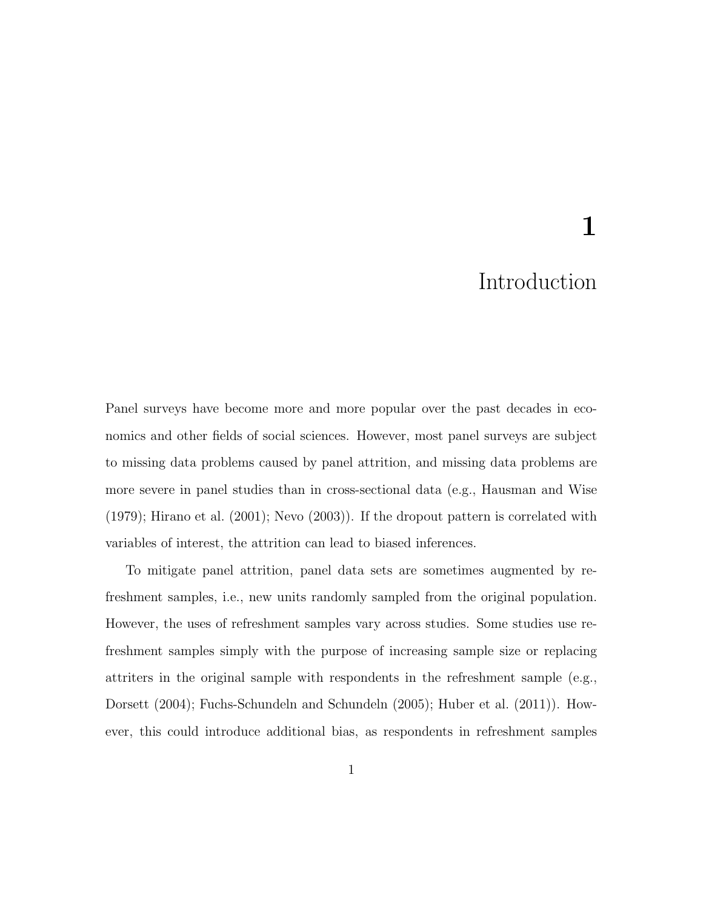# 1 Introduction

Panel surveys have become more and more popular over the past decades in economics and other fields of social sciences. However, most panel surveys are subject to missing data problems caused by panel attrition, and missing data problems are more severe in panel studies than in cross-sectional data (e.g., Hausman and Wise (1979); Hirano et al. (2001); Nevo (2003)). If the dropout pattern is correlated with variables of interest, the attrition can lead to biased inferences.

To mitigate panel attrition, panel data sets are sometimes augmented by refreshment samples, i.e., new units randomly sampled from the original population. However, the uses of refreshment samples vary across studies. Some studies use refreshment samples simply with the purpose of increasing sample size or replacing attriters in the original sample with respondents in the refreshment sample (e.g., Dorsett (2004); Fuchs-Schundeln and Schundeln (2005); Huber et al. (2011)). However, this could introduce additional bias, as respondents in refreshment samples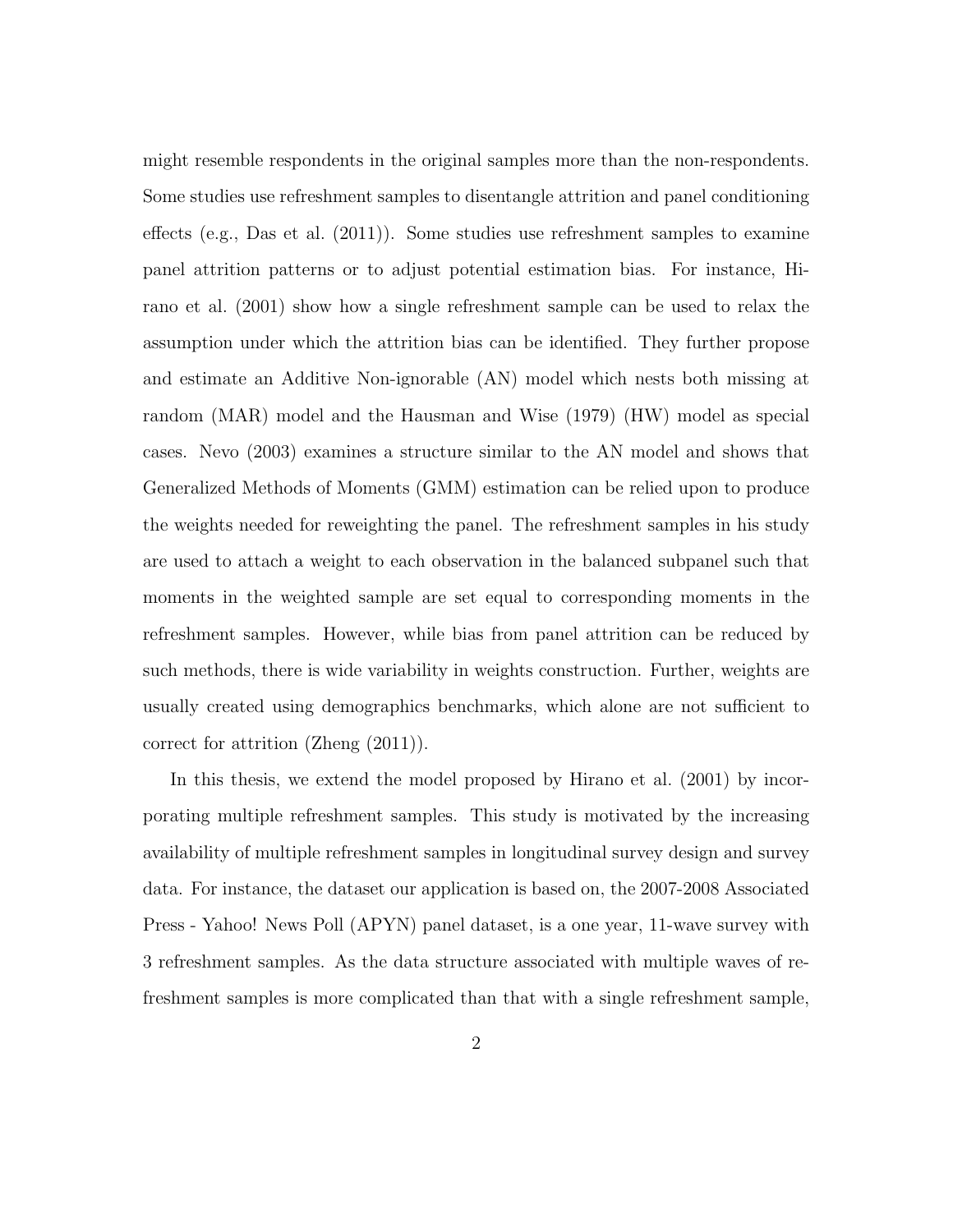might resemble respondents in the original samples more than the non-respondents. Some studies use refreshment samples to disentangle attrition and panel conditioning effects (e.g., Das et al. (2011)). Some studies use refreshment samples to examine panel attrition patterns or to adjust potential estimation bias. For instance, Hirano et al. (2001) show how a single refreshment sample can be used to relax the assumption under which the attrition bias can be identified. They further propose and estimate an Additive Non-ignorable (AN) model which nests both missing at random (MAR) model and the Hausman and Wise (1979) (HW) model as special cases. Nevo (2003) examines a structure similar to the AN model and shows that Generalized Methods of Moments (GMM) estimation can be relied upon to produce the weights needed for reweighting the panel. The refreshment samples in his study are used to attach a weight to each observation in the balanced subpanel such that moments in the weighted sample are set equal to corresponding moments in the refreshment samples. However, while bias from panel attrition can be reduced by such methods, there is wide variability in weights construction. Further, weights are usually created using demographics benchmarks, which alone are not sufficient to correct for attrition (Zheng (2011)).

In this thesis, we extend the model proposed by Hirano et al. (2001) by incorporating multiple refreshment samples. This study is motivated by the increasing availability of multiple refreshment samples in longitudinal survey design and survey data. For instance, the dataset our application is based on, the 2007-2008 Associated Press - Yahoo! News Poll (APYN) panel dataset, is a one year, 11-wave survey with 3 refreshment samples. As the data structure associated with multiple waves of refreshment samples is more complicated than that with a single refreshment sample,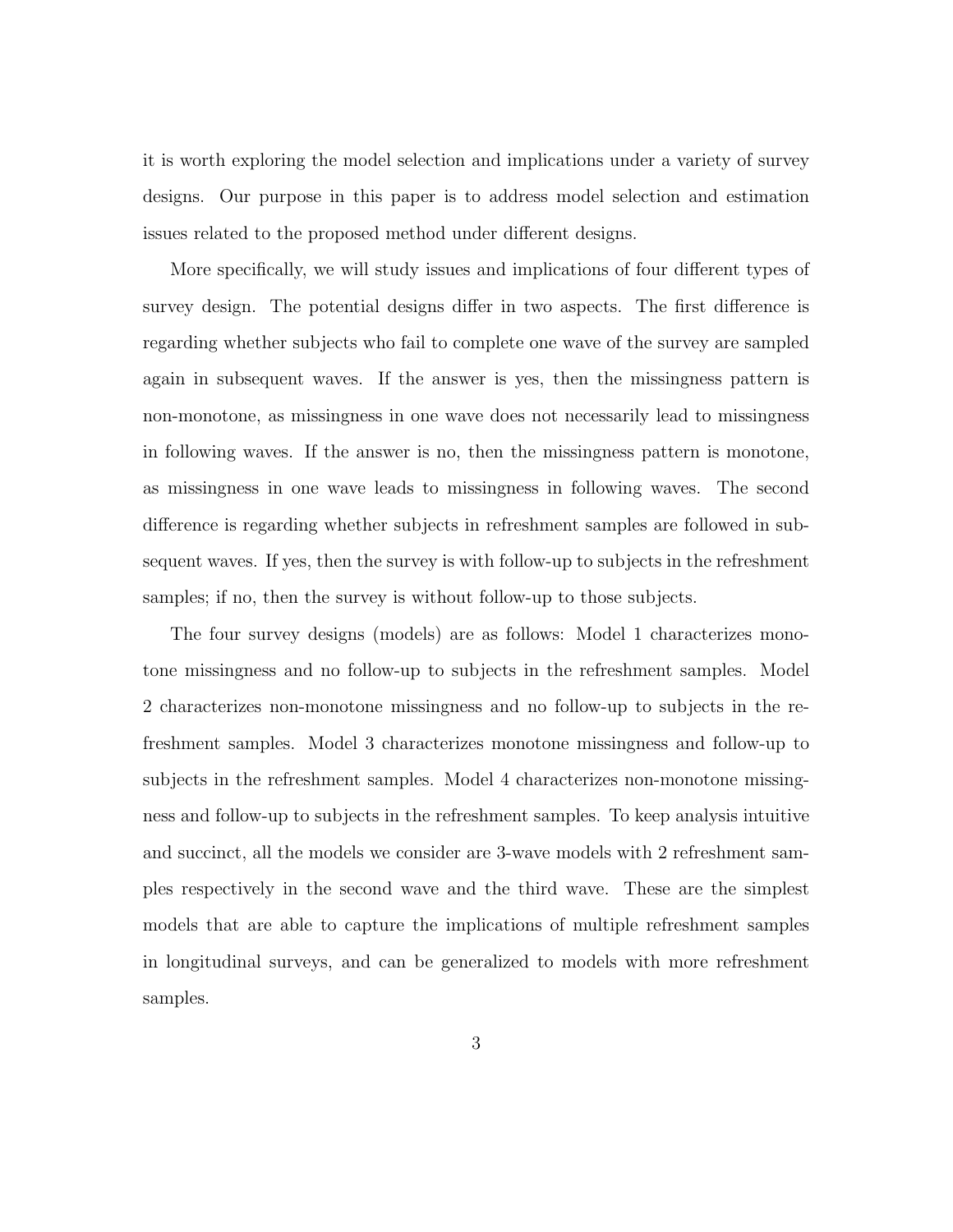it is worth exploring the model selection and implications under a variety of survey designs. Our purpose in this paper is to address model selection and estimation issues related to the proposed method under different designs.

More specifically, we will study issues and implications of four different types of survey design. The potential designs differ in two aspects. The first difference is regarding whether subjects who fail to complete one wave of the survey are sampled again in subsequent waves. If the answer is yes, then the missingness pattern is non-monotone, as missingness in one wave does not necessarily lead to missingness in following waves. If the answer is no, then the missingness pattern is monotone, as missingness in one wave leads to missingness in following waves. The second difference is regarding whether subjects in refreshment samples are followed in subsequent waves. If yes, then the survey is with follow-up to subjects in the refreshment samples; if no, then the survey is without follow-up to those subjects.

The four survey designs (models) are as follows: Model 1 characterizes monotone missingness and no follow-up to subjects in the refreshment samples. Model 2 characterizes non-monotone missingness and no follow-up to subjects in the refreshment samples. Model 3 characterizes monotone missingness and follow-up to subjects in the refreshment samples. Model 4 characterizes non-monotone missingness and follow-up to subjects in the refreshment samples. To keep analysis intuitive and succinct, all the models we consider are 3-wave models with 2 refreshment samples respectively in the second wave and the third wave. These are the simplest models that are able to capture the implications of multiple refreshment samples in longitudinal surveys, and can be generalized to models with more refreshment samples.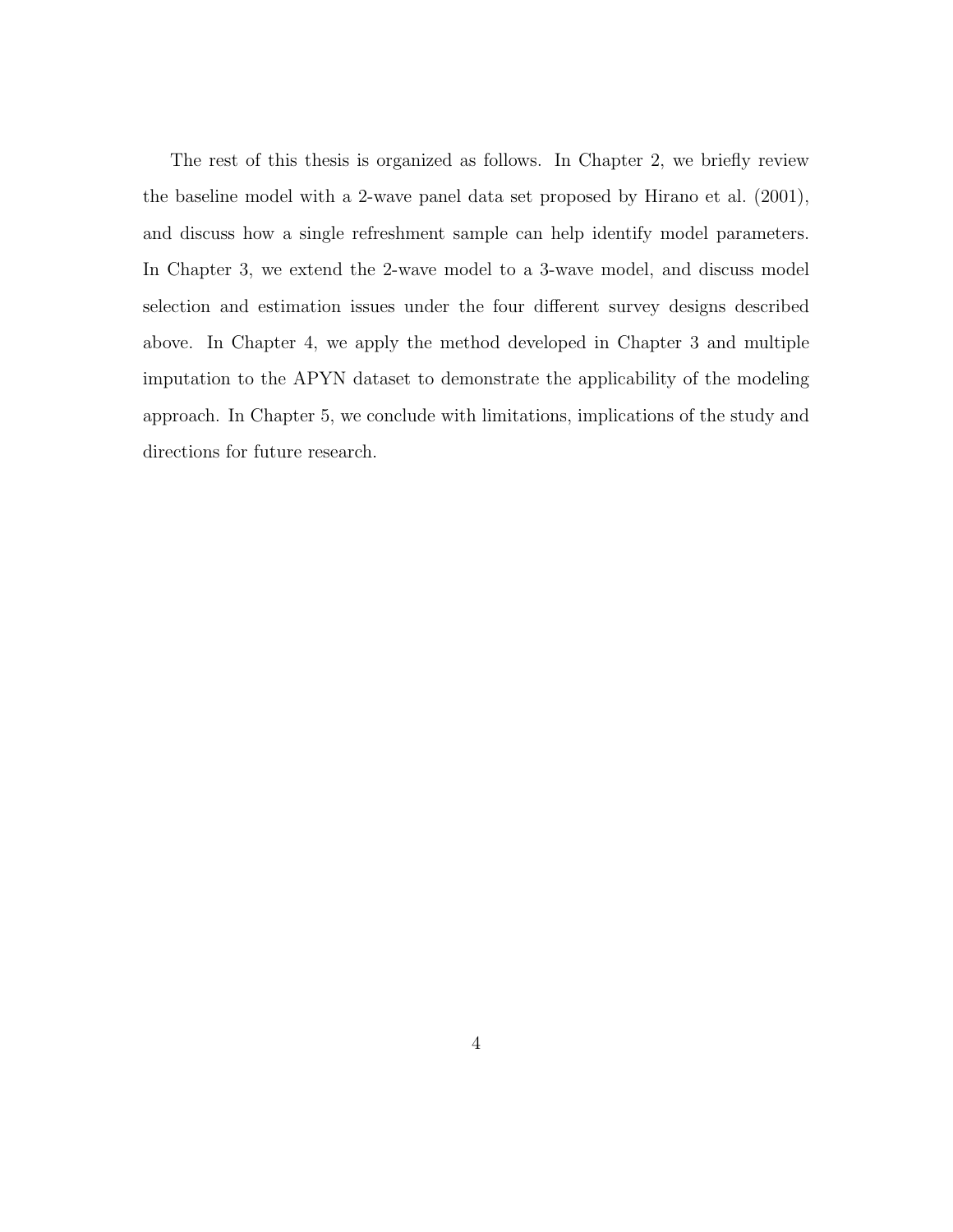The rest of this thesis is organized as follows. In Chapter 2, we briefly review the baseline model with a 2-wave panel data set proposed by Hirano et al. (2001), and discuss how a single refreshment sample can help identify model parameters. In Chapter 3, we extend the 2-wave model to a 3-wave model, and discuss model selection and estimation issues under the four different survey designs described above. In Chapter 4, we apply the method developed in Chapter 3 and multiple imputation to the APYN dataset to demonstrate the applicability of the modeling approach. In Chapter 5, we conclude with limitations, implications of the study and directions for future research.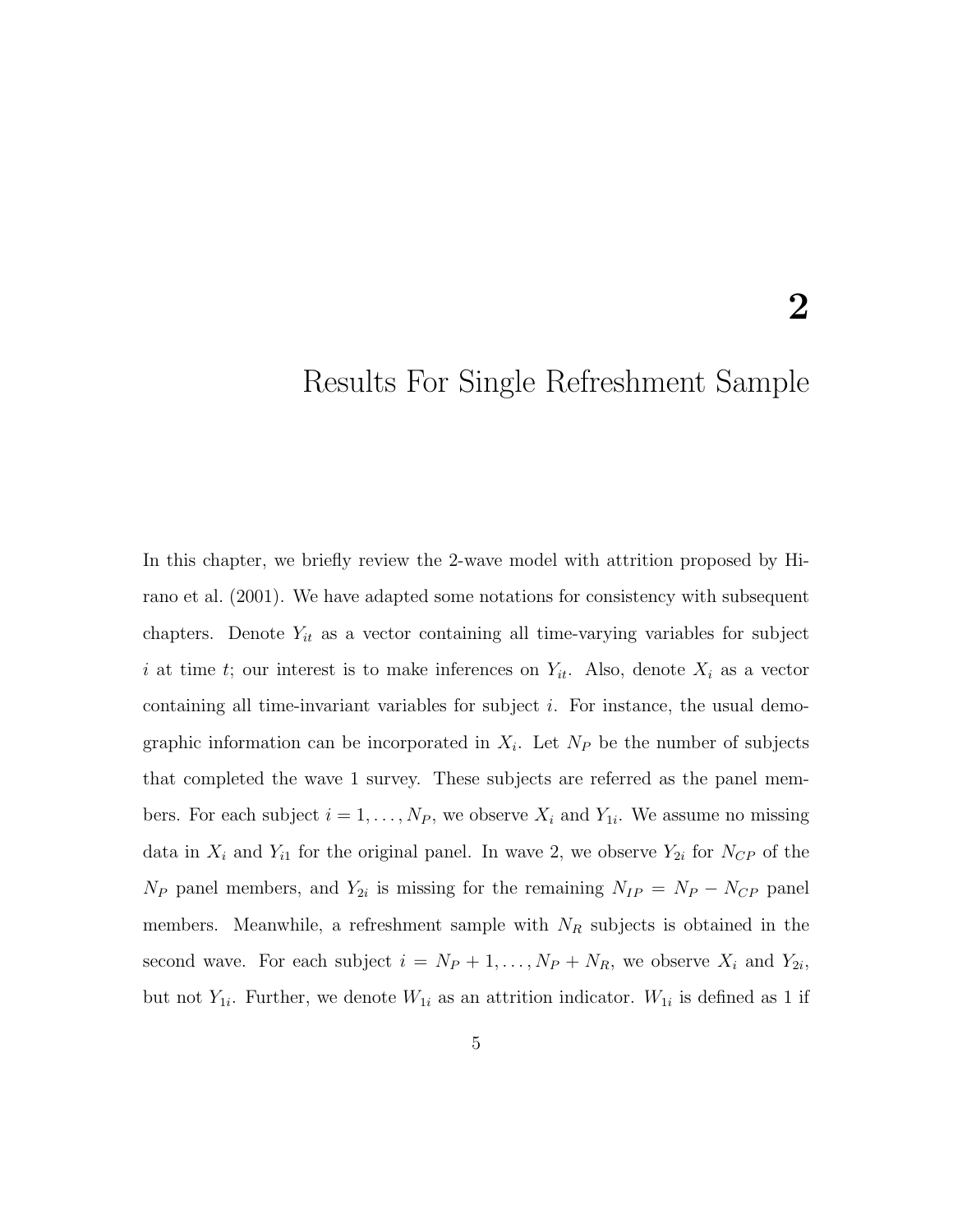# 2

# Results For Single Refreshment Sample

In this chapter, we briefly review the 2-wave model with attrition proposed by Hirano et al. (2001). We have adapted some notations for consistency with subsequent chapters. Denote $Y_{it}$ as a vector containing all time-varying variables for subject $i$ at time $t$; our interest is to make inferences on $Y_{it}$. Also, denote $X_i$ as a vector containing all time-invariant variables for subject $i$. For instance, the usual demographic information can be incorporated in $X_i$. Let $N_P$ be the number of subjects that completed the wave 1 survey. These subjects are referred as the panel members. For each subject $i = 1, \ldots, N_P$, we observe $X_i$ and $Y_{1i}$. We assume no missing data in $X_i$ and $Y_{i1}$ for the original panel. In wave 2, we observe $Y_{2i}$ for $N_{CP}$ of the $N_P$ panel members, and $Y_{2i}$ is missing for the remaining $N_{IP} = N_P - N_{CP}$ panel members. Meanwhile, a refreshment sample with $N_R$ subjects is obtained in the second wave. For each subject $i = N_P + 1, \ldots, N_P + N_R$, we observe $X_i$ and $Y_{2i}$, but not $Y_{1i}$. Further, we denote $W_{1i}$ as an attrition indicator. $W_{1i}$ is defined as 1 if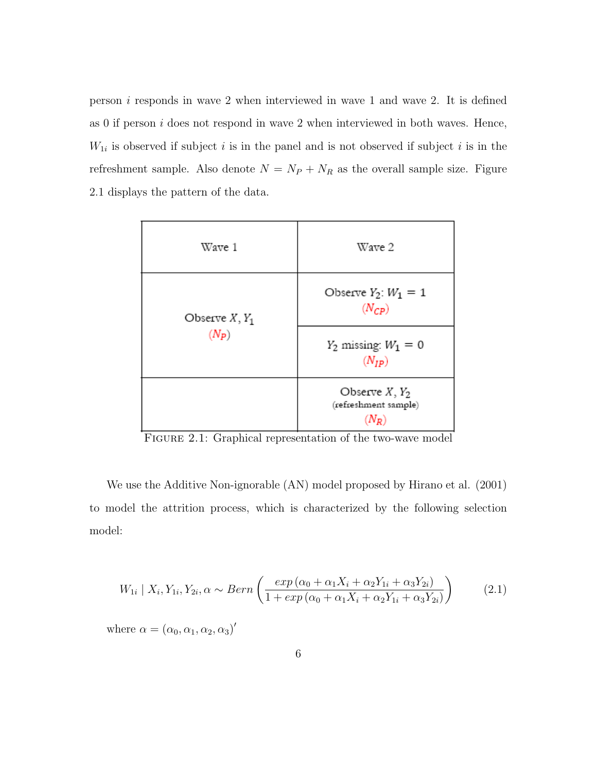person $i$ responds in wave 2 when interviewed in wave 1 and wave 2. It is defined as 0 if person $i$ does not respond in wave 2 when interviewed in both waves. Hence, $W_{1i}$ is observed if subject $i$ is in the panel and is not observed if subject $i$ is in the refreshment sample. Also denote $N = N_P + N_R$ as the overall sample size. Figure 2.1 displays the pattern of the data.

| Wave 1 | Wave 2 |
|---|---|
| Observe $X, Y_1$ ($N_P$) | Observe $Y_2$: $W_1 = 1$ ($N_{CP}$) |
| | $Y_2$ missing: $W_1 = 0$ ($N_{IP}$) |
| | Observe $X, Y_2$ (refreshment sample) ($N_R$) |

FIGURE 2.1: Graphical representation of the two-wave model

We use the Additive Non-ignorable (AN) model proposed by Hirano et al. (2001) to model the attrition process, which is characterized by the following selection model:

$$W_{1i} \mid X_i, Y_{1i}, Y_{2i}, \alpha \sim Bern\left(\frac{exp\left(\alpha_0 + \alpha_1 X_i + \alpha_2 Y_{1i} + \alpha_3 Y_{2i}\right)}{1 + exp\left(\alpha_0 + \alpha_1 X_i + \alpha_2 Y_{1i} + \alpha_3 Y_{2i}\right)}\right) \tag{2.1}$$

where $\alpha = (\alpha_0, \alpha_1, \alpha_2, \alpha_3)'$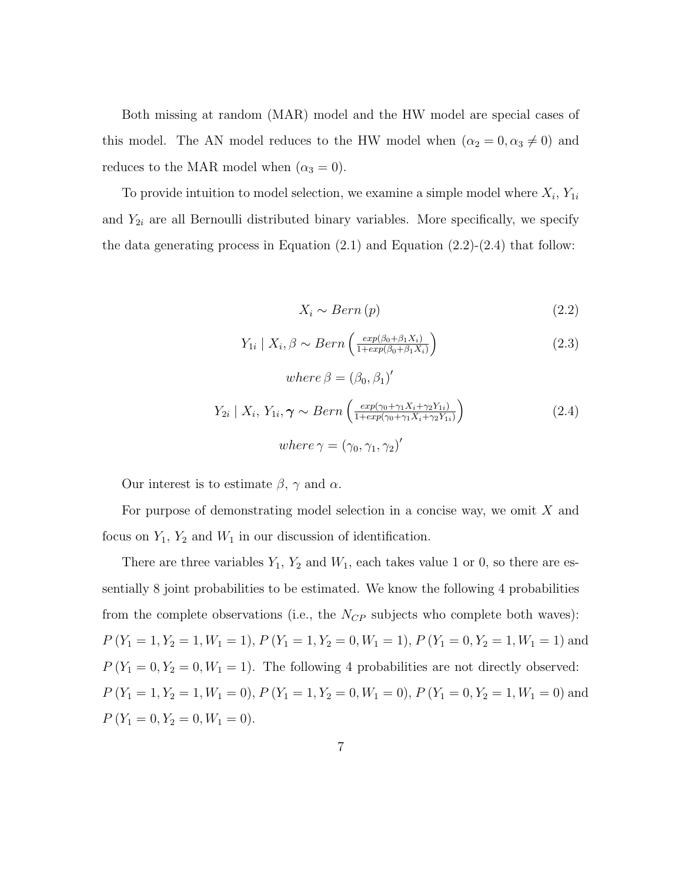Both missing at random (MAR) model and the HW model are special cases of this model. The AN model reduces to the HW model when ($\alpha_2 = 0, \alpha_3 \neq 0$) and reduces to the MAR model when ($\alpha_3 = 0$).

To provide intuition to model selection, we examine a simple model where $X_i$, $Y_{1i}$ and $Y_{2i}$ are all Bernoulli distributed binary variables. More specifically, we specify the data generating process in Equation (2.1) and Equation (2.2)-(2.4) that follow:

$$X_i \sim Bern\,(p) \tag{2.2}$$

$$Y_{1i} \mid X_i, \beta \sim Bern\left(\frac{exp(\beta_0+\beta_1 X_i)}{1+exp(\beta_0+\beta_1 X_i)}\right) \tag{2.3}$$

$$where\,\beta = (\beta_0, \beta_1)'$$

$$Y_{2i} \mid X_i,\, Y_{1i}, \boldsymbol{\gamma} \sim Bern\left(\frac{exp(\gamma_0+\gamma_1 X_i+\gamma_2 Y_{1i})}{1+exp(\gamma_0+\gamma_1 X_i+\gamma_2 Y_{1i})}\right) \tag{2.4}$$

$$where\,\gamma = (\gamma_0, \gamma_1, \gamma_2)'$$

Our interest is to estimate $\beta$, $\gamma$ and $\alpha$.

For purpose of demonstrating model selection in a concise way, we omit $X$ and focus on $Y_1$, $Y_2$ and $W_1$ in our discussion of identification.

There are three variables $Y_1$, $Y_2$ and $W_1$, each takes value 1 or 0, so there are essentially 8 joint probabilities to be estimated. We know the following 4 probabilities from the complete observations (i.e., the $N_{CP}$ subjects who complete both waves): $P\left(Y_1 = 1, Y_2 = 1, W_1 = 1\right)$, $P\left(Y_1 = 1, Y_2 = 0, W_1 = 1\right)$, $P\left(Y_1 = 0, Y_2 = 1, W_1 = 1\right)$ and $P\left(Y_1 = 0, Y_2 = 0, W_1 = 1\right)$. The following 4 probabilities are not directly observed: $P\left(Y_1 = 1, Y_2 = 1, W_1 = 0\right)$, $P\left(Y_1 = 1, Y_2 = 0, W_1 = 0\right)$, $P\left(Y_1 = 0, Y_2 = 1, W_1 = 0\right)$ and $P\left(Y_1 = 0, Y_2 = 0, W_1 = 0\right)$.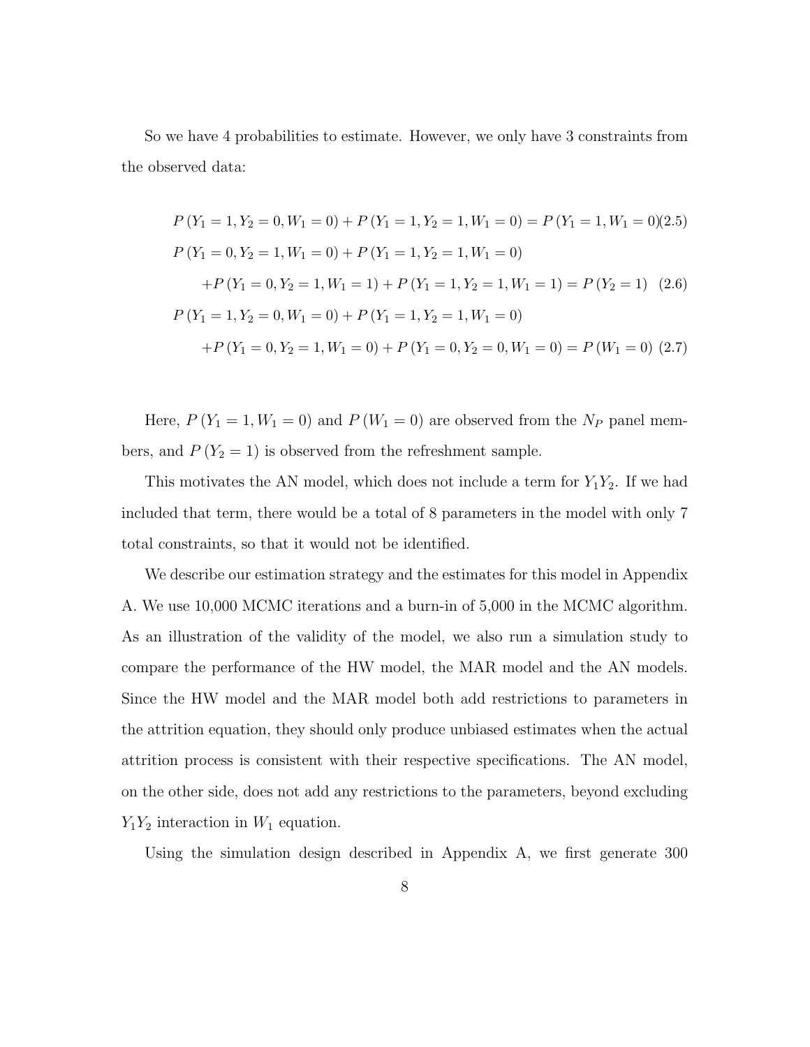So we have 4 probabilities to estimate. However, we only have 3 constraints from the observed data:

$$
\begin{aligned}
&P(Y_1=1, Y_2=0, W_1=0) + P(Y_1=1, Y_2=1, W_1=0) = P(Y_1=1, W_1=0) \quad (2.5)\\
&P(Y_1=0, Y_2=1, W_1=0) + P(Y_1=1, Y_2=1, W_1=0)\\
&\quad + P(Y_1=0, Y_2=1, W_1=1) + P(Y_1=1, Y_2=1, W_1=1) = P(Y_2=1) \quad (2.6)\\
&P(Y_1=1, Y_2=0, W_1=0) + P(Y_1=1, Y_2=1, W_1=0)\\
&\quad + P(Y_1=0, Y_2=1, W_1=0) + P(Y_1=0, Y_2=0, W_1=0) = P(W_1=0) \quad (2.7)
\end{aligned}
$$

Here, $P(Y_1 = 1, W_1 = 0)$ and $P(W_1 = 0)$ are observed from the $N_P$ panel members, and $P(Y_2 = 1)$ is observed from the refreshment sample.

This motivates the AN model, which does not include a term for $Y_1Y_2$. If we had included that term, there would be a total of 8 parameters in the model with only 7 total constraints, so that it would not be identified.

We describe our estimation strategy and the estimates for this model in Appendix A. We use 10,000 MCMC iterations and a burn-in of 5,000 in the MCMC algorithm. As an illustration of the validity of the model, we also run a simulation study to compare the performance of the HW model, the MAR model and the AN models. Since the HW model and the MAR model both add restrictions to parameters in the attrition equation, they should only produce unbiased estimates when the actual attrition process is consistent with their respective specifications. The AN model, on the other side, does not add any restrictions to the parameters, beyond excluding $Y_1Y_2$ interaction in $W_1$ equation.

Using the simulation design described in Appendix A, we first generate 300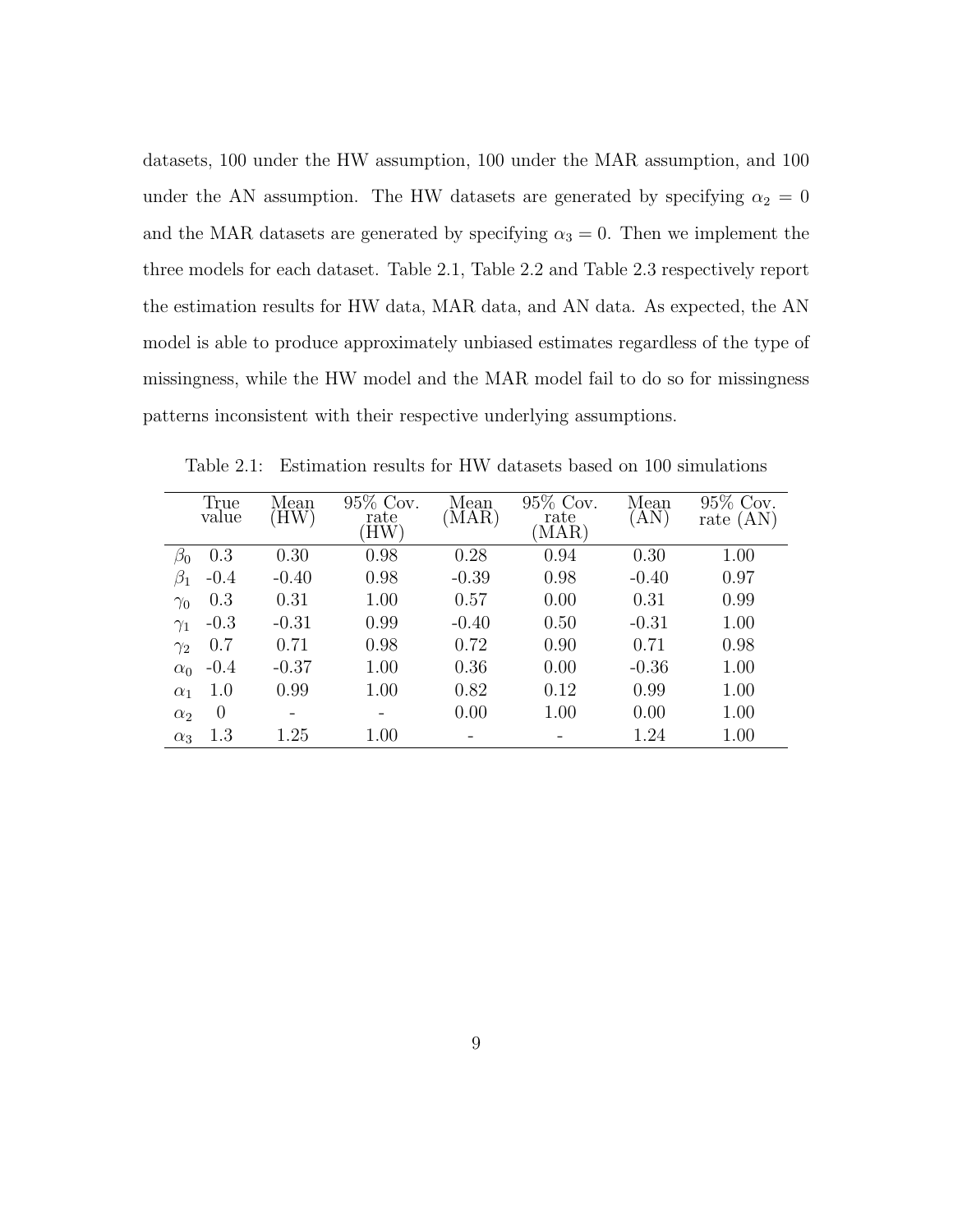datasets, 100 under the HW assumption, 100 under the MAR assumption, and 100 under the AN assumption. The HW datasets are generated by specifying $\alpha_2 = 0$ and the MAR datasets are generated by specifying $\alpha_3 = 0$. Then we implement the three models for each dataset. Table 2.1, Table 2.2 and Table 2.3 respectively report the estimation results for HW data, MAR data, and AN data. As expected, the AN model is able to produce approximately unbiased estimates regardless of the type of missingness, while the HW model and the MAR model fail to do so for missingness patterns inconsistent with their respective underlying assumptions.

Table 2.1: Estimation results for HW datasets based on 100 simulations

| | True value | Mean (HW) | 95% Cov. rate (HW) | Mean (MAR) | 95% Cov. rate (MAR) | Mean (AN) | 95% Cov. rate (AN) |
|---|---|---|---|---|---|---|---|
| $\beta_0$ | 0.3 | 0.30 | 0.98 | 0.28 | 0.94 | 0.30 | 1.00 |
| $\beta_1$ | -0.4 | -0.40 | 0.98 | -0.39 | 0.98 | -0.40 | 0.97 |
| $\gamma_0$ | 0.3 | 0.31 | 1.00 | 0.57 | 0.00 | 0.31 | 0.99 |
| $\gamma_1$ | -0.3 | -0.31 | 0.99 | -0.40 | 0.50 | -0.31 | 1.00 |
| $\gamma_2$ | 0.7 | 0.71 | 0.98 | 0.72 | 0.90 | 0.71 | 0.98 |
| $\alpha_0$ | -0.4 | -0.37 | 1.00 | 0.36 | 0.00 | -0.36 | 1.00 |
| $\alpha_1$ | 1.0 | 0.99 | 1.00 | 0.82 | 0.12 | 0.99 | 1.00 |
| $\alpha_2$ | 0 | - | - | 0.00 | 1.00 | 0.00 | 1.00 |
| $\alpha_3$ | 1.3 | 1.25 | 1.00 | - | - | 1.24 | 1.00 |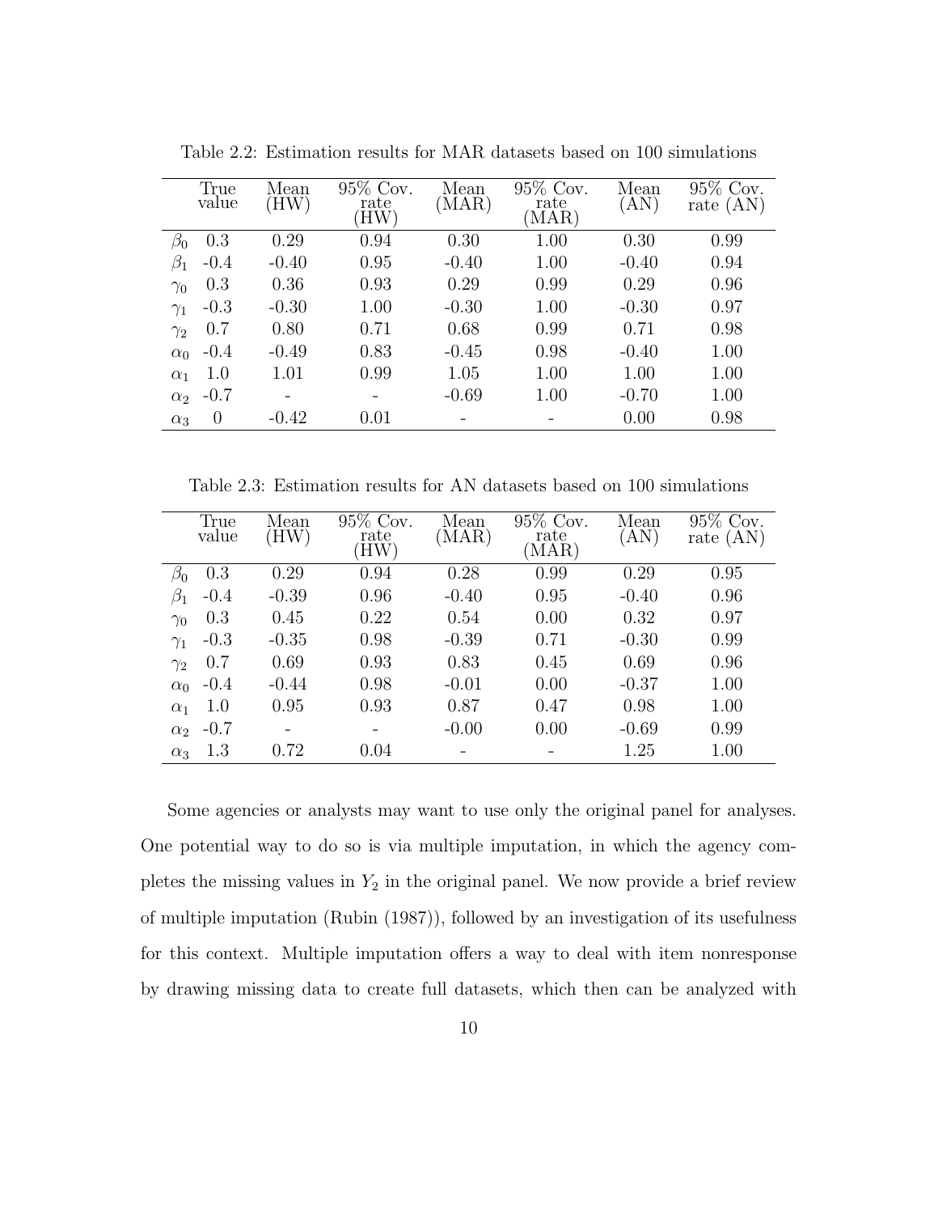Table 2.2: Estimation results for MAR datasets based on 100 simulations

| | True value | Mean (HW) | 95% Cov. rate (HW) | Mean (MAR) | 95% Cov. rate (MAR) | Mean (AN) | 95% Cov. rate (AN) |
|---|---|---|---|---|---|---|---|
| $\beta_0$ | 0.3 | 0.29 | 0.94 | 0.30 | 1.00 | 0.30 | 0.99 |
| $\beta_1$ | -0.4 | -0.40 | 0.95 | -0.40 | 1.00 | -0.40 | 0.94 |
| $\gamma_0$ | 0.3 | 0.36 | 0.93 | 0.29 | 0.99 | 0.29 | 0.96 |
| $\gamma_1$ | -0.3 | -0.30 | 1.00 | -0.30 | 1.00 | -0.30 | 0.97 |
| $\gamma_2$ | 0.7 | 0.80 | 0.71 | 0.68 | 0.99 | 0.71 | 0.98 |
| $\alpha_0$ | -0.4 | -0.49 | 0.83 | -0.45 | 0.98 | -0.40 | 1.00 |
| $\alpha_1$ | 1.0 | 1.01 | 0.99 | 1.05 | 1.00 | 1.00 | 1.00 |
| $\alpha_2$ | -0.7 | - | - | -0.69 | 1.00 | -0.70 | 1.00 |
| $\alpha_3$ | 0 | -0.42 | 0.01 | - | - | 0.00 | 0.98 |

Table 2.3: Estimation results for AN datasets based on 100 simulations

| | True value | Mean (HW) | 95% Cov. rate (HW) | Mean (MAR) | 95% Cov. rate (MAR) | Mean (AN) | 95% Cov. rate (AN) |
|---|---|---|---|---|---|---|---|
| $\beta_0$ | 0.3 | 0.29 | 0.94 | 0.28 | 0.99 | 0.29 | 0.95 |
| $\beta_1$ | -0.4 | -0.39 | 0.96 | -0.40 | 0.95 | -0.40 | 0.96 |
| $\gamma_0$ | 0.3 | 0.45 | 0.22 | 0.54 | 0.00 | 0.32 | 0.97 |
| $\gamma_1$ | -0.3 | -0.35 | 0.98 | -0.39 | 0.71 | -0.30 | 0.99 |
| $\gamma_2$ | 0.7 | 0.69 | 0.93 | 0.83 | 0.45 | 0.69 | 0.96 |
| $\alpha_0$ | -0.4 | -0.44 | 0.98 | -0.01 | 0.00 | -0.37 | 1.00 |
| $\alpha_1$ | 1.0 | 0.95 | 0.93 | 0.87 | 0.47 | 0.98 | 1.00 |
| $\alpha_2$ | -0.7 | - | - | -0.00 | 0.00 | -0.69 | 0.99 |
| $\alpha_3$ | 1.3 | 0.72 | 0.04 | - | - | 1.25 | 1.00 |

Some agencies or analysts may want to use only the original panel for analyses. One potential way to do so is via multiple imputation, in which the agency completes the missing values in $Y_2$ in the original panel. We now provide a brief review of multiple imputation (Rubin (1987)), followed by an investigation of its usefulness for this context. Multiple imputation offers a way to deal with item nonresponse by drawing missing data to create full datasets, which then can be analyzed with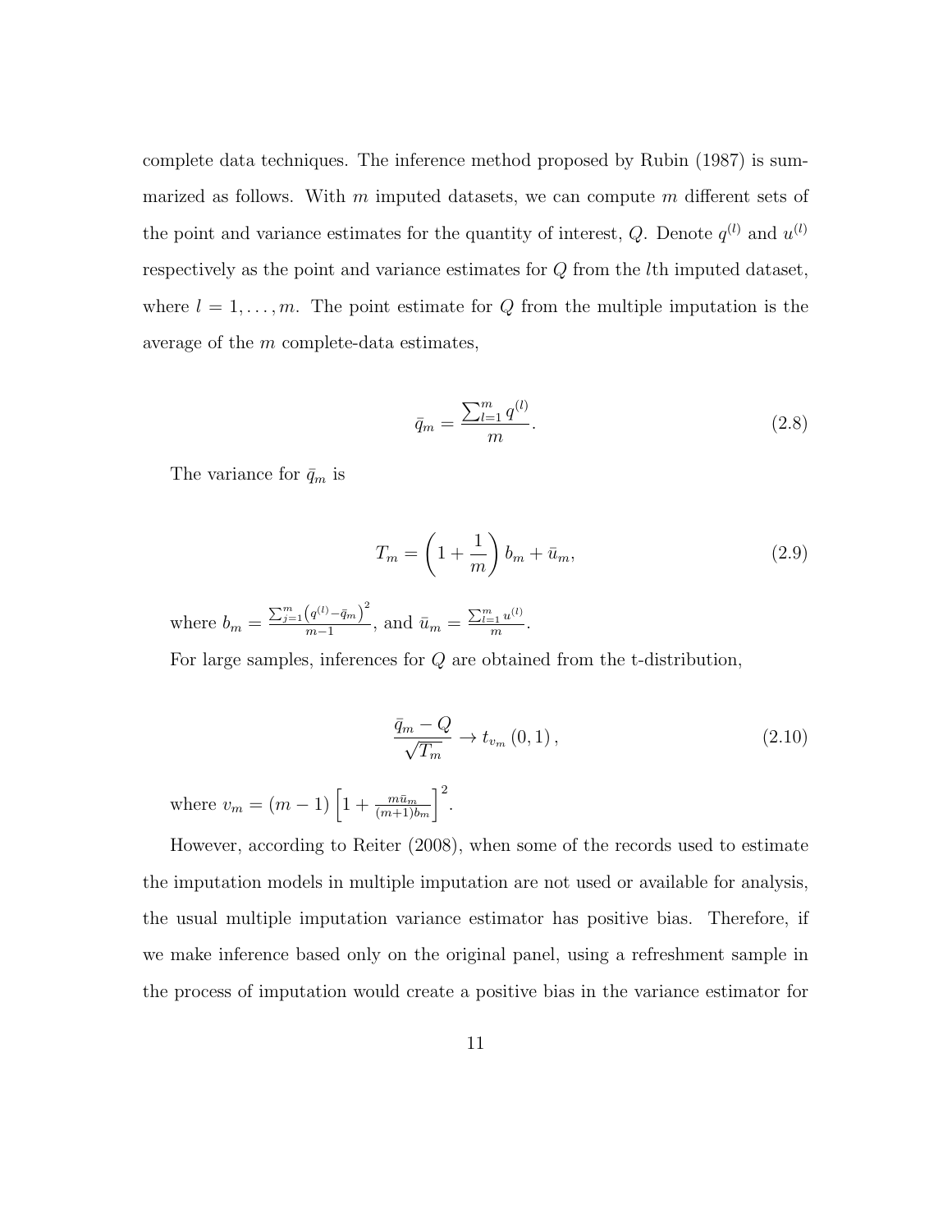complete data techniques. The inference method proposed by Rubin (1987) is summarized as follows. With $m$ imputed datasets, we can compute $m$ different sets of the point and variance estimates for the quantity of interest, $Q$. Denote $q^{(l)}$ and $u^{(l)}$ respectively as the point and variance estimates for $Q$ from the $l$th imputed dataset, where $l = 1, \ldots, m$. The point estimate for $Q$ from the multiple imputation is the average of the $m$ complete-data estimates,

$$\bar{q}_m = \frac{\sum_{l=1}^{m} q^{(l)}}{m}. \tag{2.8}$$

The variance for $\bar{q}_m$ is

$$T_m = \left(1 + \frac{1}{m}\right) b_m + \bar{u}_m, \tag{2.9}$$

where $b_m = \frac{\sum_{j=1}^{m}\left(q^{(l)} - \bar{q}_m\right)^2}{m-1}$, and $\bar{u}_m = \frac{\sum_{l=1}^{m} u^{(l)}}{m}$.

For large samples, inferences for $Q$ are obtained from the t-distribution,

$$\frac{\bar{q}_m - Q}{\sqrt{T_m}} \to t_{v_m}(0, 1), \tag{2.10}$$

where $v_m = (m-1)\left[1 + \frac{m\bar{u}_m}{(m+1)b_m}\right]^2$.

However, according to Reiter (2008), when some of the records used to estimate the imputation models in multiple imputation are not used or available for analysis, the usual multiple imputation variance estimator has positive bias. Therefore, if we make inference based only on the original panel, using a refreshment sample in the process of imputation would create a positive bias in the variance estimator for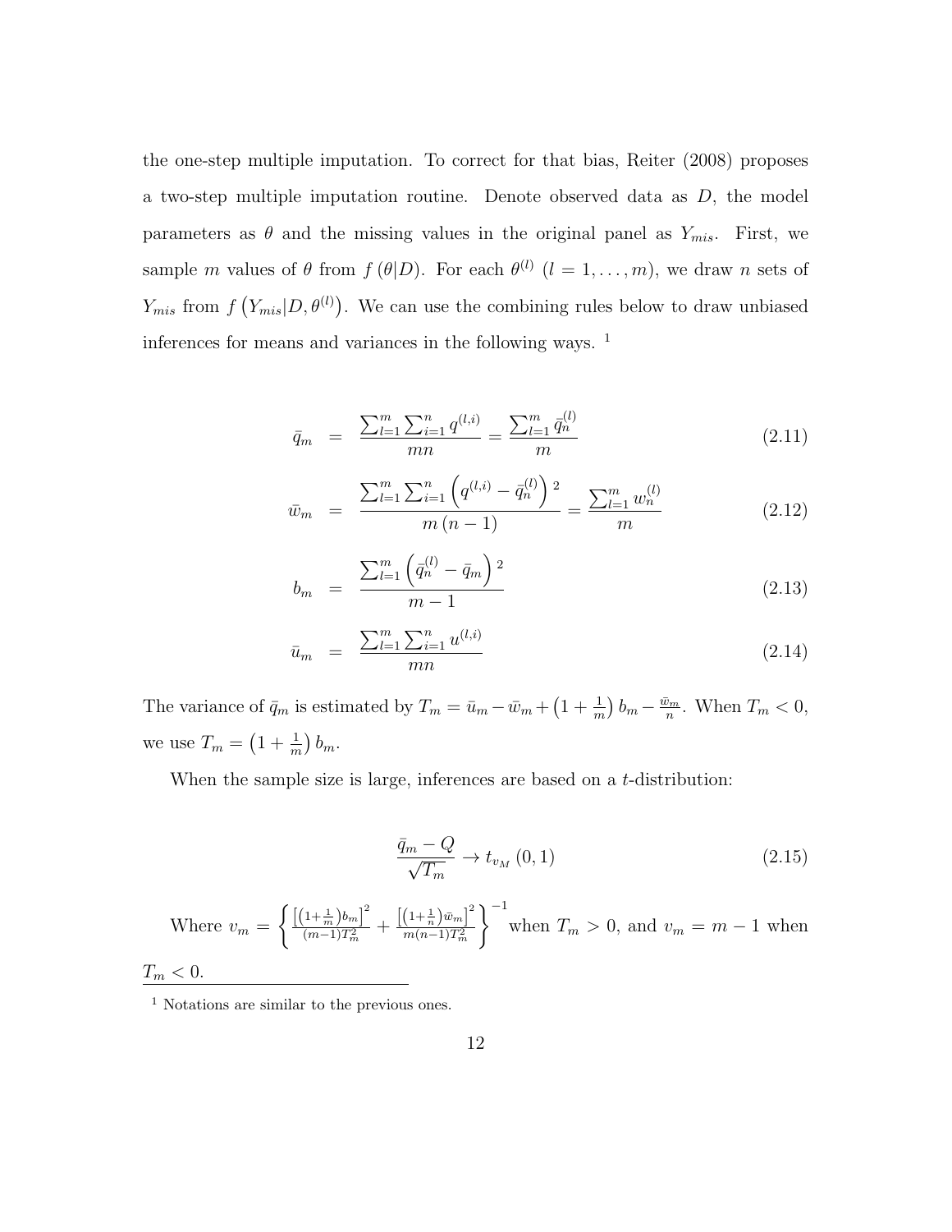the one-step multiple imputation. To correct for that bias, Reiter (2008) proposes a two-step multiple imputation routine. Denote observed data as $D$, the model parameters as $\theta$ and the missing values in the original panel as $Y_{mis}$. First, we sample $m$ values of $\theta$ from $f(\theta|D)$. For each $\theta^{(l)}$ $(l = 1, \ldots, m)$, we draw $n$ sets of $Y_{mis}$ from $f(Y_{mis}|D, \theta^{(l)})$. We can use the combining rules below to draw unbiased inferences for means and variances in the following ways. [1]

$$\bar{q}_m = \frac{\sum_{l=1}^{m}\sum_{i=1}^{n} q^{(l,i)}}{mn} = \frac{\sum_{l=1}^{m} \bar{q}_n^{(l)}}{m} \tag{2.11}$$

$$\bar{w}_m = \frac{\sum_{l=1}^{m}\sum_{i=1}^{n}\left(q^{(l,i)} - \bar{q}_n^{(l)}\right)^2}{m(n-1)} = \frac{\sum_{l=1}^{m} w_n^{(l)}}{m} \tag{2.12}$$

$$b_m = \frac{\sum_{l=1}^{m}\left(\bar{q}_n^{(l)} - \bar{q}_m\right)^2}{m-1} \tag{2.13}$$

$$\bar{u}_m = \frac{\sum_{l=1}^{m}\sum_{i=1}^{n} u^{(l,i)}}{mn} \tag{2.14}$$

The variance of $\bar{q}_m$ is estimated by $T_m = \bar{u}_m - \bar{w}_m + \left(1 + \frac{1}{m}\right) b_m - \frac{\bar{w}_m}{n}$. When $T_m < 0$, we use $T_m = \left(1 + \frac{1}{m}\right) b_m$.

When the sample size is large, inferences are based on a $t$-distribution:

$$\frac{\bar{q}_m - Q}{\sqrt{T_m}} \to t_{v_M}(0, 1) \tag{2.15}$$

Where $v_m = \left\{ \frac{\left[\left(1+\frac{1}{m}\right)b_m\right]^2}{(m-1)T_m^2} + \frac{\left[\left(1+\frac{1}{n}\right)\bar{w}_m\right]^2}{m(n-1)T_m^2} \right\}^{-1}$ when $T_m > 0$, and $v_m = m - 1$ when $T_m < 0$.

[1] Notations are similar to the previous ones.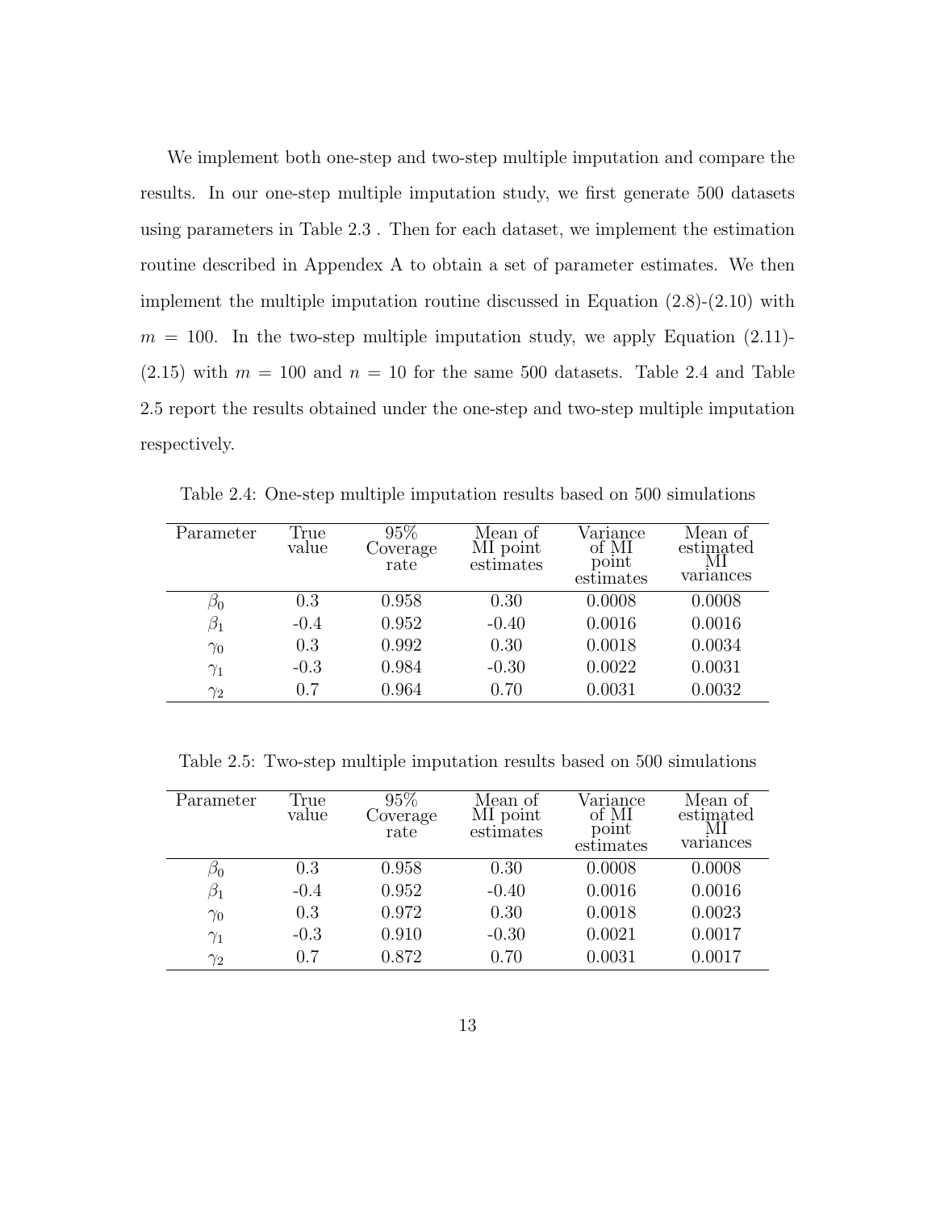We implement both one-step and two-step multiple imputation and compare the results. In our one-step multiple imputation study, we first generate 500 datasets using parameters in Table 2.3 . Then for each dataset, we implement the estimation routine described in Appendex A to obtain a set of parameter estimates. We then implement the multiple imputation routine discussed in Equation (2.8)-(2.10) with $m = 100$. In the two-step multiple imputation study, we apply Equation (2.11)-(2.15) with $m = 100$ and $n = 10$ for the same 500 datasets. Table 2.4 and Table 2.5 report the results obtained under the one-step and two-step multiple imputation respectively.

Table 2.4: One-step multiple imputation results based on 500 simulations

| Parameter | True value | 95% Coverage rate | Mean of MI point estimates | Variance of MI point estimates | Mean of estimated MI variances |
|---|---|---|---|---|---|
| $\beta_0$ | 0.3 | 0.958 | 0.30 | 0.0008 | 0.0008 |
| $\beta_1$ | -0.4 | 0.952 | -0.40 | 0.0016 | 0.0016 |
| $\gamma_0$ | 0.3 | 0.992 | 0.30 | 0.0018 | 0.0034 |
| $\gamma_1$ | -0.3 | 0.984 | -0.30 | 0.0022 | 0.0031 |
| $\gamma_2$ | 0.7 | 0.964 | 0.70 | 0.0031 | 0.0032 |

Table 2.5: Two-step multiple imputation results based on 500 simulations

| Parameter | True value | 95% Coverage rate | Mean of MI point estimates | Variance of MI point estimates | Mean of estimated MI variances |
|---|---|---|---|---|---|
| $\beta_0$ | 0.3 | 0.958 | 0.30 | 0.0008 | 0.0008 |
| $\beta_1$ | -0.4 | 0.952 | -0.40 | 0.0016 | 0.0016 |
| $\gamma_0$ | 0.3 | 0.972 | 0.30 | 0.0018 | 0.0023 |
| $\gamma_1$ | -0.3 | 0.910 | -0.30 | 0.0021 | 0.0017 |
| $\gamma_2$ | 0.7 | 0.872 | 0.70 | 0.0031 | 0.0017 |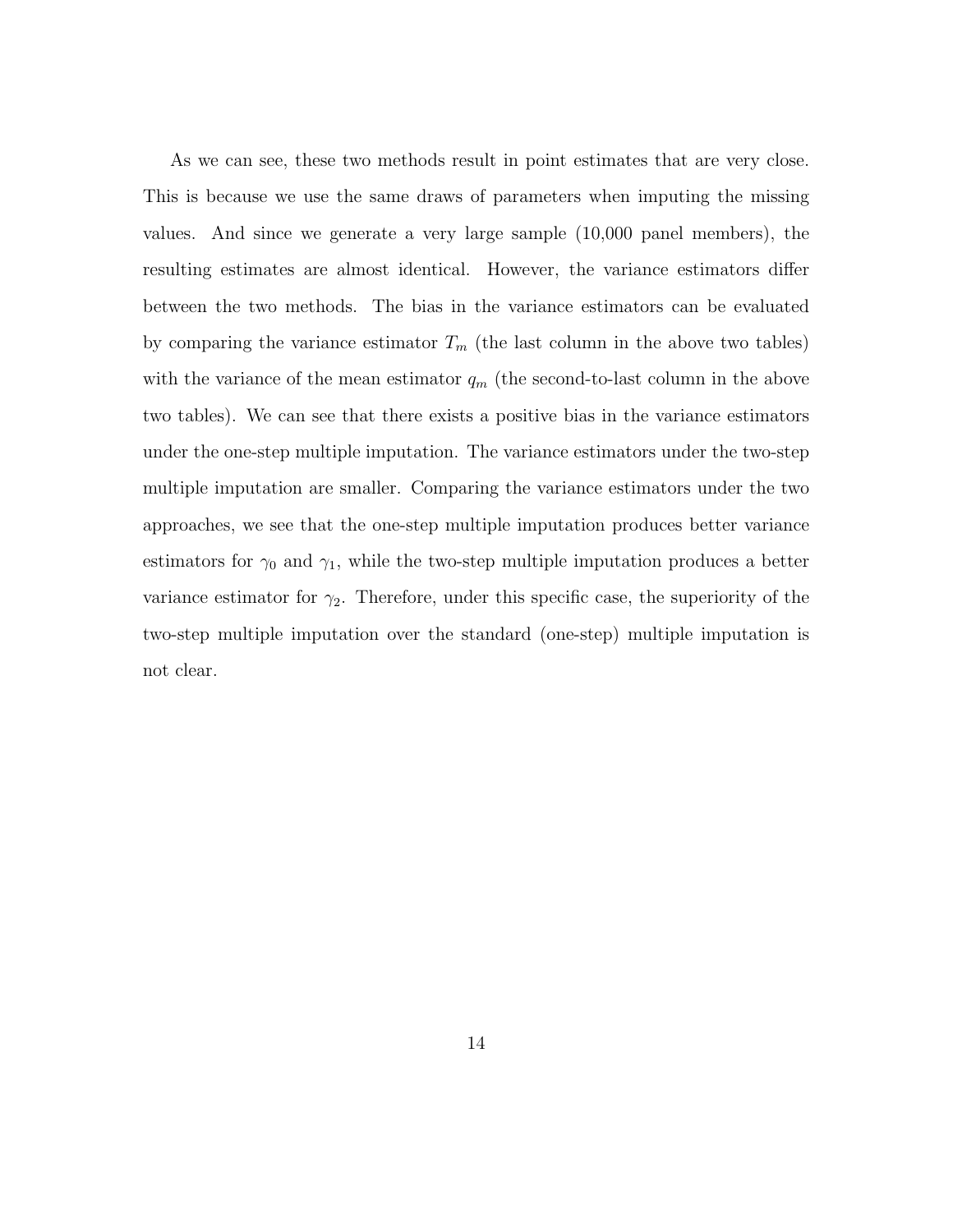As we can see, these two methods result in point estimates that are very close. This is because we use the same draws of parameters when imputing the missing values. And since we generate a very large sample (10,000 panel members), the resulting estimates are almost identical. However, the variance estimators differ between the two methods. The bias in the variance estimators can be evaluated by comparing the variance estimator $T_m$ (the last column in the above two tables) with the variance of the mean estimator $q_m$ (the second-to-last column in the above two tables). We can see that there exists a positive bias in the variance estimators under the one-step multiple imputation. The variance estimators under the two-step multiple imputation are smaller. Comparing the variance estimators under the two approaches, we see that the one-step multiple imputation produces better variance estimators for $\gamma_0$ and $\gamma_1$, while the two-step multiple imputation produces a better variance estimator for $\gamma_2$. Therefore, under this specific case, the superiority of the two-step multiple imputation over the standard (one-step) multiple imputation is not clear.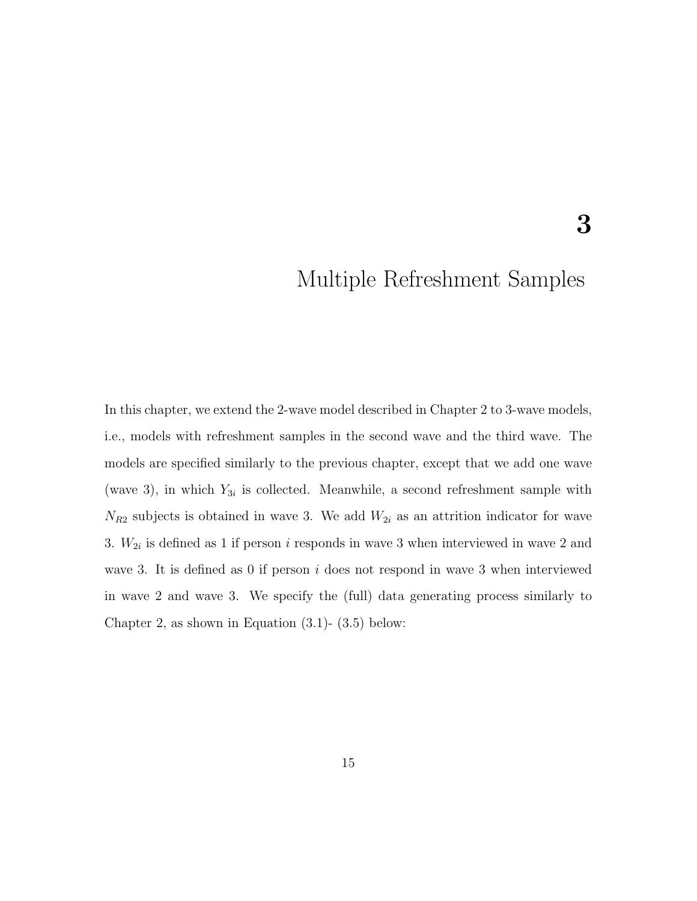# 3

# Multiple Refreshment Samples

In this chapter, we extend the 2-wave model described in Chapter 2 to 3-wave models, i.e., models with refreshment samples in the second wave and the third wave. The models are specified similarly to the previous chapter, except that we add one wave (wave 3), in which $Y_{3i}$ is collected. Meanwhile, a second refreshment sample with $N_{R2}$ subjects is obtained in wave 3. We add $W_{2i}$ as an attrition indicator for wave 3. $W_{2i}$ is defined as 1 if person $i$ responds in wave 3 when interviewed in wave 2 and wave 3. It is defined as 0 if person $i$ does not respond in wave 3 when interviewed in wave 2 and wave 3. We specify the (full) data generating process similarly to Chapter 2, as shown in Equation (3.1)- (3.5) below: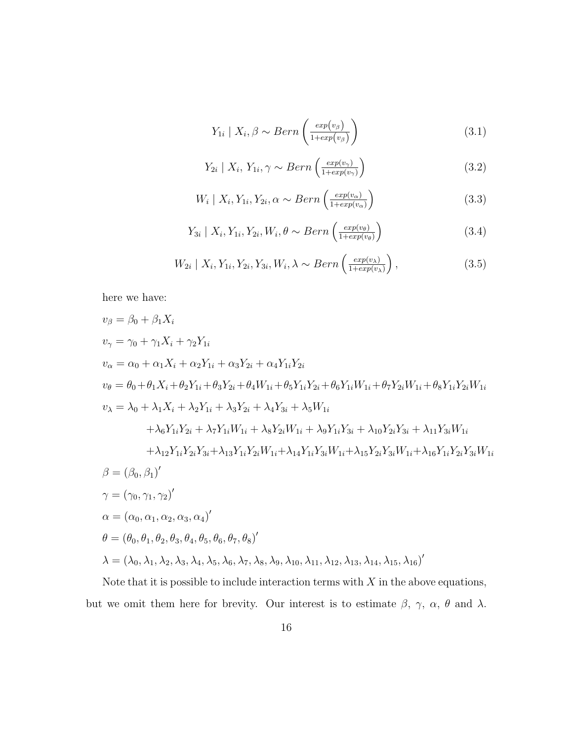$$Y_{1i} \mid X_i, \beta \sim Bern\left(\frac{exp\left(v_\beta\right)}{1+exp\left(v_\beta\right)}\right) \tag{3.1}$$

$$Y_{2i} \mid X_i,\, Y_{1i}, \gamma \sim Bern\left(\frac{exp(v_\gamma)}{1+exp(v_\gamma)}\right) \tag{3.2}$$

$$W_i \mid X_i, Y_{1i}, Y_{2i}, \alpha \sim Bern\left(\frac{exp(v_\alpha)}{1+exp(v_\alpha)}\right) \tag{3.3}$$

$$Y_{3i} \mid X_i, Y_{1i}, Y_{2i}, W_i, \theta \sim Bern\left(\frac{exp(v_\theta)}{1+exp(v_\theta)}\right) \tag{3.4}$$

$$W_{2i} \mid X_i, Y_{1i}, Y_{2i}, Y_{3i}, W_i, \lambda \sim Bern\left(\frac{exp(v_\lambda)}{1+exp(v_\lambda)}\right), \tag{3.5}$$

here we have:

$v_\beta = \beta_0 + \beta_1 X_i$

$v_\gamma = \gamma_0 + \gamma_1 X_i + \gamma_2 Y_{1i}$

$v_\alpha = \alpha_0 + \alpha_1 X_i + \alpha_2 Y_{1i} + \alpha_3 Y_{2i} + \alpha_4 Y_{1i} Y_{2i}$

$v_\theta = \theta_0 + \theta_1 X_i + \theta_2 Y_{1i} + \theta_3 Y_{2i} + \theta_4 W_{1i} + \theta_5 Y_{1i} Y_{2i} + \theta_6 Y_{1i} W_{1i} + \theta_7 Y_{2i} W_{1i} + \theta_8 Y_{1i} Y_{2i} W_{1i}$

$$\begin{aligned} v_\lambda = {} & \lambda_0 + \lambda_1 X_i + \lambda_2 Y_{1i} + \lambda_3 Y_{2i} + \lambda_4 Y_{3i} + \lambda_5 W_{1i} \\ & + \lambda_6 Y_{1i} Y_{2i} + \lambda_7 Y_{1i} W_{1i} + \lambda_8 Y_{2i} W_{1i} + \lambda_9 Y_{1i} Y_{3i} + \lambda_{10} Y_{2i} Y_{3i} + \lambda_{11} Y_{3i} W_{1i} \\ & + \lambda_{12} Y_{1i} Y_{2i} Y_{3i} + \lambda_{13} Y_{1i} Y_{2i} W_{1i} + \lambda_{14} Y_{1i} Y_{3i} W_{1i} + \lambda_{15} Y_{2i} Y_{3i} W_{1i} + \lambda_{16} Y_{1i} Y_{2i} Y_{3i} W_{1i} \end{aligned}$$

$\beta = (\beta_0, \beta_1)'$

$\gamma = (\gamma_0, \gamma_1, \gamma_2)'$

$\alpha = (\alpha_0, \alpha_1, \alpha_2, \alpha_3, \alpha_4)'$

$\theta = (\theta_0, \theta_1, \theta_2, \theta_3, \theta_4, \theta_5, \theta_6, \theta_7, \theta_8)'$

$\lambda = (\lambda_0, \lambda_1, \lambda_2, \lambda_3, \lambda_4, \lambda_5, \lambda_6, \lambda_7, \lambda_8, \lambda_9, \lambda_{10}, \lambda_{11}, \lambda_{12}, \lambda_{13}, \lambda_{14}, \lambda_{15}, \lambda_{16})'$

Note that it is possible to include interaction terms with $X$ in the above equations, but we omit them here for brevity. Our interest is to estimate $\beta$, $\gamma$, $\alpha$, $\theta$ and $\lambda$.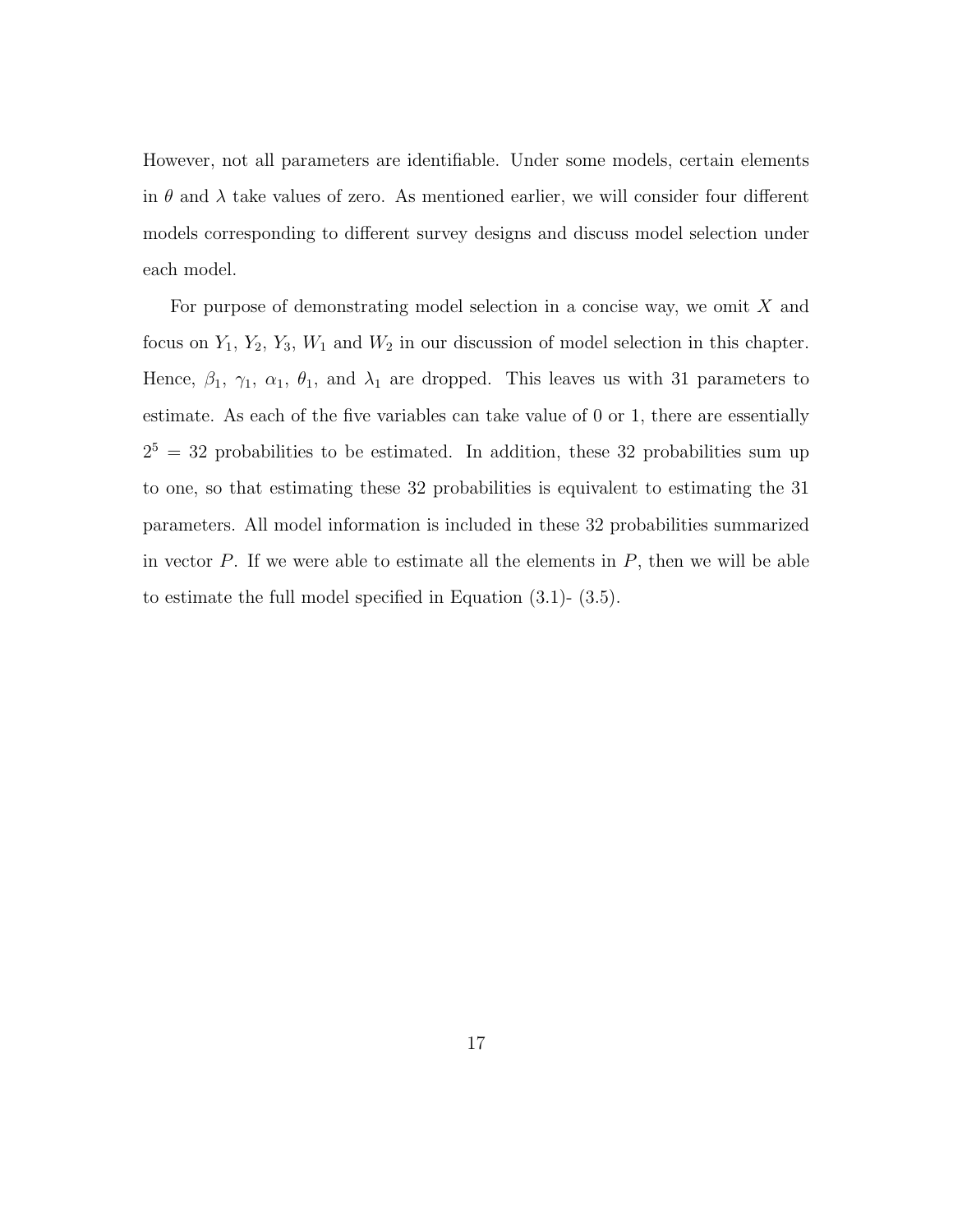However, not all parameters are identifiable. Under some models, certain elements in $\theta$ and $\lambda$ take values of zero. As mentioned earlier, we will consider four different models corresponding to different survey designs and discuss model selection under each model.

For purpose of demonstrating model selection in a concise way, we omit $X$ and focus on $Y_1$, $Y_2$, $Y_3$, $W_1$ and $W_2$ in our discussion of model selection in this chapter. Hence, $\beta_1$, $\gamma_1$, $\alpha_1$, $\theta_1$, and $\lambda_1$ are dropped. This leaves us with 31 parameters to estimate. As each of the five variables can take value of 0 or 1, there are essentially $2^5 = 32$ probabilities to be estimated. In addition, these 32 probabilities sum up to one, so that estimating these 32 probabilities is equivalent to estimating the 31 parameters. All model information is included in these 32 probabilities summarized in vector $P$. If we were able to estimate all the elements in $P$, then we will be able to estimate the full model specified in Equation (3.1)- (3.5).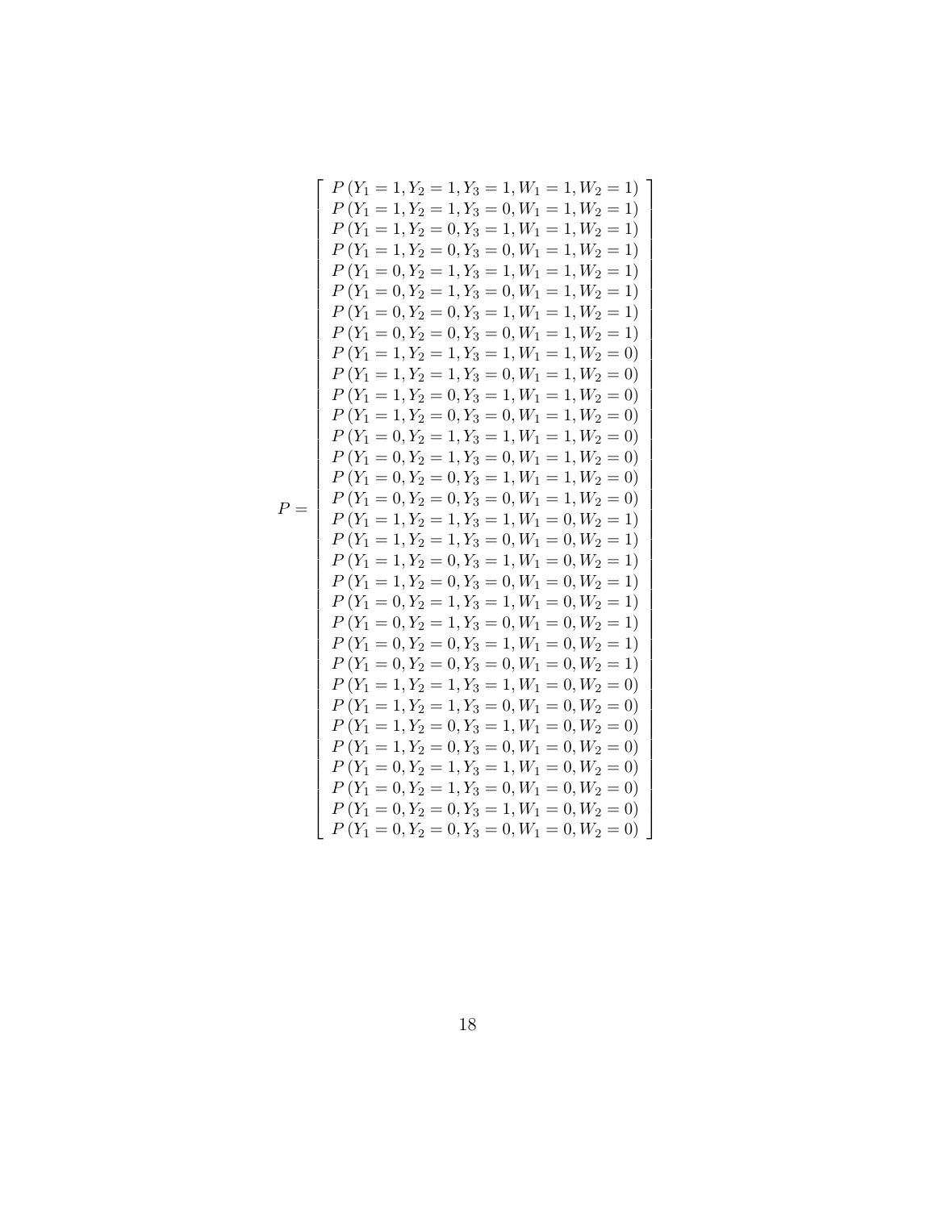$$
P = \begin{bmatrix}
P\left(Y_1 = 1, Y_2 = 1, Y_3 = 1, W_1 = 1, W_2 = 1\right) \\
P\left(Y_1 = 1, Y_2 = 1, Y_3 = 0, W_1 = 1, W_2 = 1\right) \\
P\left(Y_1 = 1, Y_2 = 0, Y_3 = 1, W_1 = 1, W_2 = 1\right) \\
P\left(Y_1 = 1, Y_2 = 0, Y_3 = 0, W_1 = 1, W_2 = 1\right) \\
P\left(Y_1 = 0, Y_2 = 1, Y_3 = 1, W_1 = 1, W_2 = 1\right) \\
P\left(Y_1 = 0, Y_2 = 1, Y_3 = 0, W_1 = 1, W_2 = 1\right) \\
P\left(Y_1 = 0, Y_2 = 0, Y_3 = 1, W_1 = 1, W_2 = 1\right) \\
P\left(Y_1 = 0, Y_2 = 0, Y_3 = 0, W_1 = 1, W_2 = 1\right) \\
P\left(Y_1 = 1, Y_2 = 1, Y_3 = 1, W_1 = 1, W_2 = 0\right) \\
P\left(Y_1 = 1, Y_2 = 1, Y_3 = 0, W_1 = 1, W_2 = 0\right) \\
P\left(Y_1 = 1, Y_2 = 0, Y_3 = 1, W_1 = 1, W_2 = 0\right) \\
P\left(Y_1 = 1, Y_2 = 0, Y_3 = 0, W_1 = 1, W_2 = 0\right) \\
P\left(Y_1 = 0, Y_2 = 1, Y_3 = 1, W_1 = 1, W_2 = 0\right) \\
P\left(Y_1 = 0, Y_2 = 1, Y_3 = 0, W_1 = 1, W_2 = 0\right) \\
P\left(Y_1 = 0, Y_2 = 0, Y_3 = 1, W_1 = 1, W_2 = 0\right) \\
P\left(Y_1 = 0, Y_2 = 0, Y_3 = 0, W_1 = 1, W_2 = 0\right) \\
P\left(Y_1 = 1, Y_2 = 1, Y_3 = 1, W_1 = 0, W_2 = 1\right) \\
P\left(Y_1 = 1, Y_2 = 1, Y_3 = 0, W_1 = 0, W_2 = 1\right) \\
P\left(Y_1 = 1, Y_2 = 0, Y_3 = 1, W_1 = 0, W_2 = 1\right) \\
P\left(Y_1 = 1, Y_2 = 0, Y_3 = 0, W_1 = 0, W_2 = 1\right) \\
P\left(Y_1 = 0, Y_2 = 1, Y_3 = 1, W_1 = 0, W_2 = 1\right) \\
P\left(Y_1 = 0, Y_2 = 1, Y_3 = 0, W_1 = 0, W_2 = 1\right) \\
P\left(Y_1 = 0, Y_2 = 0, Y_3 = 1, W_1 = 0, W_2 = 1\right) \\
P\left(Y_1 = 0, Y_2 = 0, Y_3 = 0, W_1 = 0, W_2 = 1\right) \\
P\left(Y_1 = 1, Y_2 = 1, Y_3 = 1, W_1 = 0, W_2 = 0\right) \\
P\left(Y_1 = 1, Y_2 = 1, Y_3 = 0, W_1 = 0, W_2 = 0\right) \\
P\left(Y_1 = 1, Y_2 = 0, Y_3 = 1, W_1 = 0, W_2 = 0\right) \\
P\left(Y_1 = 1, Y_2 = 0, Y_3 = 0, W_1 = 0, W_2 = 0\right) \\
P\left(Y_1 = 0, Y_2 = 1, Y_3 = 1, W_1 = 0, W_2 = 0\right) \\
P\left(Y_1 = 0, Y_2 = 1, Y_3 = 0, W_1 = 0, W_2 = 0\right) \\
P\left(Y_1 = 0, Y_2 = 0, Y_3 = 1, W_1 = 0, W_2 = 0\right) \\
P\left(Y_1 = 0, Y_2 = 0, Y_3 = 0, W_1 = 0, W_2 = 0\right)
\end{bmatrix}
$$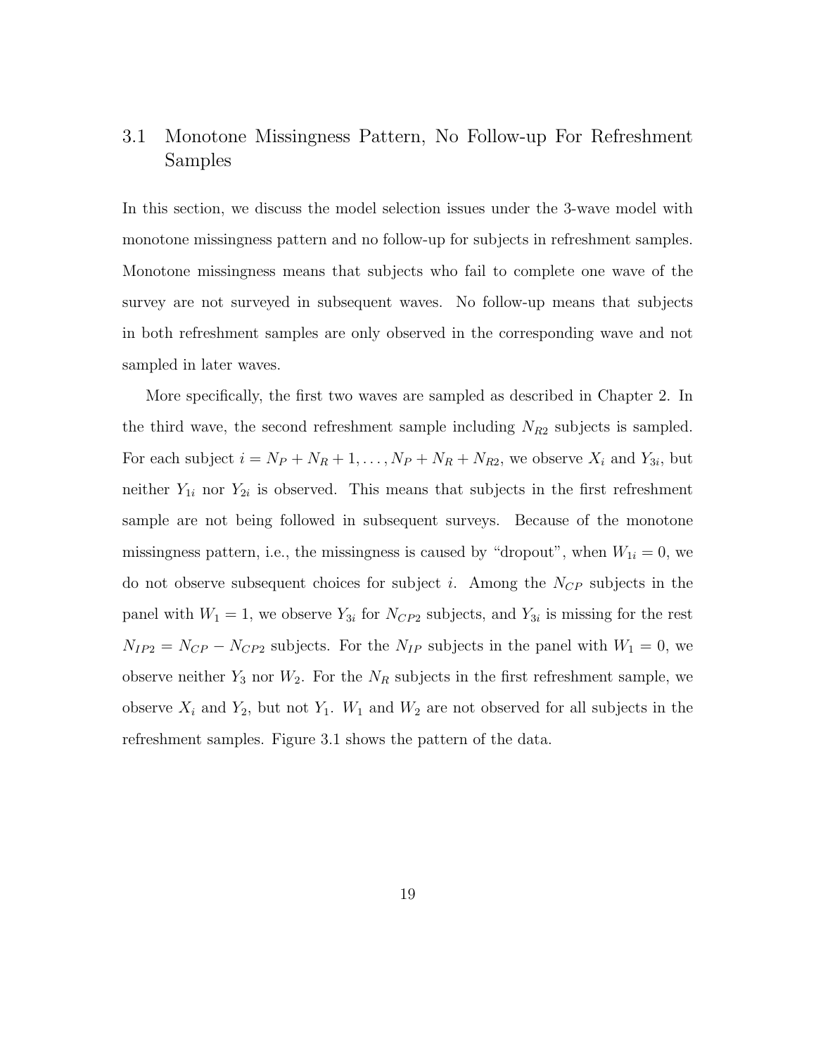## 3.1 Monotone Missingness Pattern, No Follow-up For Refreshment Samples

In this section, we discuss the model selection issues under the 3-wave model with monotone missingness pattern and no follow-up for subjects in refreshment samples. Monotone missingness means that subjects who fail to complete one wave of the survey are not surveyed in subsequent waves. No follow-up means that subjects in both refreshment samples are only observed in the corresponding wave and not sampled in later waves.

More specifically, the first two waves are sampled as described in Chapter 2. In the third wave, the second refreshment sample including $N_{R2}$ subjects is sampled. For each subject $i = N_P + N_R + 1, \ldots, N_P + N_R + N_{R2}$, we observe $X_i$ and $Y_{3i}$, but neither $Y_{1i}$ nor $Y_{2i}$ is observed. This means that subjects in the first refreshment sample are not being followed in subsequent surveys. Because of the monotone missingness pattern, i.e., the missingness is caused by "dropout", when $W_{1i} = 0$, we do not observe subsequent choices for subject $i$. Among the $N_{CP}$ subjects in the panel with $W_1 = 1$, we observe $Y_{3i}$ for $N_{CP2}$ subjects, and $Y_{3i}$ is missing for the rest $N_{IP2} = N_{CP} - N_{CP2}$ subjects. For the $N_{IP}$ subjects in the panel with $W_1 = 0$, we observe neither $Y_3$ nor $W_2$. For the $N_R$ subjects in the first refreshment sample, we observe $X_i$ and $Y_2$, but not $Y_1$. $W_1$ and $W_2$ are not observed for all subjects in the refreshment samples. Figure 3.1 shows the pattern of the data.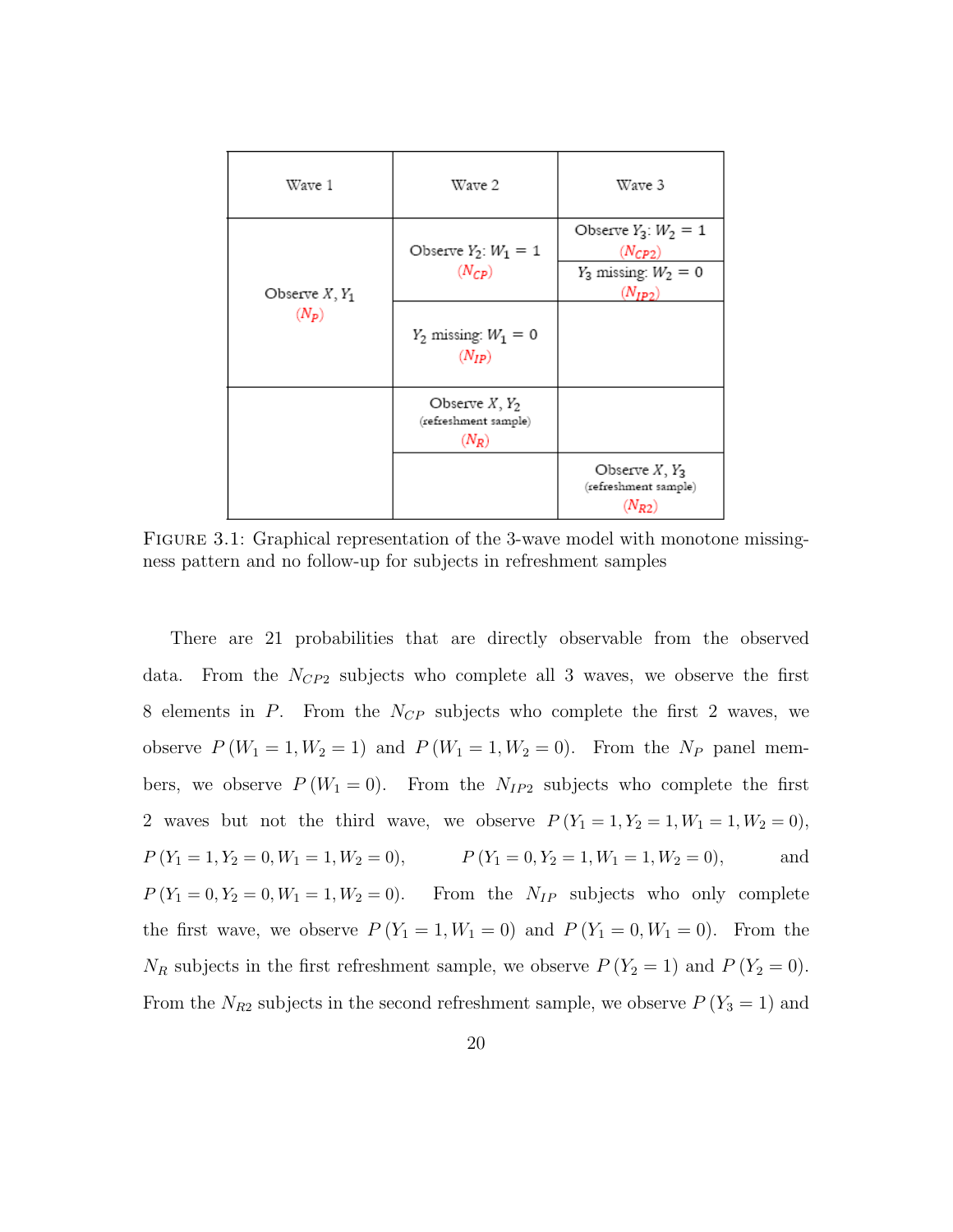| Wave 1 | Wave 2 | Wave 3 |
|---|---|---|
| Observe $X, Y_1$ ($N_P$) | Observe $Y_2$: $W_1 = 1$ ($N_{CP}$) | Observe $Y_3$: $W_2 = 1$ ($N_{CP2}$) |
| | | $Y_3$ missing: $W_2 = 0$ ($N_{IP2}$) |
| | $Y_2$ missing: $W_1 = 0$ ($N_{IP}$) | |
| | Observe $X, Y_2$ (refreshment sample) ($N_R$) | |
| | | Observe $X, Y_3$ (refreshment sample) ($N_{R2}$) |

FIGURE 3.1: Graphical representation of the 3-wave model with monotone missingness pattern and no follow-up for subjects in refreshment samples

There are 21 probabilities that are directly observable from the observed data. From the $N_{CP2}$ subjects who complete all 3 waves, we observe the first 8 elements in $P$. From the $N_{CP}$ subjects who complete the first 2 waves, we observe $P(W_1 = 1, W_2 = 1)$ and $P(W_1 = 1, W_2 = 0)$. From the $N_P$ panel members, we observe $P(W_1 = 0)$. From the $N_{IP2}$ subjects who complete the first 2 waves but not the third wave, we observe $P(Y_1 = 1, Y_2 = 1, W_1 = 1, W_2 = 0)$, $P(Y_1 = 1, Y_2 = 0, W_1 = 1, W_2 = 0)$, $P(Y_1 = 0, Y_2 = 1, W_1 = 1, W_2 = 0)$, and $P(Y_1 = 0, Y_2 = 0, W_1 = 1, W_2 = 0)$. From the $N_{IP}$ subjects who only complete the first wave, we observe $P(Y_1 = 1, W_1 = 0)$ and $P(Y_1 = 0, W_1 = 0)$. From the $N_R$ subjects in the first refreshment sample, we observe $P(Y_2 = 1)$ and $P(Y_2 = 0)$. From the $N_{R2}$ subjects in the second refreshment sample, we observe $P(Y_3 = 1)$ and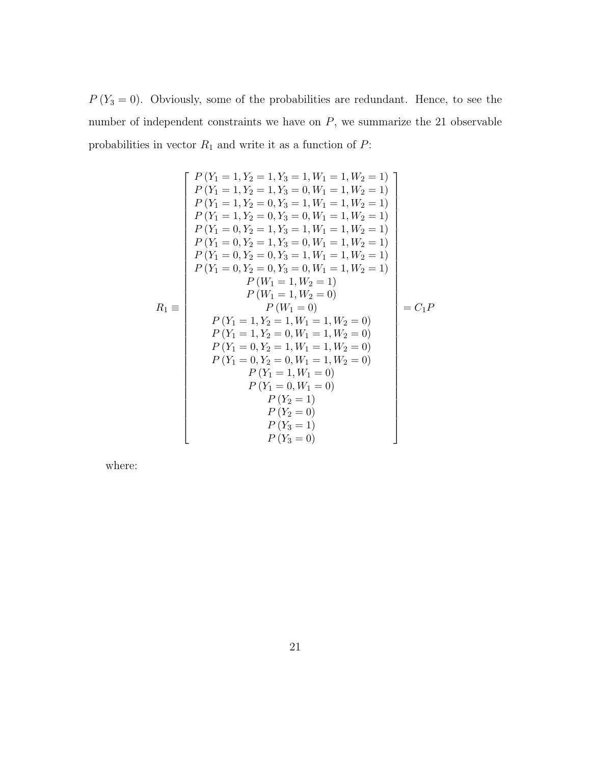$P(Y_3 = 0)$. Obviously, some of the probabilities are redundant. Hence, to see the number of independent constraints we have on $P$, we summarize the 21 observable probabilities in vector $R_1$ and write it as a function of $P$:

$$
R_1 \equiv \begin{bmatrix}
P(Y_1 = 1, Y_2 = 1, Y_3 = 1, W_1 = 1, W_2 = 1) \\
P(Y_1 = 1, Y_2 = 1, Y_3 = 0, W_1 = 1, W_2 = 1) \\
P(Y_1 = 1, Y_2 = 0, Y_3 = 1, W_1 = 1, W_2 = 1) \\
P(Y_1 = 1, Y_2 = 0, Y_3 = 0, W_1 = 1, W_2 = 1) \\
P(Y_1 = 0, Y_2 = 1, Y_3 = 1, W_1 = 1, W_2 = 1) \\
P(Y_1 = 0, Y_2 = 1, Y_3 = 0, W_1 = 1, W_2 = 1) \\
P(Y_1 = 0, Y_2 = 0, Y_3 = 1, W_1 = 1, W_2 = 1) \\
P(Y_1 = 0, Y_2 = 0, Y_3 = 0, W_1 = 1, W_2 = 1) \\
P(W_1 = 1, W_2 = 1) \\
P(W_1 = 1, W_2 = 0) \\
P(W_1 = 0) \\
P(Y_1 = 1, Y_2 = 1, W_1 = 1, W_2 = 0) \\
P(Y_1 = 1, Y_2 = 0, W_1 = 1, W_2 = 0) \\
P(Y_1 = 0, Y_2 = 1, W_1 = 1, W_2 = 0) \\
P(Y_1 = 0, Y_2 = 0, W_1 = 1, W_2 = 0) \\
P(Y_1 = 1, W_1 = 0) \\
P(Y_1 = 0, W_1 = 0) \\
P(Y_2 = 1) \\
P(Y_2 = 0) \\
P(Y_3 = 1) \\
P(Y_3 = 0)
\end{bmatrix} = C_1 P
$$

where: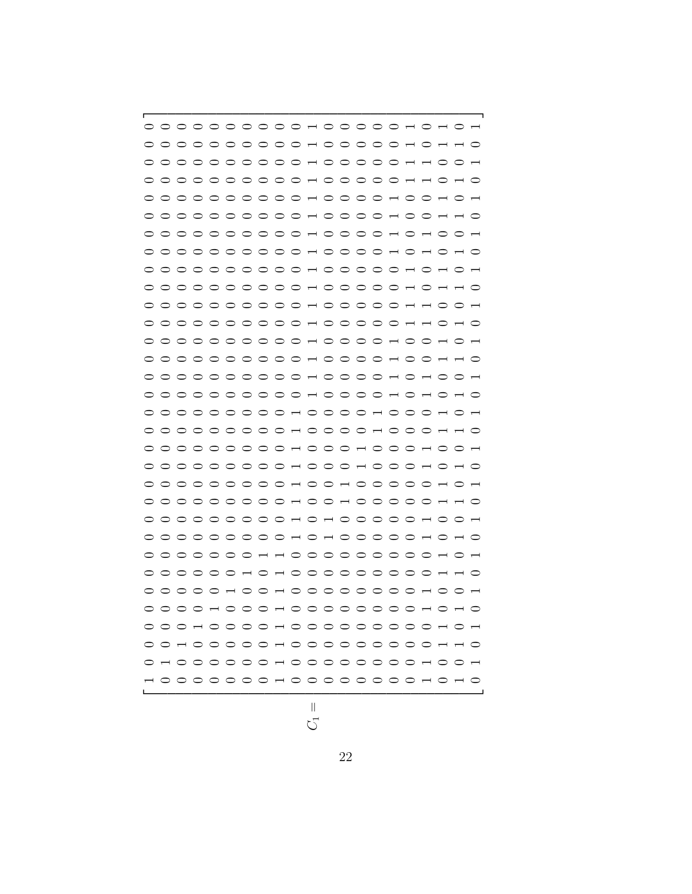$$
C_1 = \begin{bmatrix}
1&0&0&0&0&0&0&0&0&0&0&0&0&0&0&0&0&0&0&0&0&0&0&0&0&0&0&0&0&0&0&0\\
0&1&0&0&0&0&0&0&0&0&0&0&0&0&0&0&0&0&0&0&0&0&0&0&0&0&0&0&0&0&0&0\\
0&0&1&0&0&0&0&0&0&0&0&0&0&0&0&0&0&0&0&0&0&0&0&0&0&0&0&0&0&0&0&0\\
0&0&0&1&0&0&0&0&0&0&0&0&0&0&0&0&0&0&0&0&0&0&0&0&0&0&0&0&0&0&0&0\\
0&0&0&0&1&0&0&0&0&0&0&0&0&0&0&0&0&0&0&0&0&0&0&0&0&0&0&0&0&0&0&0\\
0&0&0&0&0&1&0&0&0&0&0&0&0&0&0&0&0&0&0&0&0&0&0&0&0&0&0&0&0&0&0&0\\
0&0&0&0&0&0&1&0&0&0&0&0&0&0&0&0&0&0&0&0&0&0&0&0&0&0&0&0&0&0&0&0\\
0&0&0&0&0&0&0&1&0&0&0&0&0&0&0&0&0&0&0&0&0&0&0&0&0&0&0&0&0&0&0&0\\
1&1&1&1&1&1&1&1&0&0&0&0&0&0&0&0&0&0&0&0&0&0&0&0&0&0&0&0&0&0&0&0\\
0&0&0&0&0&0&0&0&0&0&0&0&0&0&0&0&0&0&0&0&0&0&0&0&0&0&0&0&0&0&0&0\\
0&0&0&0&0&0&0&0&1&1&1&1&1&1&1&1&0&0&0&0&0&0&0&0&0&0&0&0&0&0&0&0\\
0&0&0&0&0&0&0&0&0&0&0&0&0&0&0&0&1&1&1&1&1&1&1&1&1&1&1&1&1&1&1&1\\
0&0&0&0&0&0&0&0&1&1&0&0&0&0&0&0&0&0&0&0&0&0&0&0&0&0&0&0&0&0&0&0\\
0&0&0&0&0&0&0&0&0&0&1&1&0&0&0&0&0&0&0&0&0&0&0&0&0&0&0&0&0&0&0&0\\
0&0&0&0&0&0&0&0&0&0&0&0&1&1&0&0&0&0&0&0&0&0&0&0&0&0&0&0&0&0&0&0\\
0&0&0&0&0&0&0&0&0&0&0&0&0&0&1&1&0&0&0&0&0&0&0&0&0&0&0&0&0&0&0&0\\
0&0&0&0&0&0&0&0&0&0&0&0&0&0&0&0&1&1&1&1&0&0&0&0&1&1&1&1&0&0&0&0\\
0&0&0&0&0&0&0&0&0&0&0&0&0&0&0&0&0&0&0&0&1&1&1&1&0&0&0&0&1&1&1&1\\
1&1&0&0&1&1&0&0&1&1&0&0&1&1&0&0&1&1&0&0&1&1&0&0&1&1&0&0&1&1&0&0\\
0&0&1&1&0&0&1&1&0&0&1&1&0&0&1&1&0&0&1&1&0&0&1&1&0&0&1&1&0&0&1&1\\
1&0&1&0&1&0&1&0&1&0&1&0&1&0&1&0&1&0&1&0&1&0&1&0&1&0&1&0&1&0&1&0\\
0&1&0&1&0&1&0&1&0&1&0&1&0&1&0&1&0&1&0&1&0&1&0&1&0&1&0&1&0&1&0&1
\end{bmatrix}
$$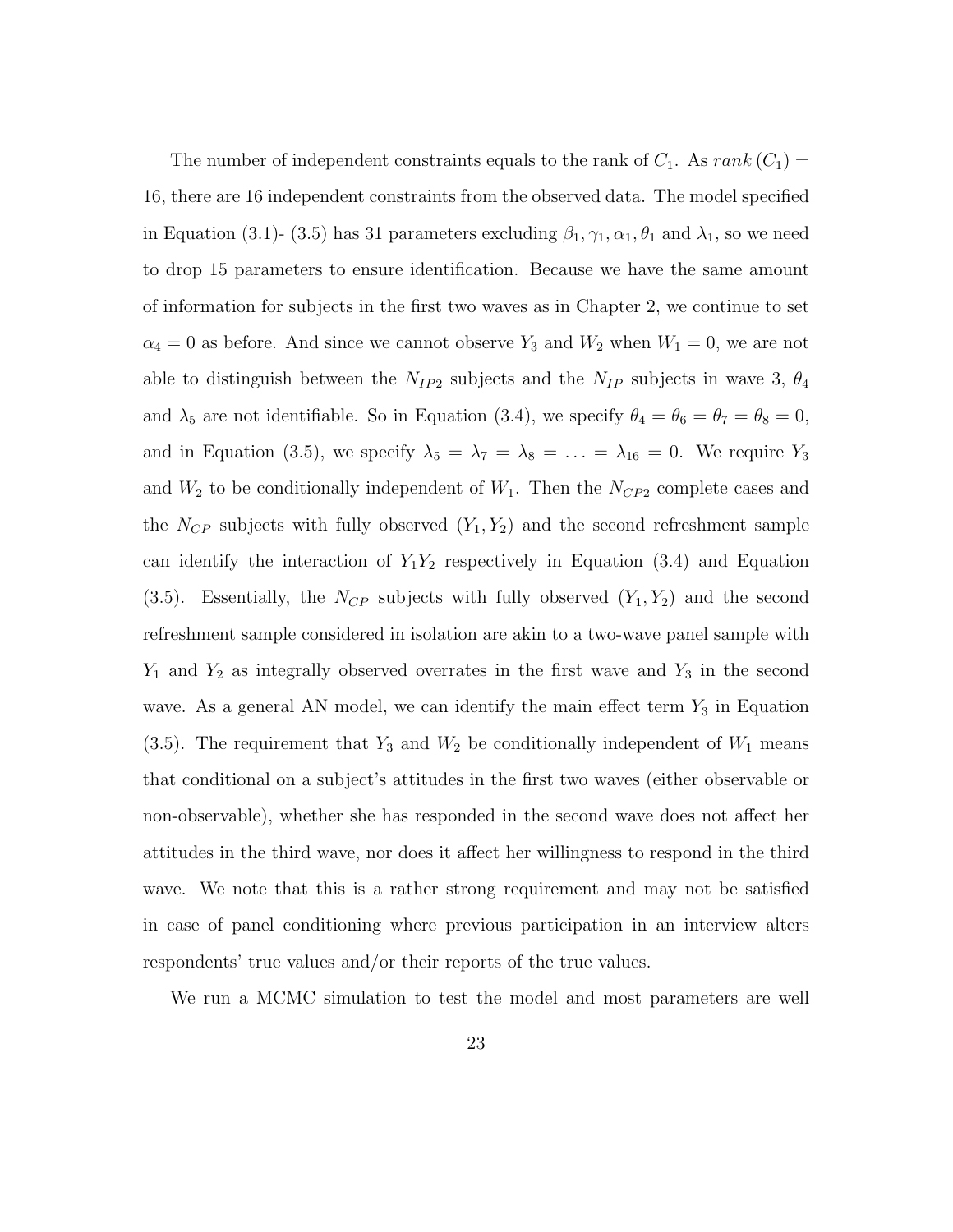The number of independent constraints equals to the rank of $C_1$. As $rank\,(C_1) = 16$, there are 16 independent constraints from the observed data. The model specified in Equation (3.1)- (3.5) has 31 parameters excluding $\beta_1, \gamma_1, \alpha_1, \theta_1$ and $\lambda_1$, so we need to drop 15 parameters to ensure identification. Because we have the same amount of information for subjects in the first two waves as in Chapter 2, we continue to set $\alpha_4 = 0$ as before. And since we cannot observe $Y_3$ and $W_2$ when $W_1 = 0$, we are not able to distinguish between the $N_{IP2}$ subjects and the $N_{IP}$ subjects in wave 3, $\theta_4$ and $\lambda_5$ are not identifiable. So in Equation (3.4), we specify $\theta_4 = \theta_6 = \theta_7 = \theta_8 = 0$, and in Equation (3.5), we specify $\lambda_5 = \lambda_7 = \lambda_8 = \ldots = \lambda_{16} = 0$. We require $Y_3$ and $W_2$ to be conditionally independent of $W_1$. Then the $N_{CP2}$ complete cases and the $N_{CP}$ subjects with fully observed $(Y_1, Y_2)$ and the second refreshment sample can identify the interaction of $Y_1 Y_2$ respectively in Equation (3.4) and Equation (3.5). Essentially, the $N_{CP}$ subjects with fully observed $(Y_1, Y_2)$ and the second refreshment sample considered in isolation are akin to a two-wave panel sample with $Y_1$ and $Y_2$ as integrally observed overrates in the first wave and $Y_3$ in the second wave. As a general AN model, we can identify the main effect term $Y_3$ in Equation (3.5). The requirement that $Y_3$ and $W_2$ be conditionally independent of $W_1$ means that conditional on a subject's attitudes in the first two waves (either observable or non-observable), whether she has responded in the second wave does not affect her attitudes in the third wave, nor does it affect her willingness to respond in the third wave. We note that this is a rather strong requirement and may not be satisfied in case of panel conditioning where previous participation in an interview alters respondents' true values and/or their reports of the true values.

We run a MCMC simulation to test the model and most parameters are well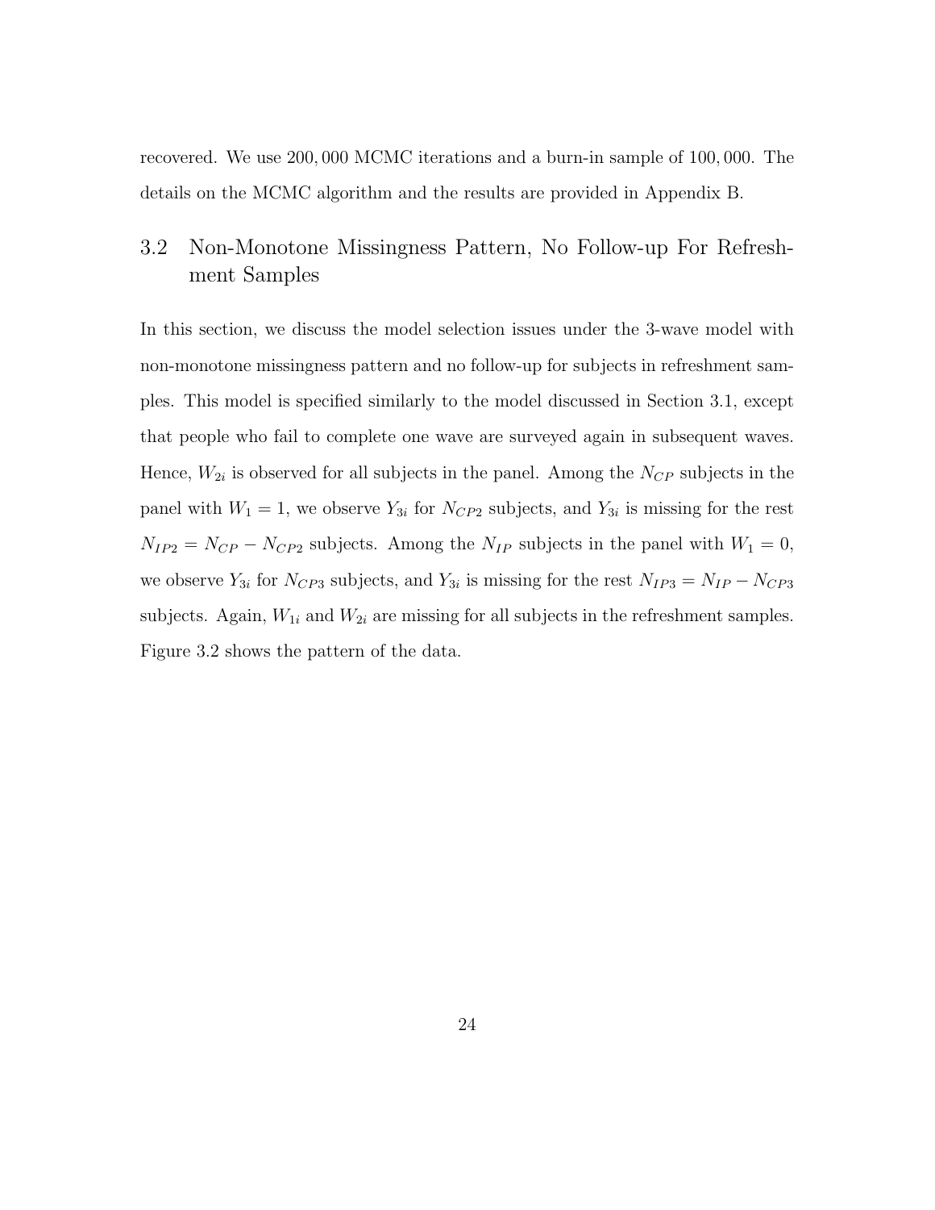recovered. We use 200,000 MCMC iterations and a burn-in sample of 100,000. The details on the MCMC algorithm and the results are provided in Appendix B.

## 3.2 Non-Monotone Missingness Pattern, No Follow-up For Refreshment Samples

In this section, we discuss the model selection issues under the 3-wave model with non-monotone missingness pattern and no follow-up for subjects in refreshment samples. This model is specified similarly to the model discussed in Section 3.1, except that people who fail to complete one wave are surveyed again in subsequent waves. Hence, $W_{2i}$ is observed for all subjects in the panel. Among the $N_{CP}$ subjects in the panel with $W_1 = 1$, we observe $Y_{3i}$ for $N_{CP2}$ subjects, and $Y_{3i}$ is missing for the rest $N_{IP2} = N_{CP} - N_{CP2}$ subjects. Among the $N_{IP}$ subjects in the panel with $W_1 = 0$, we observe $Y_{3i}$ for $N_{CP3}$ subjects, and $Y_{3i}$ is missing for the rest $N_{IP3} = N_{IP} - N_{CP3}$ subjects. Again, $W_{1i}$ and $W_{2i}$ are missing for all subjects in the refreshment samples. Figure 3.2 shows the pattern of the data.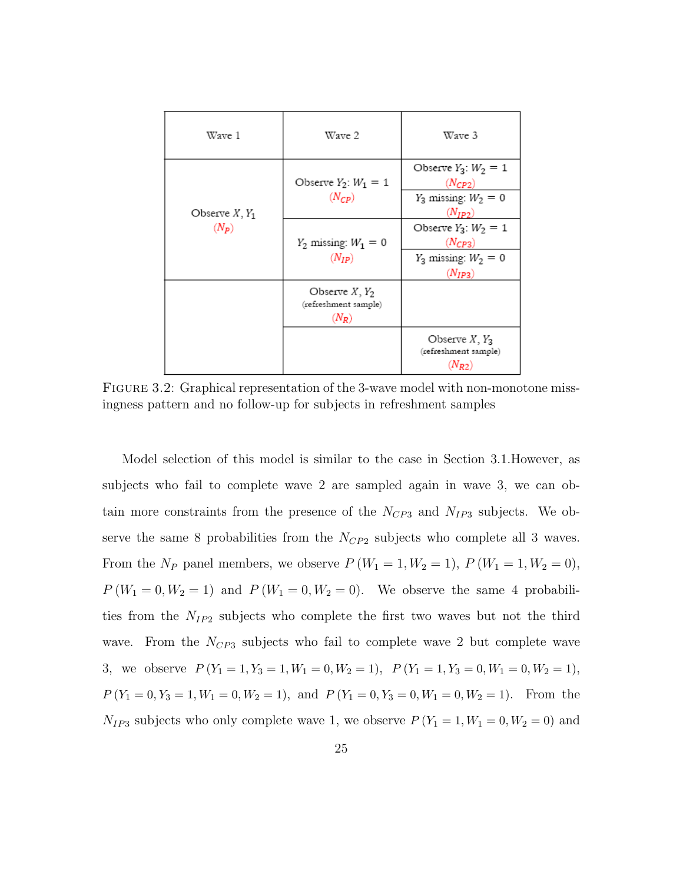| Wave 1 | Wave 2 | Wave 3 |
|---|---|---|
| Observe $X, Y_1$ ($N_P$) | Observe $Y_2$: $W_1 = 1$ ($N_{CP}$) | Observe $Y_3$: $W_2 = 1$ ($N_{CP2}$) |
| | | $Y_3$ missing: $W_2 = 0$ ($N_{IP2}$) |
| | $Y_2$ missing: $W_1 = 0$ ($N_{IP}$) | Observe $Y_3$: $W_2 = 1$ ($N_{CP3}$) |
| | | $Y_3$ missing: $W_2 = 0$ ($N_{IP3}$) |
| | Observe $X, Y_2$ (refreshment sample) ($N_R$) | |
| | | Observe $X, Y_3$ (refreshment sample) ($N_{R2}$) |

FIGURE 3.2: Graphical representation of the 3-wave model with non-monotone missingness pattern and no follow-up for subjects in refreshment samples

Model selection of this model is similar to the case in Section 3.1.However, as subjects who fail to complete wave 2 are sampled again in wave 3, we can obtain more constraints from the presence of the $N_{CP3}$ and $N_{IP3}$ subjects. We observe the same 8 probabilities from the $N_{CP2}$ subjects who complete all 3 waves. From the $N_P$ panel members, we observe $P(W_1 = 1, W_2 = 1)$, $P(W_1 = 1, W_2 = 0)$, $P(W_1 = 0, W_2 = 1)$ and $P(W_1 = 0, W_2 = 0)$. We observe the same 4 probabilities from the $N_{IP2}$ subjects who complete the first two waves but not the third wave. From the $N_{CP3}$ subjects who fail to complete wave 2 but complete wave 3, we observe $P(Y_1 = 1, Y_3 = 1, W_1 = 0, W_2 = 1)$, $P(Y_1 = 1, Y_3 = 0, W_1 = 0, W_2 = 1)$, $P(Y_1 = 0, Y_3 = 1, W_1 = 0, W_2 = 1)$, and $P(Y_1 = 0, Y_3 = 0, W_1 = 0, W_2 = 1)$. From the $N_{IP3}$ subjects who only complete wave 1, we observe $P(Y_1 = 1, W_1 = 0, W_2 = 0)$ and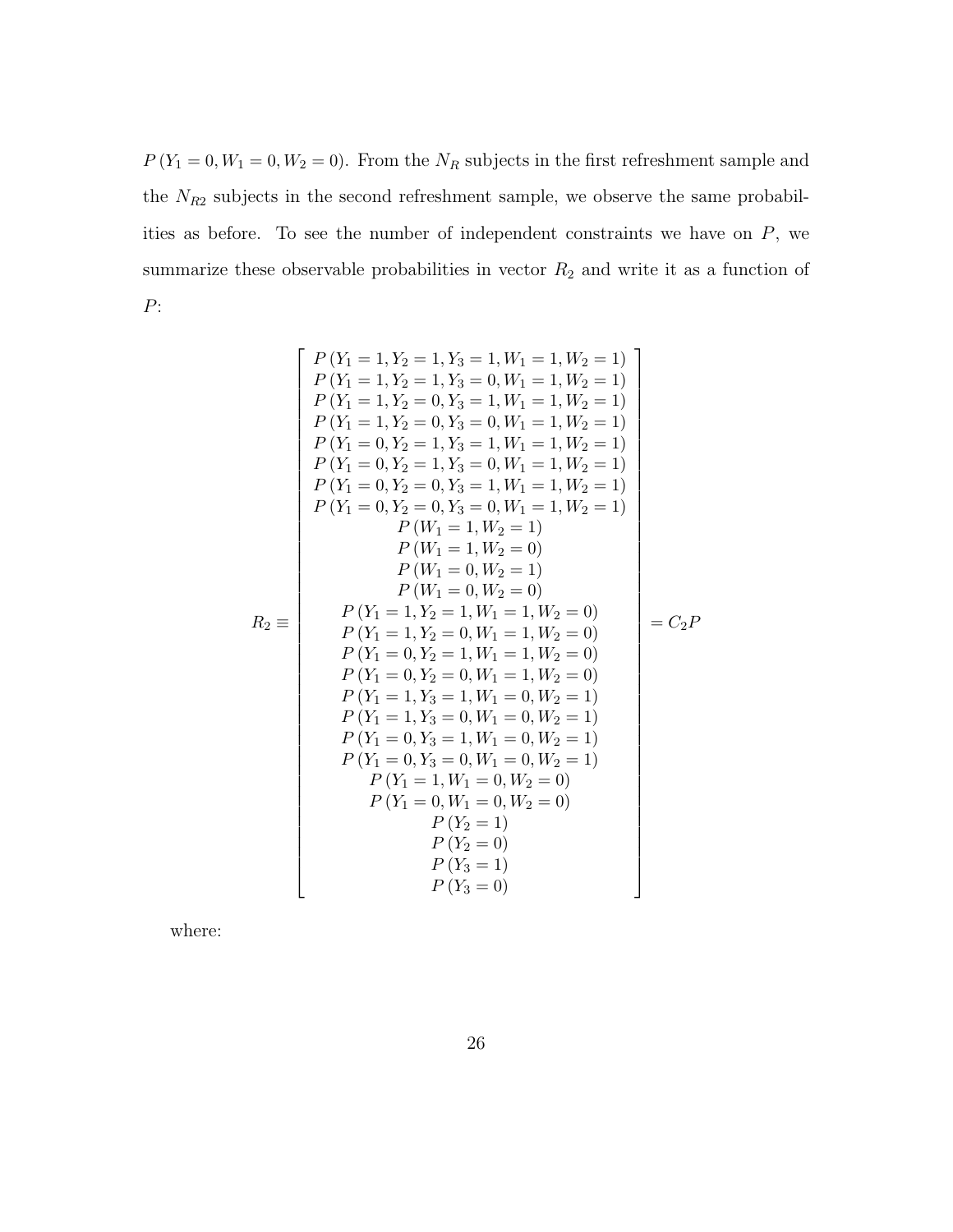$P(Y_1 = 0, W_1 = 0, W_2 = 0)$. From the $N_R$ subjects in the first refreshment sample and the $N_{R2}$ subjects in the second refreshment sample, we observe the same probabilities as before. To see the number of independent constraints we have on $P$, we summarize these observable probabilities in vector $R_2$ and write it as a function of $P$:

$$
R_2 \equiv \begin{bmatrix}
P(Y_1 = 1, Y_2 = 1, Y_3 = 1, W_1 = 1, W_2 = 1) \\
P(Y_1 = 1, Y_2 = 1, Y_3 = 0, W_1 = 1, W_2 = 1) \\
P(Y_1 = 1, Y_2 = 0, Y_3 = 1, W_1 = 1, W_2 = 1) \\
P(Y_1 = 1, Y_2 = 0, Y_3 = 0, W_1 = 1, W_2 = 1) \\
P(Y_1 = 0, Y_2 = 1, Y_3 = 1, W_1 = 1, W_2 = 1) \\
P(Y_1 = 0, Y_2 = 1, Y_3 = 0, W_1 = 1, W_2 = 1) \\
P(Y_1 = 0, Y_2 = 0, Y_3 = 1, W_1 = 1, W_2 = 1) \\
P(Y_1 = 0, Y_2 = 0, Y_3 = 0, W_1 = 1, W_2 = 1) \\
P(W_1 = 1, W_2 = 1) \\
P(W_1 = 1, W_2 = 0) \\
P(W_1 = 0, W_2 = 1) \\
P(W_1 = 0, W_2 = 0) \\
P(Y_1 = 1, Y_2 = 1, W_1 = 1, W_2 = 0) \\
P(Y_1 = 1, Y_2 = 0, W_1 = 1, W_2 = 0) \\
P(Y_1 = 0, Y_2 = 1, W_1 = 1, W_2 = 0) \\
P(Y_1 = 0, Y_2 = 0, W_1 = 1, W_2 = 0) \\
P(Y_1 = 1, Y_3 = 1, W_1 = 0, W_2 = 1) \\
P(Y_1 = 1, Y_3 = 0, W_1 = 0, W_2 = 1) \\
P(Y_1 = 0, Y_3 = 1, W_1 = 0, W_2 = 1) \\
P(Y_1 = 0, Y_3 = 0, W_1 = 0, W_2 = 1) \\
P(Y_1 = 1, W_1 = 0, W_2 = 0) \\
P(Y_1 = 0, W_1 = 0, W_2 = 0) \\
P(Y_2 = 1) \\
P(Y_2 = 0) \\
P(Y_3 = 1) \\
P(Y_3 = 0)
\end{bmatrix} = C_2 P
$$

where: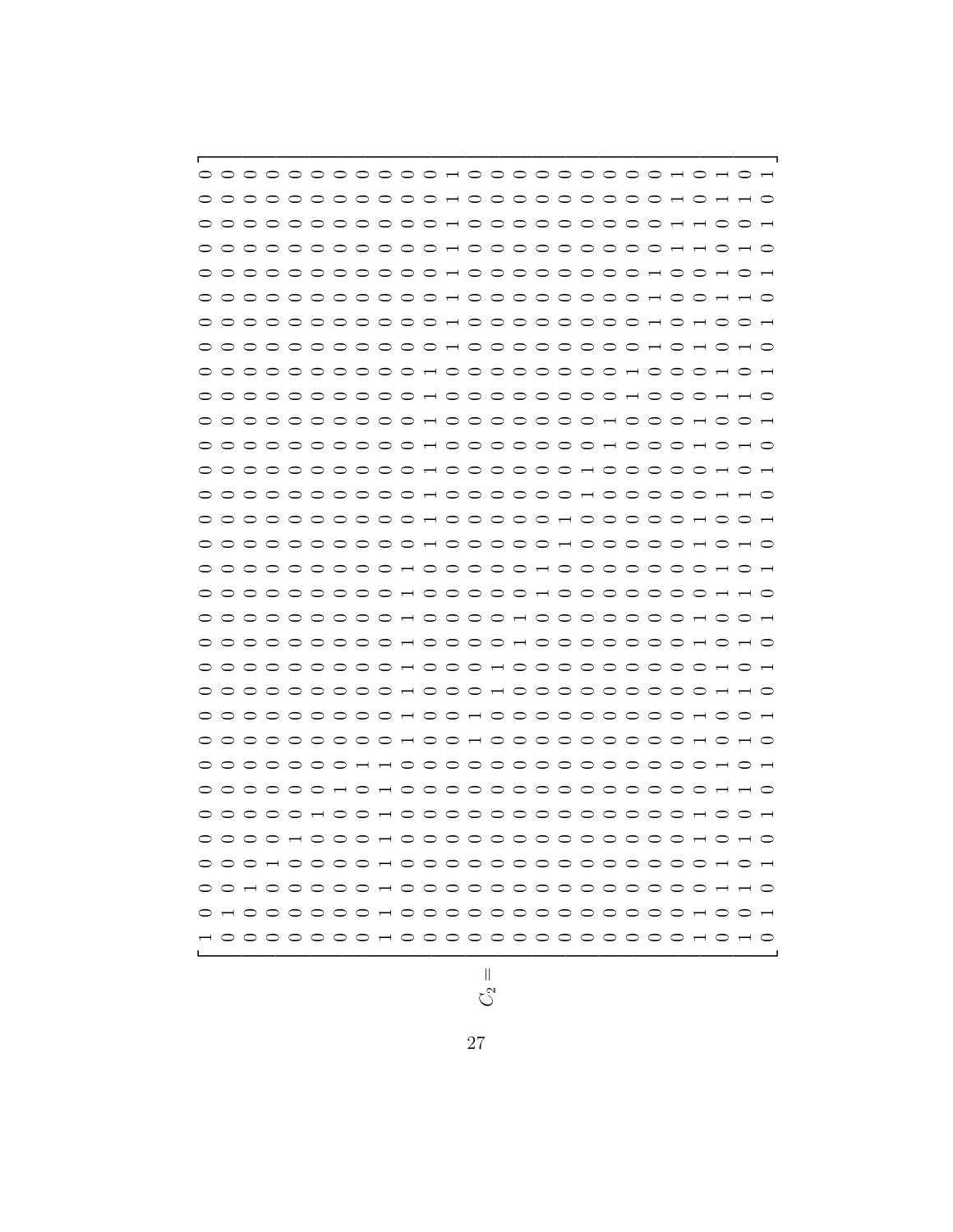$$
C_2 = \left[\begin{array}{cccccccccccccccccccccccccccccccc}
1 & 0 & 0 & 0 & 0 & 0 & 0 & 0 & 0 & 0 & 0 & 0 & 0 & 0 & 0 & 0 & 0 & 0 & 0 & 0 & 0 & 0 & 0 & 0 & 0 & 0 & 0 & 0 & 0 & 0 & 0 & 0 \\
0 & 1 & 0 & 0 & 0 & 0 & 0 & 0 & 0 & 0 & 0 & 0 & 0 & 0 & 0 & 0 & 0 & 0 & 0 & 0 & 0 & 0 & 0 & 0 & 0 & 0 & 0 & 0 & 0 & 0 & 0 & 0 \\
0 & 0 & 1 & 0 & 0 & 0 & 0 & 0 & 0 & 0 & 0 & 0 & 0 & 0 & 0 & 0 & 0 & 0 & 0 & 0 & 0 & 0 & 0 & 0 & 0 & 0 & 0 & 0 & 0 & 0 & 0 & 0 \\
0 & 0 & 0 & 1 & 0 & 0 & 0 & 0 & 0 & 0 & 0 & 0 & 0 & 0 & 0 & 0 & 0 & 0 & 0 & 0 & 0 & 0 & 0 & 0 & 0 & 0 & 0 & 0 & 0 & 0 & 0 & 0 \\
0 & 0 & 0 & 0 & 1 & 0 & 0 & 0 & 0 & 0 & 0 & 0 & 0 & 0 & 0 & 0 & 0 & 0 & 0 & 0 & 0 & 0 & 0 & 0 & 0 & 0 & 0 & 0 & 0 & 0 & 0 & 0 \\
0 & 0 & 0 & 0 & 0 & 1 & 0 & 0 & 0 & 0 & 0 & 0 & 0 & 0 & 0 & 0 & 0 & 0 & 0 & 0 & 0 & 0 & 0 & 0 & 0 & 0 & 0 & 0 & 0 & 0 & 0 & 0 \\
0 & 0 & 0 & 0 & 0 & 0 & 1 & 0 & 0 & 0 & 0 & 0 & 0 & 0 & 0 & 0 & 0 & 0 & 0 & 0 & 0 & 0 & 0 & 0 & 0 & 0 & 0 & 0 & 0 & 0 & 0 & 0 \\
0 & 0 & 0 & 0 & 0 & 0 & 0 & 1 & 0 & 0 & 0 & 0 & 0 & 0 & 0 & 0 & 0 & 0 & 0 & 0 & 0 & 0 & 0 & 0 & 0 & 0 & 0 & 0 & 0 & 0 & 0 & 0 \\
1 & 1 & 1 & 1 & 1 & 1 & 1 & 1 & 0 & 0 & 0 & 0 & 0 & 0 & 0 & 0 & 0 & 0 & 0 & 0 & 0 & 0 & 0 & 0 & 0 & 0 & 0 & 0 & 0 & 0 & 0 & 0 \\
0 & 0 & 0 & 0 & 0 & 0 & 0 & 0 & 1 & 1 & 1 & 1 & 1 & 1 & 1 & 1 & 0 & 0 & 0 & 0 & 0 & 0 & 0 & 0 & 0 & 0 & 0 & 0 & 0 & 0 & 0 & 0 \\
0 & 0 & 0 & 0 & 0 & 0 & 0 & 0 & 0 & 0 & 0 & 0 & 0 & 0 & 0 & 0 & 1 & 1 & 1 & 1 & 1 & 1 & 1 & 1 & 0 & 0 & 0 & 0 & 0 & 0 & 0 & 0 \\
0 & 0 & 0 & 0 & 0 & 0 & 0 & 0 & 0 & 0 & 0 & 0 & 0 & 0 & 0 & 0 & 0 & 0 & 0 & 0 & 0 & 0 & 0 & 0 & 1 & 1 & 1 & 1 & 1 & 1 & 1 & 1 \\
0 & 0 & 0 & 0 & 0 & 0 & 0 & 0 & 1 & 1 & 0 & 0 & 0 & 0 & 0 & 0 & 0 & 0 & 0 & 0 & 0 & 0 & 0 & 0 & 0 & 0 & 0 & 0 & 0 & 0 & 0 & 0 \\
0 & 0 & 0 & 0 & 0 & 0 & 0 & 0 & 0 & 0 & 1 & 1 & 0 & 0 & 0 & 0 & 0 & 0 & 0 & 0 & 0 & 0 & 0 & 0 & 0 & 0 & 0 & 0 & 0 & 0 & 0 & 0 \\
0 & 0 & 0 & 0 & 0 & 0 & 0 & 0 & 0 & 0 & 0 & 0 & 1 & 1 & 0 & 0 & 0 & 0 & 0 & 0 & 0 & 0 & 0 & 0 & 0 & 0 & 0 & 0 & 0 & 0 & 0 & 0 \\
0 & 0 & 0 & 0 & 0 & 0 & 0 & 0 & 0 & 0 & 0 & 0 & 0 & 0 & 1 & 1 & 0 & 0 & 0 & 0 & 0 & 0 & 0 & 0 & 0 & 0 & 0 & 0 & 0 & 0 & 0 & 0 \\
0 & 0 & 0 & 0 & 0 & 0 & 0 & 0 & 0 & 0 & 0 & 0 & 0 & 0 & 0 & 0 & 1 & 1 & 0 & 0 & 0 & 0 & 0 & 0 & 0 & 0 & 0 & 0 & 0 & 0 & 0 & 0 \\
0 & 0 & 0 & 0 & 0 & 0 & 0 & 0 & 0 & 0 & 0 & 0 & 0 & 0 & 0 & 0 & 0 & 0 & 1 & 1 & 0 & 0 & 0 & 0 & 0 & 0 & 0 & 0 & 0 & 0 & 0 & 0 \\
0 & 0 & 0 & 0 & 0 & 0 & 0 & 0 & 0 & 0 & 0 & 0 & 0 & 0 & 0 & 0 & 0 & 0 & 0 & 0 & 1 & 1 & 0 & 0 & 0 & 0 & 0 & 0 & 0 & 0 & 0 & 0 \\
0 & 0 & 0 & 0 & 0 & 0 & 0 & 0 & 0 & 0 & 0 & 0 & 0 & 0 & 0 & 0 & 0 & 0 & 0 & 0 & 0 & 0 & 1 & 1 & 0 & 0 & 0 & 0 & 0 & 0 & 0 & 0 \\
0 & 0 & 0 & 0 & 0 & 0 & 0 & 0 & 0 & 0 & 0 & 0 & 0 & 0 & 0 & 0 & 0 & 0 & 0 & 0 & 0 & 0 & 0 & 0 & 1 & 1 & 1 & 1 & 0 & 0 & 0 & 0 \\
0 & 0 & 0 & 0 & 0 & 0 & 0 & 0 & 0 & 0 & 0 & 0 & 0 & 0 & 0 & 0 & 0 & 0 & 0 & 0 & 0 & 0 & 0 & 0 & 0 & 0 & 0 & 0 & 1 & 1 & 1 & 1 \\
1 & 1 & 0 & 0 & 1 & 1 & 0 & 0 & 1 & 1 & 0 & 0 & 1 & 1 & 0 & 0 & 1 & 1 & 0 & 0 & 1 & 1 & 0 & 0 & 1 & 1 & 0 & 0 & 1 & 1 & 0 & 0 \\
0 & 0 & 1 & 1 & 0 & 0 & 1 & 1 & 0 & 0 & 1 & 1 & 0 & 0 & 1 & 1 & 0 & 0 & 1 & 1 & 0 & 0 & 1 & 1 & 0 & 0 & 1 & 1 & 0 & 0 & 1 & 1 \\
1 & 0 & 1 & 0 & 1 & 0 & 1 & 0 & 1 & 0 & 1 & 0 & 1 & 0 & 1 & 0 & 1 & 0 & 1 & 0 & 1 & 0 & 1 & 0 & 1 & 0 & 1 & 0 & 1 & 0 & 1 & 0 \\
0 & 1 & 0 & 1 & 0 & 1 & 0 & 1 & 0 & 1 & 0 & 1 & 0 & 1 & 0 & 1 & 0 & 1 & 0 & 1 & 0 & 1 & 0 & 1 & 0 & 1 & 0 & 1 & 0 & 1 & 0 & 1
\end{array}\right]
$$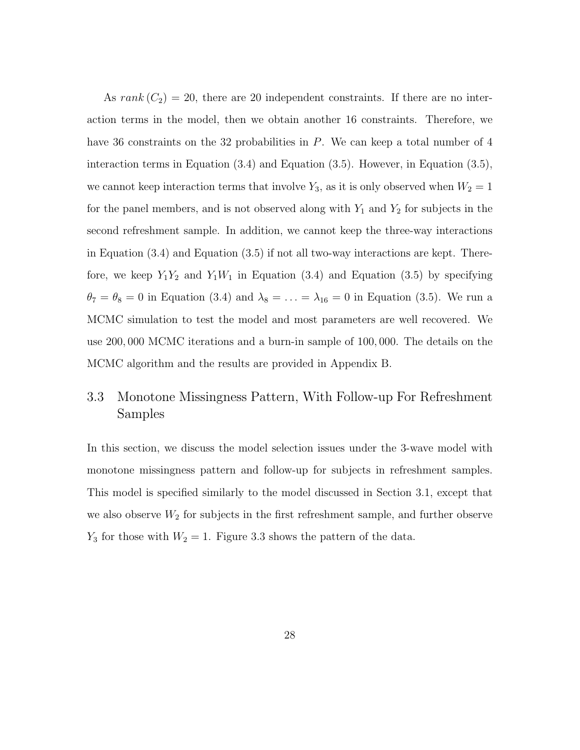As $rank\,(C_2) = 20$, there are 20 independent constraints. If there are no interaction terms in the model, then we obtain another 16 constraints. Therefore, we have 36 constraints on the 32 probabilities in $P$. We can keep a total number of 4 interaction terms in Equation (3.4) and Equation (3.5). However, in Equation (3.5), we cannot keep interaction terms that involve $Y_3$, as it is only observed when $W_2 = 1$ for the panel members, and is not observed along with $Y_1$ and $Y_2$ for subjects in the second refreshment sample. In addition, we cannot keep the three-way interactions in Equation (3.4) and Equation (3.5) if not all two-way interactions are kept. Therefore, we keep $Y_1 Y_2$ and $Y_1 W_1$ in Equation (3.4) and Equation (3.5) by specifying $\theta_7 = \theta_8 = 0$ in Equation (3.4) and $\lambda_8 = \ldots = \lambda_{16} = 0$ in Equation (3.5). We run a MCMC simulation to test the model and most parameters are well recovered. We use $200,000$ MCMC iterations and a burn-in sample of $100,000$. The details on the MCMC algorithm and the results are provided in Appendix B.

## 3.3 Monotone Missingness Pattern, With Follow-up For Refreshment Samples

In this section, we discuss the model selection issues under the 3-wave model with monotone missingness pattern and follow-up for subjects in refreshment samples. This model is specified similarly to the model discussed in Section 3.1, except that we also observe $W_2$ for subjects in the first refreshment sample, and further observe $Y_3$ for those with $W_2 = 1$. Figure 3.3 shows the pattern of the data.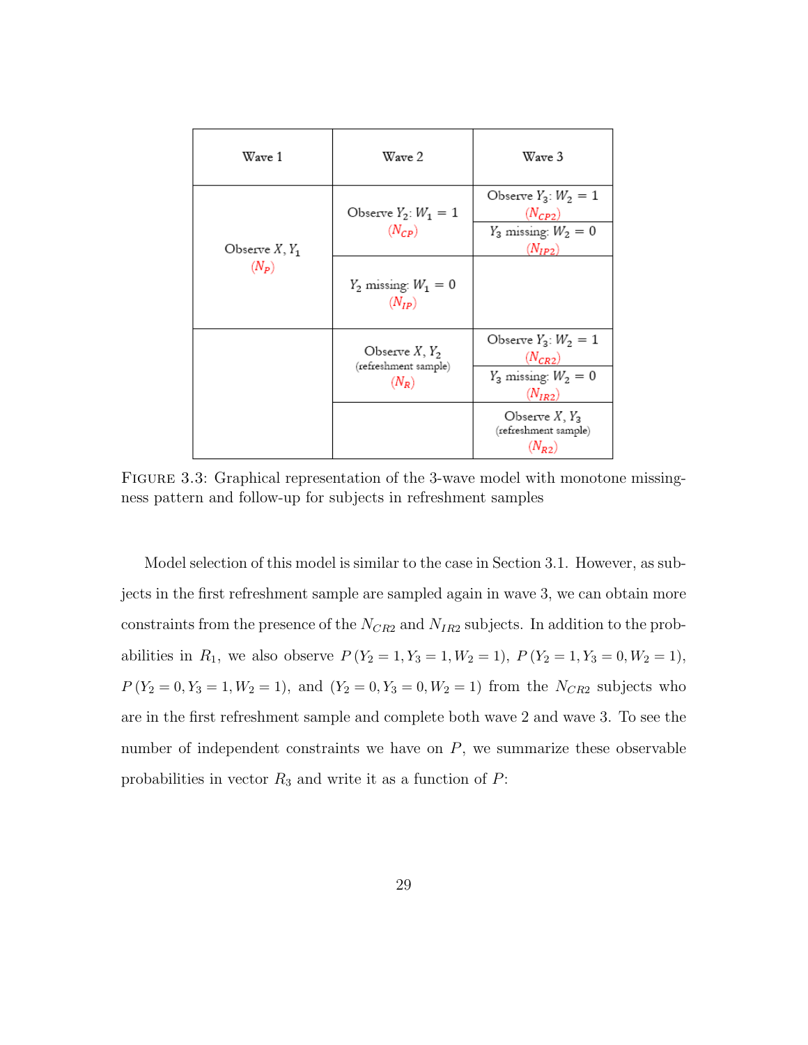| Wave 1 | Wave 2 | Wave 3 |
|---|---|---|
| Observe $X, Y_1$ ($N_P$) | Observe $Y_2$: $W_1 = 1$ ($N_{CP}$) | Observe $Y_3$: $W_2 = 1$ ($N_{CP2}$) |
| | | $Y_3$ missing: $W_2 = 0$ ($N_{IP2}$) |
| | $Y_2$ missing: $W_1 = 0$ ($N_{IP}$) | |
| | Observe $X, Y_2$ (refreshment sample) ($N_R$) | Observe $Y_3$: $W_2 = 1$ ($N_{CR2}$) |
| | | $Y_3$ missing: $W_2 = 0$ ($N_{IR2}$) |
| | | Observe $X, Y_3$ (refreshment sample) ($N_{R2}$) |

FIGURE 3.3: Graphical representation of the 3-wave model with monotone missingness pattern and follow-up for subjects in refreshment samples

Model selection of this model is similar to the case in Section 3.1. However, as subjects in the first refreshment sample are sampled again in wave 3, we can obtain more constraints from the presence of the $N_{CR2}$ and $N_{IR2}$ subjects. In addition to the probabilities in $R_1$, we also observe $P(Y_2 = 1, Y_3 = 1, W_2 = 1)$, $P(Y_2 = 1, Y_3 = 0, W_2 = 1)$, $P(Y_2 = 0, Y_3 = 1, W_2 = 1)$, and $(Y_2 = 0, Y_3 = 0, W_2 = 1)$ from the $N_{CR2}$ subjects who are in the first refreshment sample and complete both wave 2 and wave 3. To see the number of independent constraints we have on $P$, we summarize these observable probabilities in vector $R_3$ and write it as a function of $P$: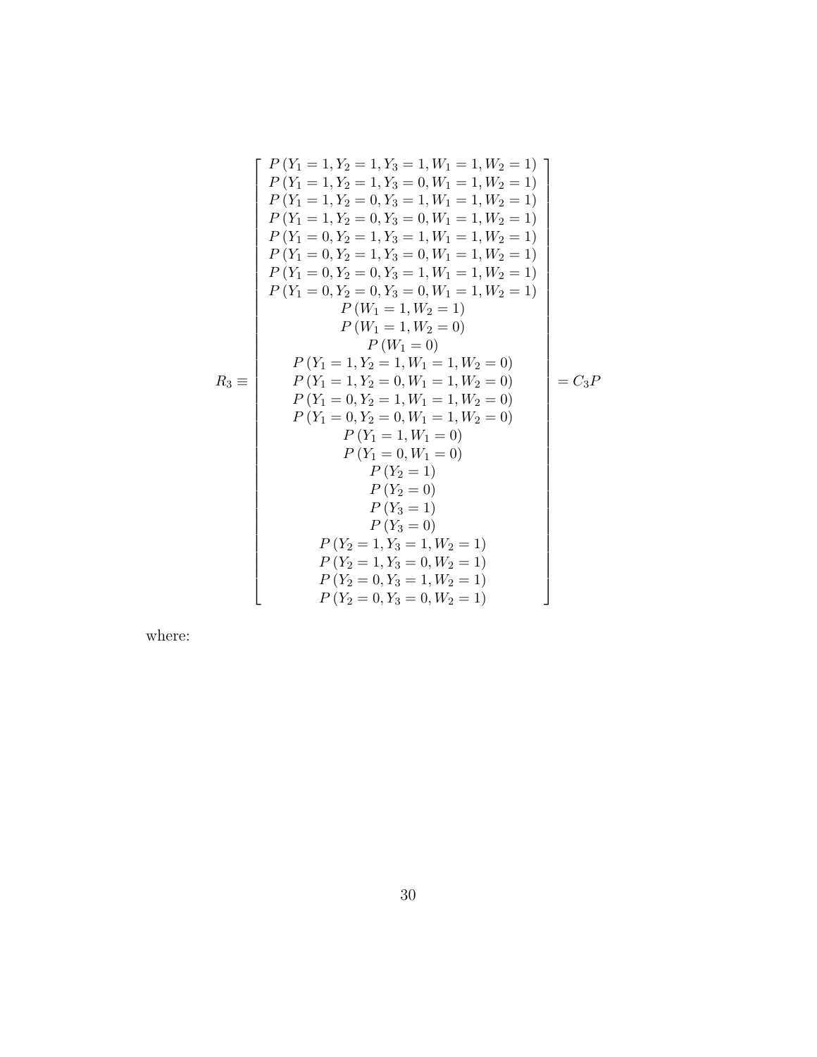$$
R_3 \equiv \begin{bmatrix}
P\left(Y_1=1,Y_2=1,Y_3=1,W_1=1,W_2=1\right) \\
P\left(Y_1=1,Y_2=1,Y_3=0,W_1=1,W_2=1\right) \\
P\left(Y_1=1,Y_2=0,Y_3=1,W_1=1,W_2=1\right) \\
P\left(Y_1=1,Y_2=0,Y_3=0,W_1=1,W_2=1\right) \\
P\left(Y_1=0,Y_2=1,Y_3=1,W_1=1,W_2=1\right) \\
P\left(Y_1=0,Y_2=1,Y_3=0,W_1=1,W_2=1\right) \\
P\left(Y_1=0,Y_2=0,Y_3=1,W_1=1,W_2=1\right) \\
P\left(Y_1=0,Y_2=0,Y_3=0,W_1=1,W_2=1\right) \\
P\left(W_1=1,W_2=1\right) \\
P\left(W_1=1,W_2=0\right) \\
P\left(W_1=0\right) \\
P\left(Y_1=1,Y_2=1,W_1=1,W_2=0\right) \\
P\left(Y_1=1,Y_2=0,W_1=1,W_2=0\right) \\
P\left(Y_1=0,Y_2=1,W_1=1,W_2=0\right) \\
P\left(Y_1=0,Y_2=0,W_1=1,W_2=0\right) \\
P\left(Y_1=1,W_1=0\right) \\
P\left(Y_1=0,W_1=0\right) \\
P\left(Y_2=1\right) \\
P\left(Y_2=0\right) \\
P\left(Y_3=1\right) \\
P\left(Y_3=0\right) \\
P\left(Y_2=1,Y_3=1,W_2=1\right) \\
P\left(Y_2=1,Y_3=0,W_2=1\right) \\
P\left(Y_2=0,Y_3=1,W_2=1\right) \\
P\left(Y_2=0,Y_3=0,W_2=1\right)
\end{bmatrix} = C_3 P
$$

where: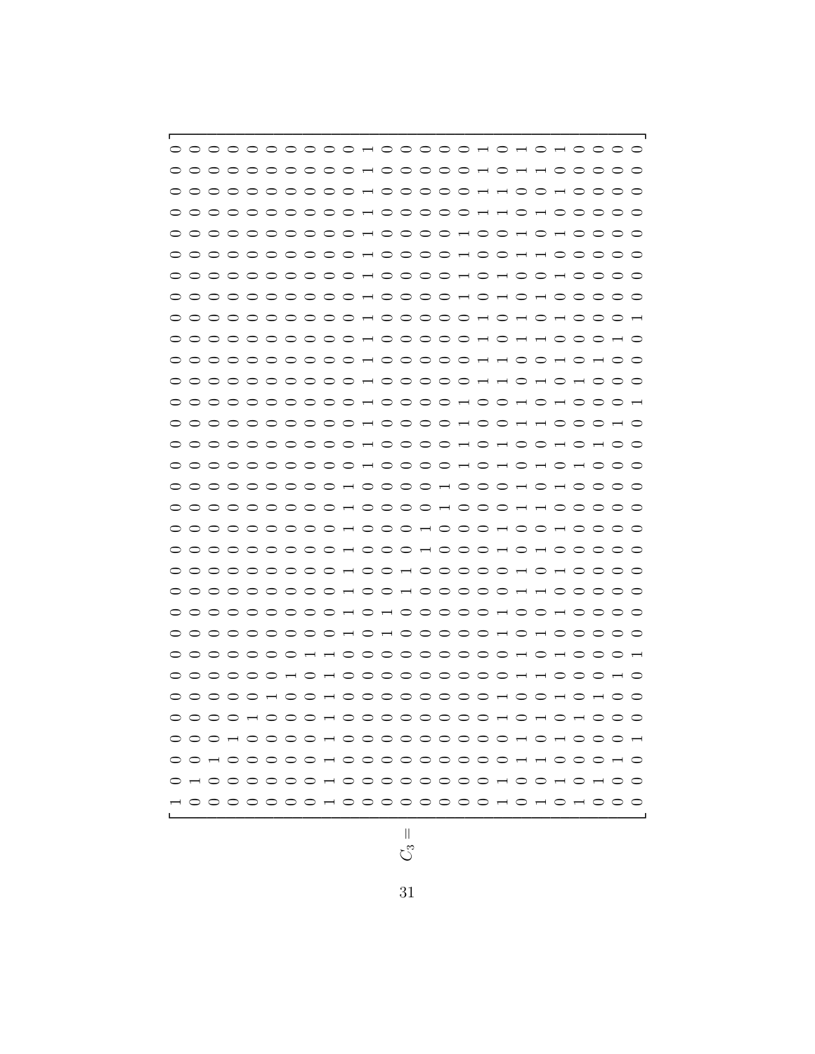$$
C_3 = \begin{bmatrix}
1 & 0 & 0 & 0 & 0 & 0 & 0 & 0 & 0 & 0 & 0 & 0 & 0 & 0 & 0 & 0 & 0 & 0 & 0 & 0 & 0 & 0 & 0 & 0 & 0 & 0 & 0 & 0 & 0 & 0 & 0 & 0 \\
0 & 1 & 0 & 0 & 0 & 0 & 0 & 0 & 0 & 0 & 0 & 0 & 0 & 0 & 0 & 0 & 0 & 0 & 0 & 0 & 0 & 0 & 0 & 0 & 0 & 0 & 0 & 0 & 0 & 0 & 0 & 0 \\
0 & 0 & 1 & 0 & 0 & 0 & 0 & 0 & 0 & 0 & 0 & 0 & 0 & 0 & 0 & 0 & 0 & 0 & 0 & 0 & 0 & 0 & 0 & 0 & 0 & 0 & 0 & 0 & 0 & 0 & 0 & 0 \\
0 & 0 & 0 & 1 & 0 & 0 & 0 & 0 & 0 & 0 & 0 & 0 & 0 & 0 & 0 & 0 & 0 & 0 & 0 & 0 & 0 & 0 & 0 & 0 & 0 & 0 & 0 & 0 & 0 & 0 & 0 & 0 \\
0 & 0 & 0 & 0 & 0 & 0 & 0 & 0 & 0 & 0 & 0 & 0 & 0 & 0 & 0 & 0 & 0 & 0 & 0 & 0 & 0 & 0 & 0 & 0 & 0 & 0 & 0 & 0 & 0 & 0 & 0 & 0 \\
0 & 0 & 0 & 0 & 1 & 0 & 0 & 0 & 0 & 0 & 0 & 0 & 0 & 0 & 0 & 0 & 0 & 0 & 0 & 0 & 0 & 0 & 0 & 0 & 0 & 0 & 0 & 0 & 0 & 0 & 0 & 0 \\
0 & 0 & 0 & 0 & 0 & 1 & 0 & 0 & 0 & 0 & 0 & 0 & 0 & 0 & 0 & 0 & 0 & 0 & 0 & 0 & 0 & 0 & 0 & 0 & 0 & 0 & 0 & 0 & 0 & 0 & 0 & 0 \\
0 & 0 & 0 & 0 & 0 & 0 & 1 & 0 & 0 & 0 & 0 & 0 & 0 & 0 & 0 & 0 & 0 & 0 & 0 & 0 & 0 & 0 & 0 & 0 & 0 & 0 & 0 & 0 & 0 & 0 & 0 & 0 \\
0 & 0 & 0 & 0 & 0 & 0 & 0 & 1 & 0 & 0 & 0 & 0 & 0 & 0 & 0 & 0 & 0 & 0 & 0 & 0 & 0 & 0 & 0 & 0 & 0 & 0 & 0 & 0 & 0 & 0 & 0 & 0 \\
1 & 1 & 1 & 1 & 1 & 1 & 1 & 1 & 0 & 0 & 0 & 0 & 0 & 0 & 0 & 0 & 0 & 0 & 0 & 0 & 0 & 0 & 0 & 0 & 0 & 0 & 0 & 0 & 0 & 0 & 0 & 0 \\
0 & 0 & 0 & 0 & 0 & 0 & 0 & 0 & 1 & 1 & 1 & 1 & 1 & 1 & 1 & 1 & 0 & 0 & 0 & 0 & 0 & 0 & 0 & 0 & 0 & 0 & 0 & 0 & 0 & 0 & 0 & 0 \\
0 & 0 & 0 & 0 & 0 & 0 & 0 & 0 & 0 & 0 & 0 & 0 & 0 & 0 & 0 & 0 & 1 & 1 & 1 & 1 & 1 & 1 & 1 & 1 & 1 & 1 & 1 & 1 & 1 & 1 & 1 & 1 \\
0 & 0 & 0 & 0 & 0 & 0 & 0 & 0 & 1 & 1 & 0 & 0 & 0 & 0 & 0 & 0 & 0 & 0 & 0 & 0 & 0 & 0 & 0 & 0 & 0 & 0 & 0 & 0 & 0 & 0 & 0 & 0 \\
0 & 0 & 0 & 0 & 0 & 0 & 0 & 0 & 0 & 0 & 1 & 1 & 0 & 0 & 0 & 0 & 0 & 0 & 0 & 0 & 0 & 0 & 0 & 0 & 0 & 0 & 0 & 0 & 0 & 0 & 0 & 0 \\
0 & 0 & 0 & 0 & 0 & 0 & 0 & 0 & 0 & 0 & 0 & 0 & 1 & 1 & 0 & 0 & 0 & 0 & 0 & 0 & 0 & 0 & 0 & 0 & 0 & 0 & 0 & 0 & 0 & 0 & 0 & 0 \\
0 & 0 & 0 & 0 & 0 & 0 & 0 & 0 & 0 & 0 & 0 & 0 & 0 & 0 & 1 & 1 & 0 & 0 & 0 & 0 & 0 & 0 & 0 & 0 & 0 & 0 & 0 & 0 & 0 & 0 & 0 & 0 \\
0 & 0 & 0 & 0 & 0 & 0 & 0 & 0 & 0 & 0 & 0 & 0 & 0 & 0 & 0 & 0 & 1 & 1 & 1 & 1 & 0 & 0 & 0 & 0 & 1 & 1 & 1 & 1 & 0 & 0 & 0 & 0 \\
0 & 0 & 0 & 0 & 0 & 0 & 0 & 0 & 0 & 0 & 0 & 0 & 0 & 0 & 0 & 0 & 0 & 0 & 0 & 0 & 1 & 1 & 1 & 1 & 0 & 0 & 0 & 0 & 1 & 1 & 1 & 1 \\
1 & 1 & 0 & 0 & 1 & 1 & 0 & 0 & 1 & 1 & 0 & 0 & 1 & 1 & 0 & 0 & 1 & 1 & 0 & 0 & 1 & 1 & 0 & 0 & 1 & 1 & 0 & 0 & 1 & 1 & 0 & 0 \\
0 & 0 & 1 & 1 & 0 & 0 & 1 & 1 & 0 & 0 & 1 & 1 & 0 & 0 & 1 & 1 & 0 & 0 & 1 & 1 & 0 & 0 & 1 & 1 & 0 & 0 & 1 & 1 & 0 & 0 & 1 & 1 \\
1 & 0 & 1 & 0 & 1 & 0 & 1 & 0 & 1 & 0 & 1 & 0 & 1 & 0 & 1 & 0 & 1 & 0 & 1 & 0 & 1 & 0 & 1 & 0 & 1 & 0 & 1 & 0 & 1 & 0 & 1 & 0 \\
0 & 1 & 0 & 1 & 0 & 1 & 0 & 1 & 0 & 1 & 0 & 1 & 0 & 1 & 0 & 1 & 0 & 1 & 0 & 1 & 0 & 1 & 0 & 1 & 0 & 1 & 0 & 1 & 0 & 1 & 0 & 1 \\
1 & 0 & 0 & 0 & 1 & 0 & 0 & 0 & 0 & 0 & 0 & 0 & 0 & 0 & 0 & 0 & 1 & 0 & 0 & 0 & 1 & 0 & 0 & 0 & 0 & 0 & 0 & 0 & 0 & 0 & 0 & 0 \\
0 & 1 & 0 & 0 & 0 & 1 & 0 & 0 & 0 & 0 & 0 & 0 & 0 & 0 & 0 & 0 & 0 & 1 & 0 & 0 & 0 & 1 & 0 & 0 & 0 & 0 & 0 & 0 & 0 & 0 & 0 & 0 \\
0 & 0 & 1 & 0 & 0 & 0 & 1 & 0 & 0 & 0 & 0 & 0 & 0 & 0 & 0 & 0 & 0 & 0 & 1 & 0 & 0 & 0 & 1 & 0 & 0 & 0 & 0 & 0 & 0 & 0 & 0 & 0 \\
0 & 0 & 0 & 1 & 0 & 0 & 0 & 1 & 0 & 0 & 0 & 0 & 0 & 0 & 0 & 0 & 0 & 0 & 0 & 1 & 0 & 0 & 0 & 1 & 0 & 0 & 0 & 0 & 0 & 0 & 0 & 0
\end{bmatrix}
$$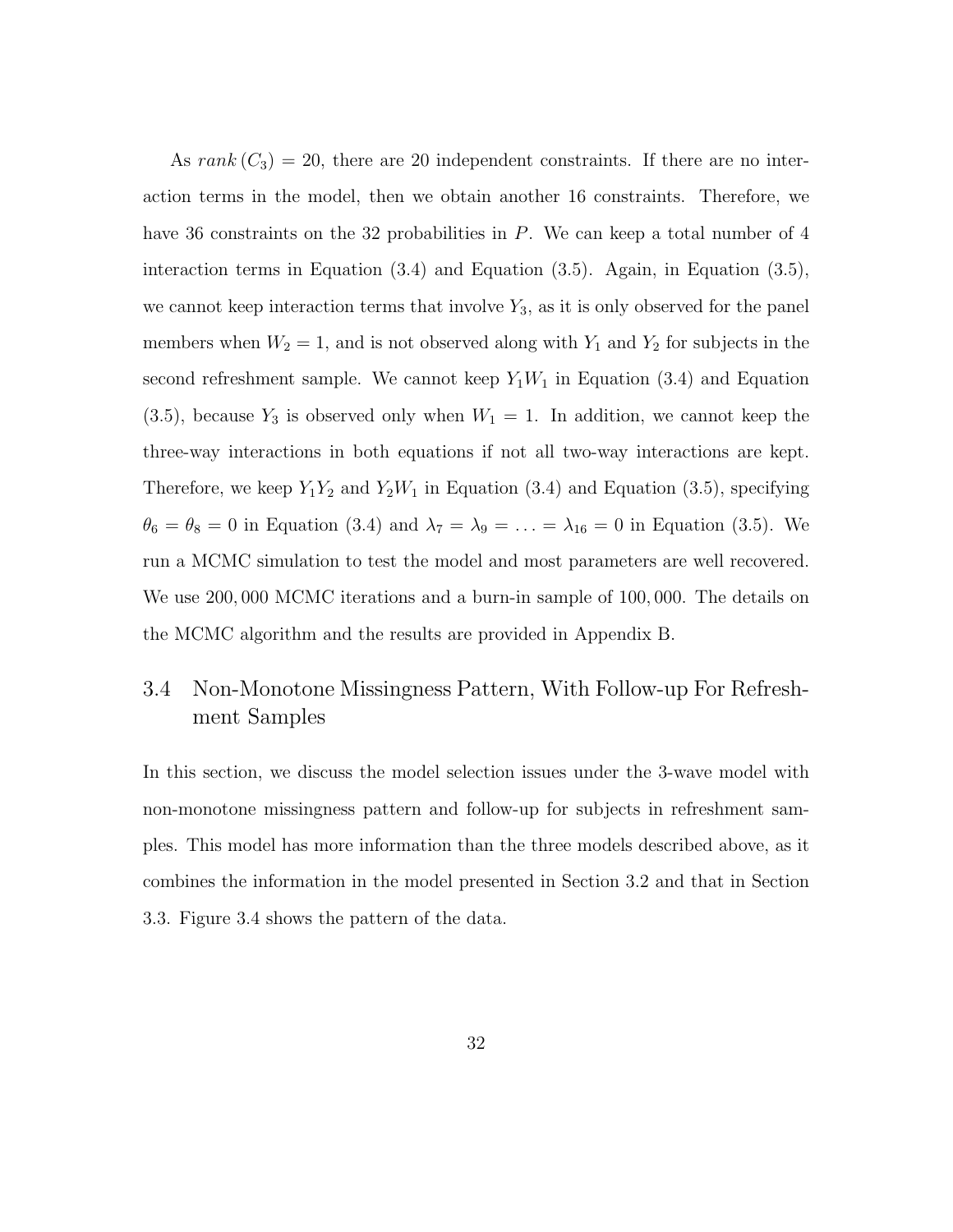As $rank(C_3) = 20$, there are 20 independent constraints. If there are no interaction terms in the model, then we obtain another 16 constraints. Therefore, we have 36 constraints on the 32 probabilities in $P$. We can keep a total number of 4 interaction terms in Equation (3.4) and Equation (3.5). Again, in Equation (3.5), we cannot keep interaction terms that involve $Y_3$, as it is only observed for the panel members when $W_2 = 1$, and is not observed along with $Y_1$ and $Y_2$ for subjects in the second refreshment sample. We cannot keep $Y_1W_1$ in Equation (3.4) and Equation (3.5), because $Y_3$ is observed only when $W_1 = 1$. In addition, we cannot keep the three-way interactions in both equations if not all two-way interactions are kept. Therefore, we keep $Y_1Y_2$ and $Y_2W_1$ in Equation (3.4) and Equation (3.5), specifying $\theta_6 = \theta_8 = 0$ in Equation (3.4) and $\lambda_7 = \lambda_9 = \ldots = \lambda_{16} = 0$ in Equation (3.5). We run a MCMC simulation to test the model and most parameters are well recovered. We use $200,000$ MCMC iterations and a burn-in sample of $100,000$. The details on the MCMC algorithm and the results are provided in Appendix B.

## 3.4 Non-Monotone Missingness Pattern, With Follow-up For Refreshment Samples

In this section, we discuss the model selection issues under the 3-wave model with non-monotone missingness pattern and follow-up for subjects in refreshment samples. This model has more information than the three models described above, as it combines the information in the model presented in Section 3.2 and that in Section 3.3. Figure 3.4 shows the pattern of the data.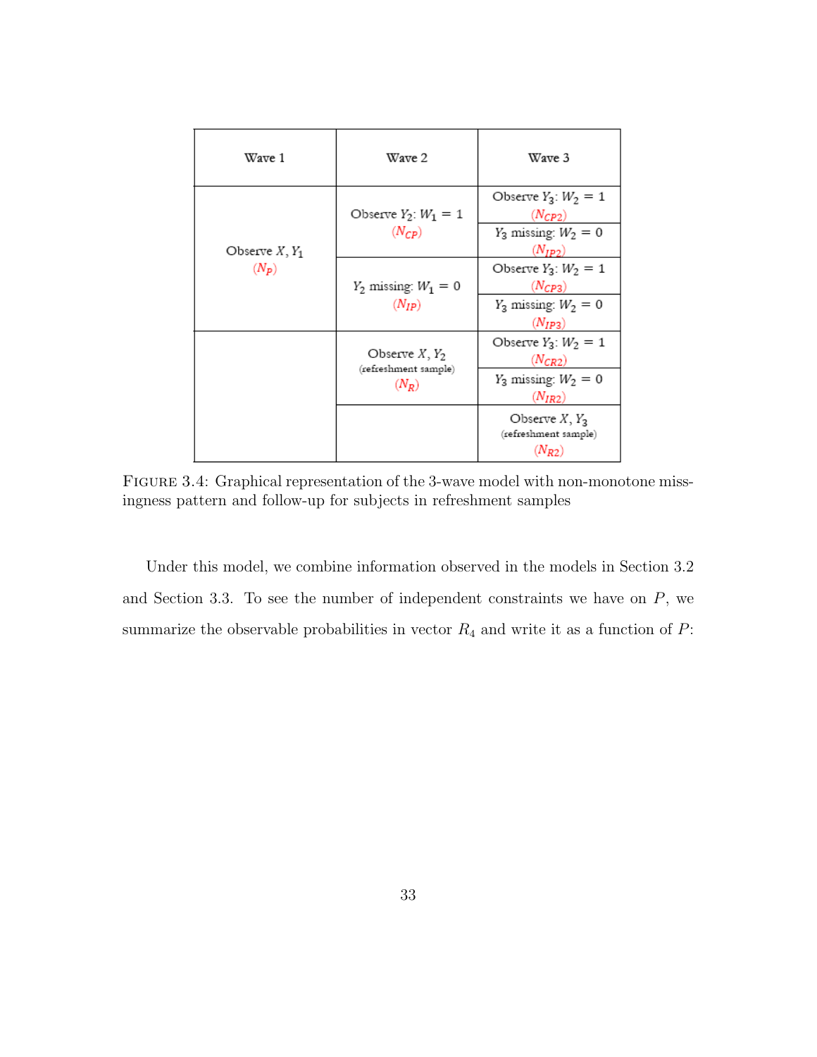| Wave 1 | Wave 2 | Wave 3 |
|---|---|---|
| Observe $X, Y_1$ ($N_P$) | Observe $Y_2$: $W_1 = 1$ ($N_{CP}$) | Observe $Y_3$: $W_2 = 1$ ($N_{CP2}$) |
| | | $Y_3$ missing: $W_2 = 0$ ($N_{IP2}$) |
| | $Y_2$ missing: $W_1 = 0$ ($N_{IP}$) | Observe $Y_3$: $W_2 = 1$ ($N_{CP3}$) |
| | | $Y_3$ missing: $W_2 = 0$ ($N_{IP3}$) |
| | Observe $X, Y_2$ (refreshment sample) ($N_R$) | Observe $Y_3$: $W_2 = 1$ ($N_{CR2}$) |
| | | $Y_3$ missing: $W_2 = 0$ ($N_{IR2}$) |
| | | Observe $X, Y_3$ (refreshment sample) ($N_{R2}$) |

FIGURE 3.4: Graphical representation of the 3-wave model with non-monotone missingness pattern and follow-up for subjects in refreshment samples

Under this model, we combine information observed in the models in Section 3.2 and Section 3.3. To see the number of independent constraints we have on $P$, we summarize the observable probabilities in vector $R_4$ and write it as a function of $P$: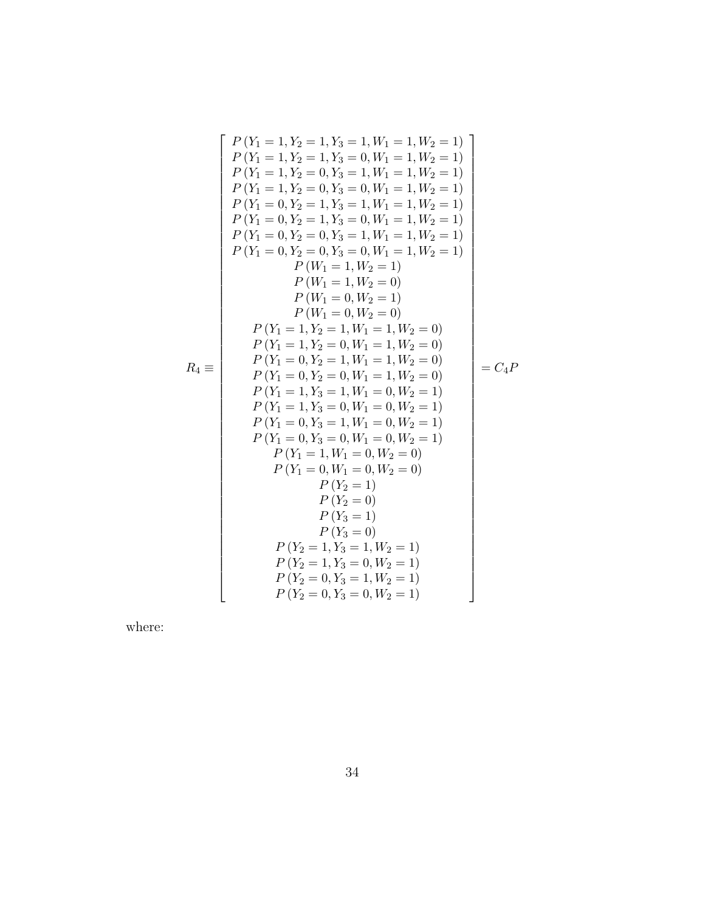$$
R_4 \equiv \begin{bmatrix}
P\left(Y_1 = 1, Y_2 = 1, Y_3 = 1, W_1 = 1, W_2 = 1\right) \\
P\left(Y_1 = 1, Y_2 = 1, Y_3 = 0, W_1 = 1, W_2 = 1\right) \\
P\left(Y_1 = 1, Y_2 = 0, Y_3 = 1, W_1 = 1, W_2 = 1\right) \\
P\left(Y_1 = 1, Y_2 = 0, Y_3 = 0, W_1 = 1, W_2 = 1\right) \\
P\left(Y_1 = 0, Y_2 = 1, Y_3 = 1, W_1 = 1, W_2 = 1\right) \\
P\left(Y_1 = 0, Y_2 = 1, Y_3 = 0, W_1 = 1, W_2 = 1\right) \\
P\left(Y_1 = 0, Y_2 = 0, Y_3 = 1, W_1 = 1, W_2 = 1\right) \\
P\left(Y_1 = 0, Y_2 = 0, Y_3 = 0, W_1 = 1, W_2 = 1\right) \\
P\left(W_1 = 1, W_2 = 1\right) \\
P\left(W_1 = 1, W_2 = 0\right) \\
P\left(W_1 = 0, W_2 = 1\right) \\
P\left(W_1 = 0, W_2 = 0\right) \\
P\left(Y_1 = 1, Y_2 = 1, W_1 = 1, W_2 = 0\right) \\
P\left(Y_1 = 1, Y_2 = 0, W_1 = 1, W_2 = 0\right) \\
P\left(Y_1 = 0, Y_2 = 1, W_1 = 1, W_2 = 0\right) \\
P\left(Y_1 = 0, Y_2 = 0, W_1 = 1, W_2 = 0\right) \\
P\left(Y_1 = 1, Y_3 = 1, W_1 = 0, W_2 = 1\right) \\
P\left(Y_1 = 1, Y_3 = 0, W_1 = 0, W_2 = 1\right) \\
P\left(Y_1 = 0, Y_3 = 1, W_1 = 0, W_2 = 1\right) \\
P\left(Y_1 = 0, Y_3 = 0, W_1 = 0, W_2 = 1\right) \\
P\left(Y_1 = 1, W_1 = 0, W_2 = 0\right) \\
P\left(Y_1 = 0, W_1 = 0, W_2 = 0\right) \\
P\left(Y_2 = 1\right) \\
P\left(Y_2 = 0\right) \\
P\left(Y_3 = 1\right) \\
P\left(Y_3 = 0\right) \\
P\left(Y_2 = 1, Y_3 = 1, W_2 = 1\right) \\
P\left(Y_2 = 1, Y_3 = 0, W_2 = 1\right) \\
P\left(Y_2 = 0, Y_3 = 1, W_2 = 1\right) \\
P\left(Y_2 = 0, Y_3 = 0, W_2 = 1\right)
\end{bmatrix} = C_4 P
$$

where: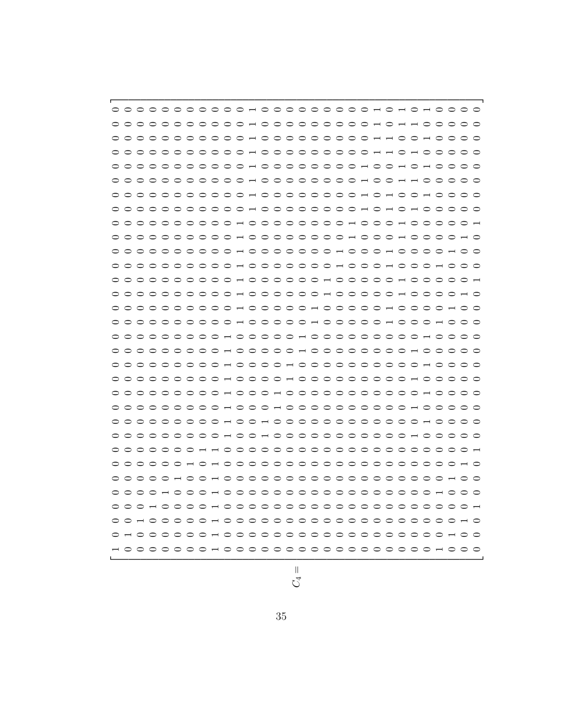$$
C_4 = \left[\begin{array}{ccccccccccccccccccccccccccccccccc}
1 & 0 & 0 & 0 & 0 & 0 & 0 & 0 & 0 & 0 & 0 & 0 & 0 & 0 & 0 & 0 & 0 & 0 & 0 & 0 & 0 & 0 & 0 & 0 & 0 & 0 & 0 & 0 & 0 & 0 & 0 & 0 & 0 \\
0 & 1 & 0 & 0 & 0 & 0 & 0 & 0 & 0 & 0 & 0 & 0 & 0 & 0 & 0 & 0 & 0 & 0 & 0 & 0 & 0 & 0 & 0 & 0 & 0 & 0 & 0 & 0 & 0 & 0 & 0 & 0 & 0 \\
0 & 0 & 1 & 0 & 0 & 0 & 0 & 0 & 0 & 0 & 0 & 0 & 0 & 0 & 0 & 0 & 0 & 0 & 0 & 0 & 0 & 0 & 0 & 0 & 0 & 0 & 0 & 0 & 0 & 0 & 0 & 0 & 0 \\
0 & 0 & 0 & 1 & 0 & 0 & 0 & 0 & 0 & 0 & 0 & 0 & 0 & 0 & 0 & 0 & 0 & 0 & 0 & 0 & 0 & 0 & 0 & 0 & 0 & 0 & 0 & 0 & 0 & 0 & 0 & 0 & 0 \\
0 & 0 & 0 & 0 & 1 & 0 & 0 & 0 & 0 & 0 & 0 & 0 & 0 & 0 & 0 & 0 & 0 & 0 & 0 & 0 & 0 & 0 & 0 & 0 & 0 & 0 & 0 & 0 & 0 & 0 & 0 & 0 & 0 \\
0 & 0 & 0 & 0 & 0 & 1 & 0 & 0 & 0 & 0 & 0 & 0 & 0 & 0 & 0 & 0 & 0 & 0 & 0 & 0 & 0 & 0 & 0 & 0 & 0 & 0 & 0 & 0 & 0 & 0 & 0 & 0 & 0 \\
0 & 0 & 0 & 0 & 0 & 0 & 1 & 0 & 0 & 0 & 0 & 0 & 0 & 0 & 0 & 0 & 0 & 0 & 0 & 0 & 0 & 0 & 0 & 0 & 0 & 0 & 0 & 0 & 0 & 0 & 0 & 0 & 0 \\
0 & 0 & 0 & 0 & 0 & 0 & 0 & 1 & 0 & 0 & 0 & 0 & 0 & 0 & 0 & 0 & 0 & 0 & 0 & 0 & 0 & 0 & 0 & 0 & 0 & 0 & 0 & 0 & 0 & 0 & 0 & 0 & 0 \\
0 & 0 & 0 & 0 & 0 & 0 & 0 & 0 & 1 & 0 & 0 & 0 & 0 & 0 & 0 & 0 & 0 & 0 & 0 & 0 & 0 & 0 & 0 & 0 & 0 & 0 & 0 & 0 & 0 & 0 & 0 & 0 & 0 \\
1 & 1 & 1 & 1 & 1 & 1 & 1 & 1 & 1 & 1 & 1 & 1 & 1 & 1 & 1 & 1 & 1 & 0 & 0 & 0 & 0 & 0 & 0 & 0 & 0 & 0 & 0 & 0 & 0 & 0 & 0 & 0 & 0 \\
0 & 0 & 0 & 0 & 0 & 0 & 0 & 0 & 0 & 0 & 0 & 0 & 0 & 0 & 0 & 0 & 0 & 1 & 1 & 1 & 1 & 1 & 1 & 1 & 1 & 0 & 0 & 0 & 0 & 0 & 0 & 0 & 0 \\
0 & 0 & 0 & 0 & 0 & 0 & 0 & 0 & 0 & 0 & 0 & 0 & 0 & 0 & 0 & 0 & 0 & 0 & 0 & 0 & 0 & 0 & 0 & 0 & 0 & 1 & 1 & 1 & 1 & 1 & 1 & 1 & 1 \\
0 & 0 & 0 & 0 & 0 & 0 & 0 & 0 & 0 & 1 & 1 & 0 & 0 & 0 & 0 & 0 & 0 & 0 & 0 & 0 & 0 & 0 & 0 & 0 & 0 & 0 & 0 & 0 & 0 & 0 & 0 & 0 & 0 \\
0 & 0 & 0 & 0 & 0 & 0 & 0 & 0 & 0 & 0 & 0 & 1 & 1 & 0 & 0 & 0 & 0 & 0 & 0 & 0 & 0 & 0 & 0 & 0 & 0 & 0 & 0 & 0 & 0 & 0 & 0 & 0 & 0 \\
0 & 0 & 0 & 0 & 0 & 0 & 0 & 0 & 0 & 0 & 0 & 0 & 0 & 1 & 1 & 0 & 0 & 0 & 0 & 0 & 0 & 0 & 0 & 0 & 0 & 0 & 0 & 0 & 0 & 0 & 0 & 0 & 0 \\
0 & 0 & 0 & 0 & 0 & 0 & 0 & 0 & 0 & 0 & 0 & 0 & 0 & 0 & 0 & 1 & 1 & 0 & 0 & 0 & 0 & 0 & 0 & 0 & 0 & 0 & 0 & 0 & 0 & 0 & 0 & 0 & 0 \\
0 & 0 & 0 & 0 & 0 & 0 & 0 & 0 & 0 & 0 & 0 & 0 & 0 & 0 & 0 & 0 & 0 & 0 & 0 & 0 & 0 & 0 & 0 & 0 & 0 & 0 & 0 & 0 & 0 & 0 & 0 & 0 & 0 \\
0 & 0 & 0 & 0 & 0 & 0 & 0 & 0 & 0 & 0 & 0 & 0 & 0 & 0 & 0 & 0 & 0 & 1 & 1 & 0 & 0 & 0 & 0 & 0 & 0 & 0 & 0 & 0 & 0 & 0 & 0 & 0 & 0 \\
0 & 0 & 0 & 0 & 0 & 0 & 0 & 0 & 0 & 0 & 0 & 0 & 0 & 0 & 0 & 0 & 0 & 0 & 0 & 1 & 1 & 0 & 0 & 0 & 0 & 0 & 0 & 0 & 0 & 0 & 0 & 0 & 0 \\
0 & 0 & 0 & 0 & 0 & 0 & 0 & 0 & 0 & 0 & 0 & 0 & 0 & 0 & 0 & 0 & 0 & 0 & 0 & 0 & 0 & 1 & 1 & 1 & 1 & 0 & 0 & 0 & 0 & 0 & 0 & 0 & 0 \\
0 & 0 & 0 & 0 & 0 & 0 & 0 & 0 & 0 & 0 & 0 & 0 & 0 & 0 & 0 & 0 & 0 & 0 & 0 & 0 & 0 & 0 & 0 & 0 & 0 & 1 & 1 & 1 & 1 & 0 & 0 & 0 & 0 \\
0 & 0 & 0 & 0 & 0 & 0 & 0 & 0 & 0 & 0 & 0 & 0 & 0 & 0 & 0 & 0 & 0 & 0 & 0 & 0 & 0 & 0 & 0 & 0 & 0 & 0 & 0 & 0 & 0 & 1 & 1 & 1 & 1 \\
0 & 0 & 0 & 0 & 0 & 0 & 0 & 0 & 0 & 0 & 0 & 0 & 0 & 0 & 0 & 0 & 0 & 0 & 0 & 0 & 0 & 0 & 0 & 0 & 0 & 1 & 1 & 0 & 0 & 1 & 1 & 0 & 0 \\
0 & 0 & 0 & 0 & 0 & 0 & 0 & 0 & 0 & 0 & 0 & 0 & 0 & 0 & 0 & 0 & 0 & 0 & 0 & 0 & 0 & 1 & 1 & 1 & 1 & 0 & 0 & 1 & 1 & 0 & 0 & 1 & 1 \\
0 & 0 & 0 & 0 & 0 & 0 & 0 & 0 & 0 & 0 & 0 & 0 & 0 & 0 & 0 & 0 & 0 & 1 & 1 & 1 & 1 & 0 & 0 & 0 & 0 & 1 & 0 & 1 & 0 & 1 & 0 & 1 & 0 \\
0 & 0 & 0 & 0 & 0 & 0 & 0 & 0 & 0 & 0 & 0 & 0 & 0 & 1 & 1 & 1 & 1 & 0 & 0 & 0 & 0 & 0 & 0 & 0 & 0 & 0 & 1 & 0 & 1 & 0 & 1 & 0 & 1 \\
0 & 0 & 0 & 0 & 0 & 0 & 0 & 0 & 0 & 1 & 1 & 1 & 1 & 0 & 0 & 0 & 0 & 0 & 0 & 0 & 0 & 0 & 0 & 0 & 0 & 0 & 0 & 0 & 0 & 0 & 0 & 0 & 0 \\
1 & 1 & 0 & 0 & 0 & 1 & 0 & 0 & 0 & 0 & 0 & 0 & 0 & 0 & 0 & 0 & 0 & 1 & 0 & 0 & 0 & 1 & 0 & 0 & 0 & 0 & 0 & 0 & 0 & 0 & 0 & 0 & 0 \\
0 & 0 & 1 & 0 & 0 & 0 & 1 & 0 & 0 & 0 & 0 & 0 & 0 & 0 & 0 & 0 & 0 & 0 & 1 & 0 & 0 & 0 & 1 & 0 & 0 & 0 & 0 & 0 & 0 & 0 & 0 & 0 & 0 \\
0 & 0 & 0 & 1 & 0 & 0 & 0 & 1 & 0 & 0 & 0 & 0 & 0 & 0 & 0 & 0 & 0 & 0 & 0 & 1 & 0 & 0 & 0 & 1 & 0 & 0 & 0 & 0 & 0 & 0 & 0 & 0 & 0 \\
0 & 0 & 0 & 0 & 1 & 0 & 0 & 0 & 1 & 0 & 0 & 0 & 0 & 0 & 0 & 0 & 0 & 0 & 0 & 0 & 1 & 0 & 0 & 0 & 1 & 0 & 0 & 0 & 0 & 0 & 0 & 0 & 0
\end{array}\right]
$$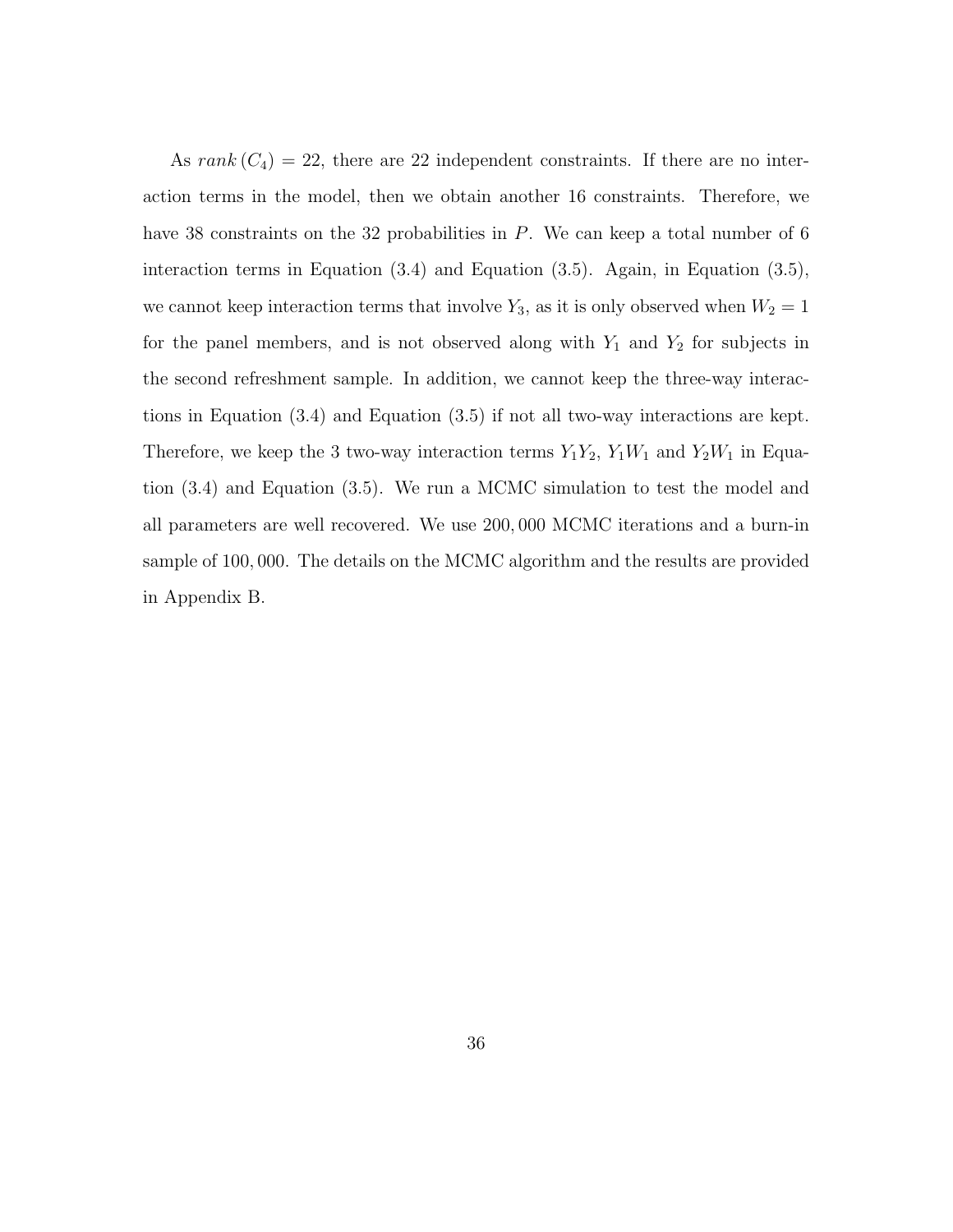As $rank\,(C_4) = 22$, there are 22 independent constraints. If there are no interaction terms in the model, then we obtain another 16 constraints. Therefore, we have 38 constraints on the 32 probabilities in $P$. We can keep a total number of 6 interaction terms in Equation (3.4) and Equation (3.5). Again, in Equation (3.5), we cannot keep interaction terms that involve $Y_3$, as it is only observed when $W_2 = 1$ for the panel members, and is not observed along with $Y_1$ and $Y_2$ for subjects in the second refreshment sample. In addition, we cannot keep the three-way interactions in Equation (3.4) and Equation (3.5) if not all two-way interactions are kept. Therefore, we keep the 3 two-way interaction terms $Y_1Y_2$, $Y_1W_1$ and $Y_2W_1$ in Equation (3.4) and Equation (3.5). We run a MCMC simulation to test the model and all parameters are well recovered. We use $200,000$ MCMC iterations and a burn-in sample of $100,000$. The details on the MCMC algorithm and the results are provided in Appendix B.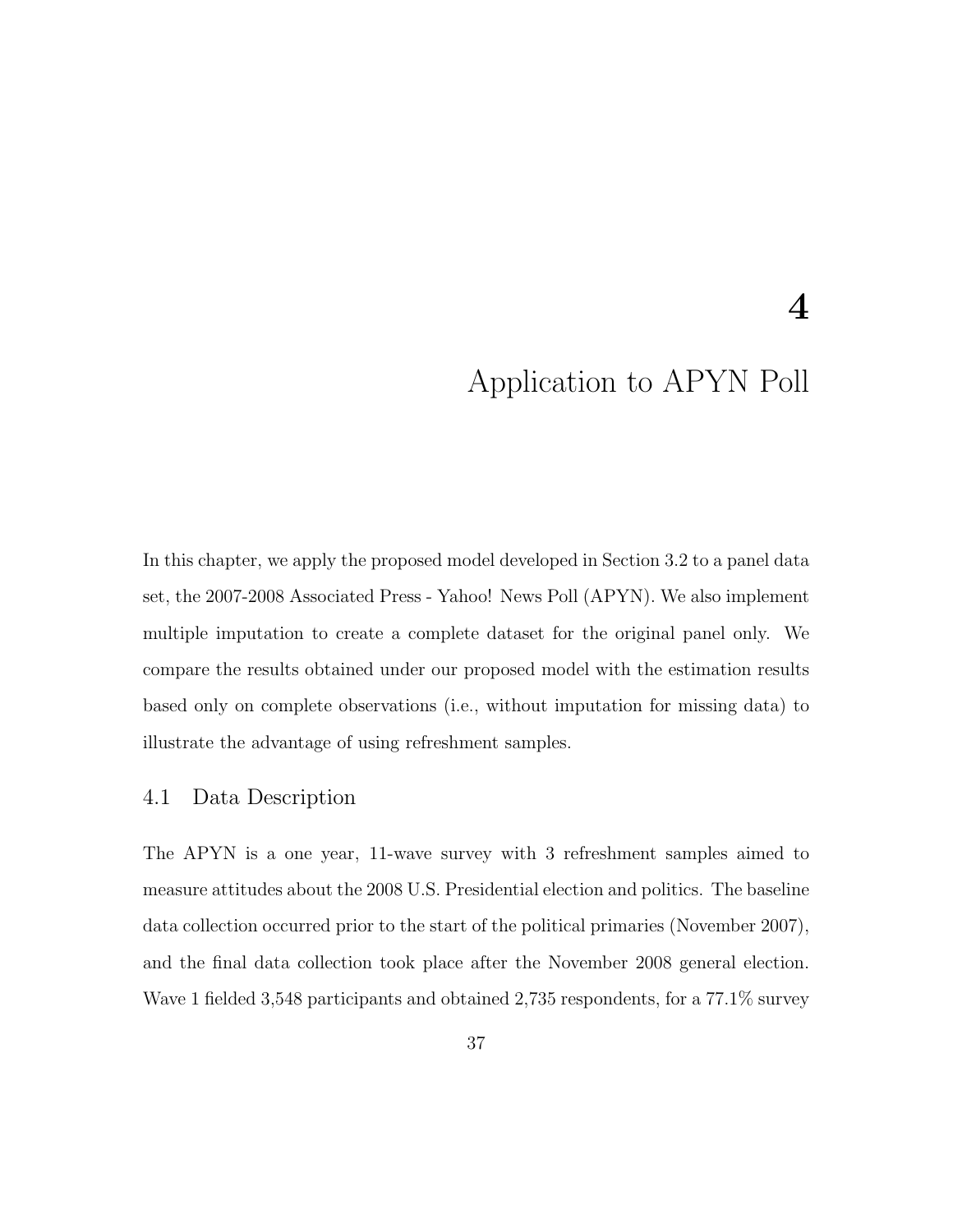# 4

# Application to APYN Poll

In this chapter, we apply the proposed model developed in Section 3.2 to a panel data set, the 2007-2008 Associated Press - Yahoo! News Poll (APYN). We also implement multiple imputation to create a complete dataset for the original panel only. We compare the results obtained under our proposed model with the estimation results based only on complete observations (i.e., without imputation for missing data) to illustrate the advantage of using refreshment samples.

## 4.1 Data Description

The APYN is a one year, 11-wave survey with 3 refreshment samples aimed to measure attitudes about the 2008 U.S. Presidential election and politics. The baseline data collection occurred prior to the start of the political primaries (November 2007), and the final data collection took place after the November 2008 general election. Wave 1 fielded 3,548 participants and obtained 2,735 respondents, for a 77.1% survey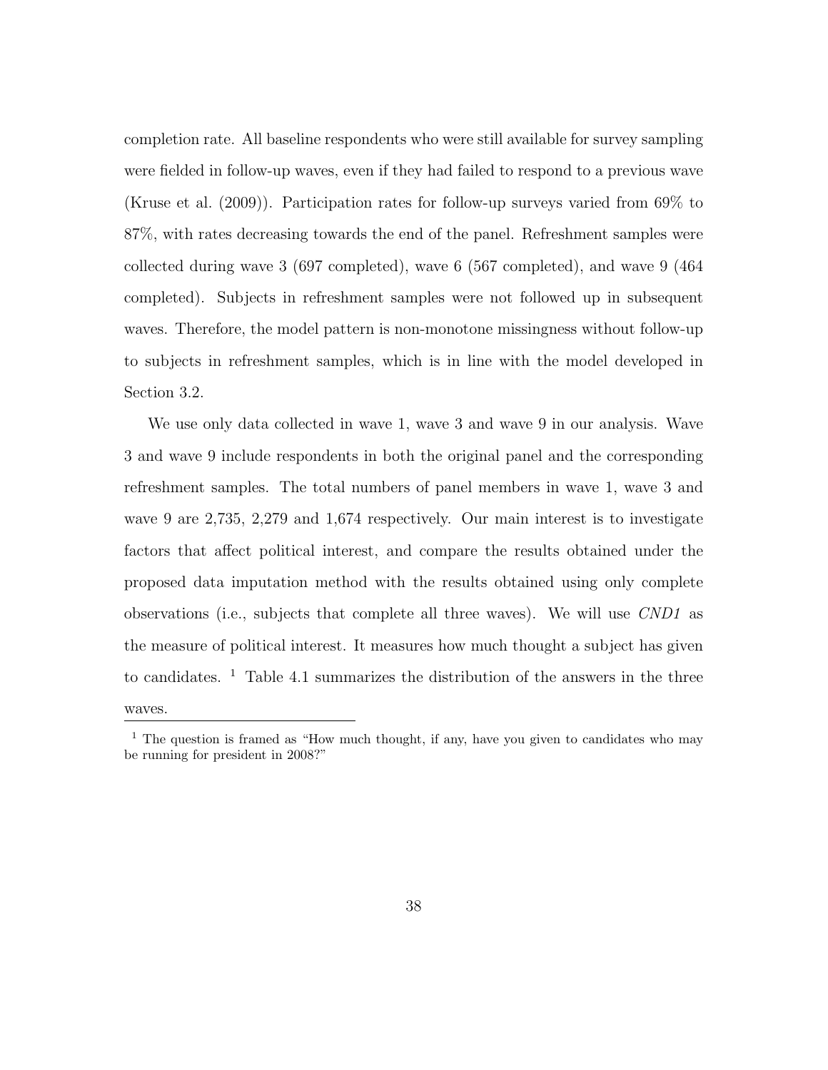completion rate. All baseline respondents who were still available for survey sampling were fielded in follow-up waves, even if they had failed to respond to a previous wave (Kruse et al. (2009)). Participation rates for follow-up surveys varied from 69% to 87%, with rates decreasing towards the end of the panel. Refreshment samples were collected during wave 3 (697 completed), wave 6 (567 completed), and wave 9 (464 completed). Subjects in refreshment samples were not followed up in subsequent waves. Therefore, the model pattern is non-monotone missingness without follow-up to subjects in refreshment samples, which is in line with the model developed in Section 3.2.

We use only data collected in wave 1, wave 3 and wave 9 in our analysis. Wave 3 and wave 9 include respondents in both the original panel and the corresponding refreshment samples. The total numbers of panel members in wave 1, wave 3 and wave 9 are 2,735, 2,279 and 1,674 respectively. Our main interest is to investigate factors that affect political interest, and compare the results obtained under the proposed data imputation method with the results obtained using only complete observations (i.e., subjects that complete all three waves). We will use *CND1* as the measure of political interest. It measures how much thought a subject has given to candidates. [1] Table 4.1 summarizes the distribution of the answers in the three waves.

[1] The question is framed as "How much thought, if any, have you given to candidates who may be running for president in 2008?"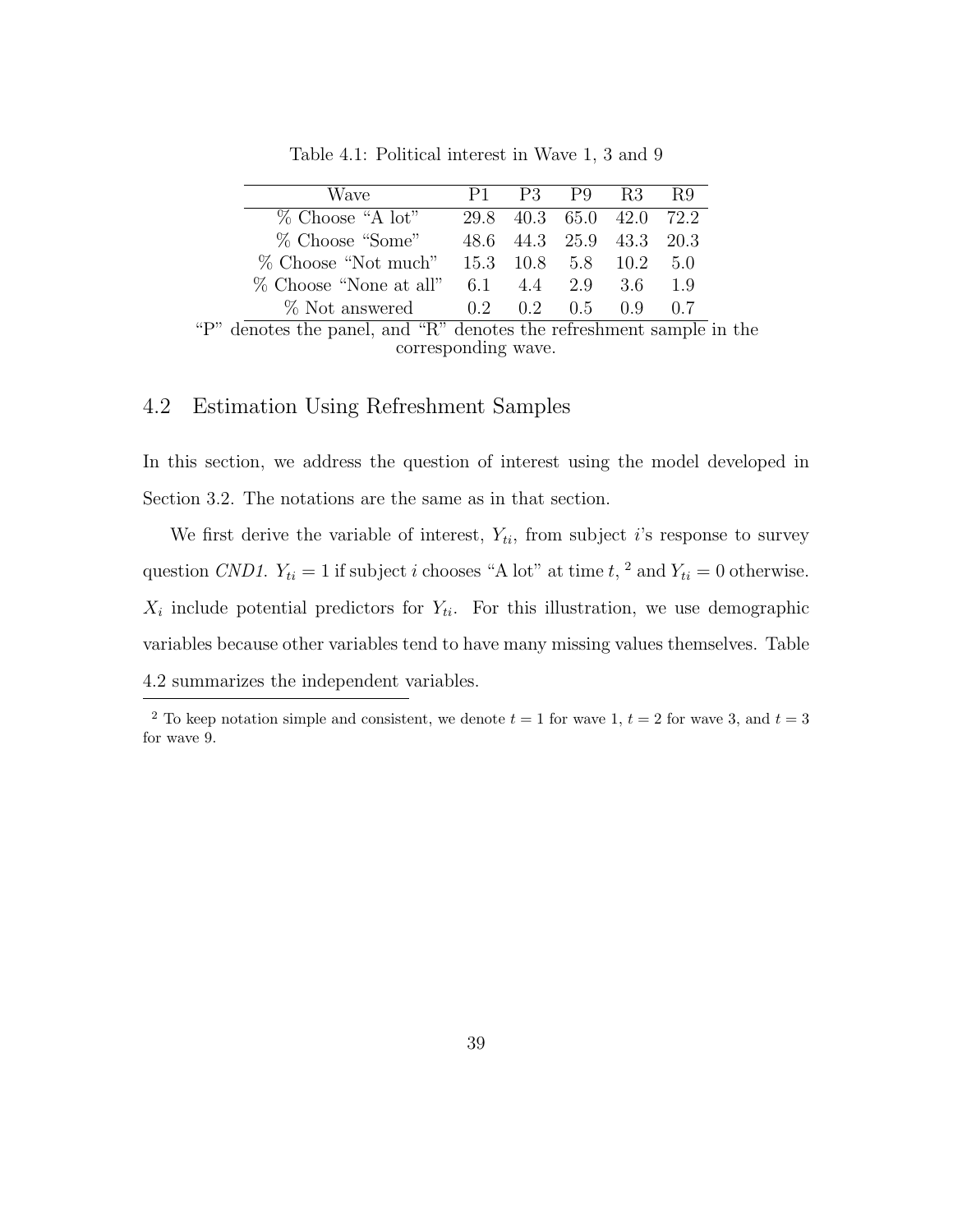Table 4.1: Political interest in Wave 1, 3 and 9

| Wave | P1 | P3 | P9 | R3 | R9 |
|---|---|---|---|---|---|
| % Choose "A lot" | 29.8 | 40.3 | 65.0 | 42.0 | 72.2 |
| % Choose "Some" | 48.6 | 44.3 | 25.9 | 43.3 | 20.3 |
| % Choose "Not much" | 15.3 | 10.8 | 5.8 | 10.2 | 5.0 |
| % Choose "None at all" | 6.1 | 4.4 | 2.9 | 3.6 | 1.9 |
| % Not answered | 0.2 | 0.2 | 0.5 | 0.9 | 0.7 |

"P" denotes the panel, and "R" denotes the refreshment sample in the corresponding wave.

## 4.2 Estimation Using Refreshment Samples

In this section, we address the question of interest using the model developed in Section 3.2. The notations are the same as in that section.

We first derive the variable of interest, $Y_{ti}$, from subject $i$'s response to survey question *CND1*. $Y_{ti} = 1$ if subject $i$ chooses "A lot" at time $t$, [2] and $Y_{ti} = 0$ otherwise. $X_i$ include potential predictors for $Y_{ti}$. For this illustration, we use demographic variables because other variables tend to have many missing values themselves. Table 4.2 summarizes the independent variables.

[2] To keep notation simple and consistent, we denote $t = 1$ for wave 1, $t = 2$ for wave 3, and $t = 3$ for wave 9.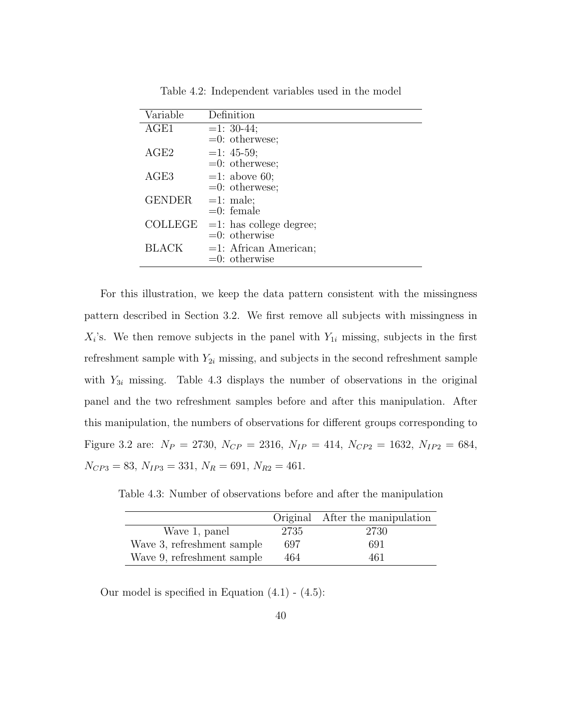Table 4.2: Independent variables used in the model

| Variable | Definition |
|---|---|
| AGE1 | =1: 30-44;<br>=0: otherwese; |
| AGE2 | =1: 45-59;<br>=0: otherwese; |
| AGE3 | =1: above 60;<br>=0: otherwese; |
| GENDER | =1: male;<br>=0: female |
| COLLEGE | =1: has college degree;<br>=0: otherwise |
| BLACK | =1: African American;<br>=0: otherwise |

For this illustration, we keep the data pattern consistent with the missingness pattern described in Section 3.2. We first remove all subjects with missingness in $X_i$'s. We then remove subjects in the panel with $Y_{1i}$ missing, subjects in the first refreshment sample with $Y_{2i}$ missing, and subjects in the second refreshment sample with $Y_{3i}$ missing. Table 4.3 displays the number of observations in the original panel and the two refreshment samples before and after this manipulation. After this manipulation, the numbers of observations for different groups corresponding to Figure 3.2 are: $N_P = 2730$, $N_{CP} = 2316$, $N_{IP} = 414$, $N_{CP2} = 1632$, $N_{IP2} = 684$, $N_{CP3} = 83$, $N_{IP3} = 331$, $N_R = 691$, $N_{R2} = 461$.

Table 4.3: Number of observations before and after the manipulation

| | Original | After the manipulation |
|---|---|---|
| Wave 1, panel | 2735 | 2730 |
| Wave 3, refreshment sample | 697 | 691 |
| Wave 9, refreshment sample | 464 | 461 |

Our model is specified in Equation (4.1) - (4.5):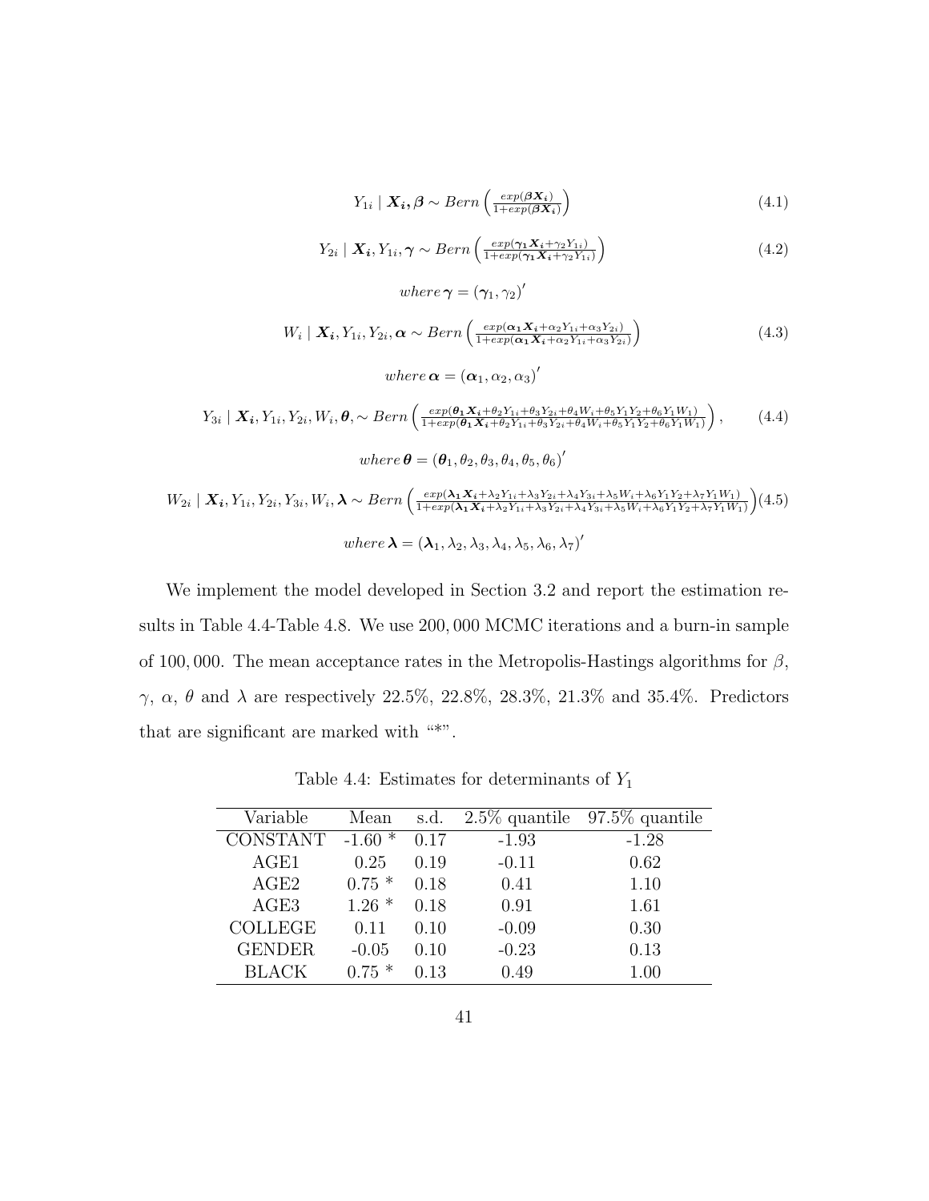$$Y_{1i} \mid \boldsymbol{X_i, \beta} \sim Bern\left(\frac{exp(\boldsymbol{\beta X_i})}{1+exp(\boldsymbol{\beta X_i})}\right) \tag{4.1}$$

$$Y_{2i} \mid \boldsymbol{X_i}, Y_{1i}, \boldsymbol{\gamma} \sim Bern\left(\frac{exp(\boldsymbol{\gamma_1 X_i}+\gamma_2 Y_{1i})}{1+exp(\boldsymbol{\gamma_1 X_i}+\gamma_2 Y_{1i})}\right) \tag{4.2}$$

$$where\,\boldsymbol{\gamma} = (\boldsymbol{\gamma}_1, \gamma_2)'$$

$$W_i \mid \boldsymbol{X_i}, Y_{1i}, Y_{2i}, \boldsymbol{\alpha} \sim Bern\left(\frac{exp(\boldsymbol{\alpha_1 X_i}+\alpha_2 Y_{1i}+\alpha_3 Y_{2i})}{1+exp(\boldsymbol{\alpha_1 X_i}+\alpha_2 Y_{1i}+\alpha_3 Y_{2i})}\right) \tag{4.3}$$

$$where\,\boldsymbol{\alpha} = (\boldsymbol{\alpha}_1, \alpha_2, \alpha_3)'$$

$$Y_{3i} \mid \boldsymbol{X_i}, Y_{1i}, Y_{2i}, W_i, \boldsymbol{\theta}, \sim Bern\left(\frac{exp(\boldsymbol{\theta_1 X_i}+\theta_2 Y_{1i}+\theta_3 Y_{2i}+\theta_4 W_i+\theta_5 Y_1 Y_2+\theta_6 Y_1 W_1)}{1+exp(\boldsymbol{\theta_1 X_i}+\theta_2 Y_{1i}+\theta_3 Y_{2i}+\theta_4 W_i+\theta_5 Y_1 Y_2+\theta_6 Y_1 W_1)}\right), \tag{4.4}$$

$$where\,\boldsymbol{\theta} = (\boldsymbol{\theta}_1, \theta_2, \theta_3, \theta_4, \theta_5, \theta_6)'$$

$$W_{2i} \mid \boldsymbol{X_i}, Y_{1i}, Y_{2i}, Y_{3i}, W_i, \boldsymbol{\lambda} \sim Bern\left(\frac{exp(\boldsymbol{\lambda_1 X_i}+\lambda_2 Y_{1i}+\lambda_3 Y_{2i}+\lambda_4 Y_{3i}+\lambda_5 W_i+\lambda_6 Y_1 Y_2+\lambda_7 Y_1 W_1)}{1+exp(\boldsymbol{\lambda_1 X_i}+\lambda_2 Y_{1i}+\lambda_3 Y_{2i}+\lambda_4 Y_{3i}+\lambda_5 W_i+\lambda_6 Y_1 Y_2+\lambda_7 Y_1 W_1)}\right) \tag{4.5}$$

$$where\,\boldsymbol{\lambda} = (\boldsymbol{\lambda}_1, \lambda_2, \lambda_3, \lambda_4, \lambda_5, \lambda_6, \lambda_7)'$$

We implement the model developed in Section 3.2 and report the estimation results in Table 4.4-Table 4.8. We use 200,000 MCMC iterations and a burn-in sample of 100,000. The mean acceptance rates in the Metropolis-Hastings algorithms for $\beta$, $\gamma$, $\alpha$, $\theta$ and $\lambda$ are respectively 22.5%, 22.8%, 28.3%, 21.3% and 35.4%. Predictors that are significant are marked with "*".

Table 4.4: Estimates for determinants of $Y_1$

| Variable | Mean | s.d. | 2.5% quantile | 97.5% quantile |
|---|---|---|---|---|
| CONSTANT | -1.60 * | 0.17 | -1.93 | -1.28 |
| AGE1 | 0.25 | 0.19 | -0.11 | 0.62 |
| AGE2 | 0.75 * | 0.18 | 0.41 | 1.10 |
| AGE3 | 1.26 * | 0.18 | 0.91 | 1.61 |
| COLLEGE | 0.11 | 0.10 | -0.09 | 0.30 |
| GENDER | -0.05 | 0.10 | -0.23 | 0.13 |
| BLACK | 0.75 * | 0.13 | 0.49 | 1.00 |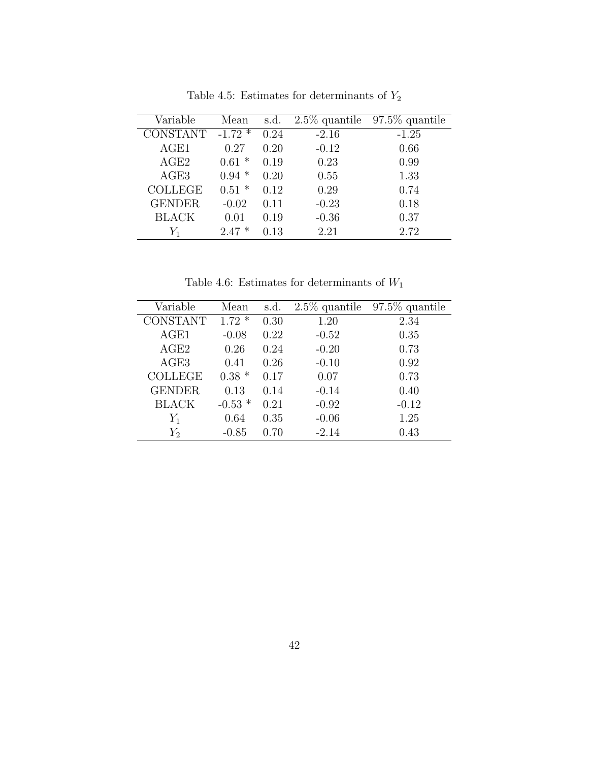Table 4.5: Estimates for determinants of $Y_2$

| Variable | Mean | s.d. | 2.5% quantile | 97.5% quantile |
|---|---|---|---|---|
| CONSTANT | -1.72 * | 0.24 | -2.16 | -1.25 |
| AGE1 | 0.27 | 0.20 | -0.12 | 0.66 |
| AGE2 | 0.61 * | 0.19 | 0.23 | 0.99 |
| AGE3 | 0.94 * | 0.20 | 0.55 | 1.33 |
| COLLEGE | 0.51 * | 0.12 | 0.29 | 0.74 |
| GENDER | -0.02 | 0.11 | -0.23 | 0.18 |
| BLACK | 0.01 | 0.19 | -0.36 | 0.37 |
| $Y_1$ | 2.47 * | 0.13 | 2.21 | 2.72 |

Table 4.6: Estimates for determinants of $W_1$

| Variable | Mean | s.d. | 2.5% quantile | 97.5% quantile |
|---|---|---|---|---|
| CONSTANT | 1.72 * | 0.30 | 1.20 | 2.34 |
| AGE1 | -0.08 | 0.22 | -0.52 | 0.35 |
| AGE2 | 0.26 | 0.24 | -0.20 | 0.73 |
| AGE3 | 0.41 | 0.26 | -0.10 | 0.92 |
| COLLEGE | 0.38 * | 0.17 | 0.07 | 0.73 |
| GENDER | 0.13 | 0.14 | -0.14 | 0.40 |
| BLACK | -0.53 * | 0.21 | -0.92 | -0.12 |
| $Y_1$ | 0.64 | 0.35 | -0.06 | 1.25 |
| $Y_2$ | -0.85 | 0.70 | -2.14 | 0.43 |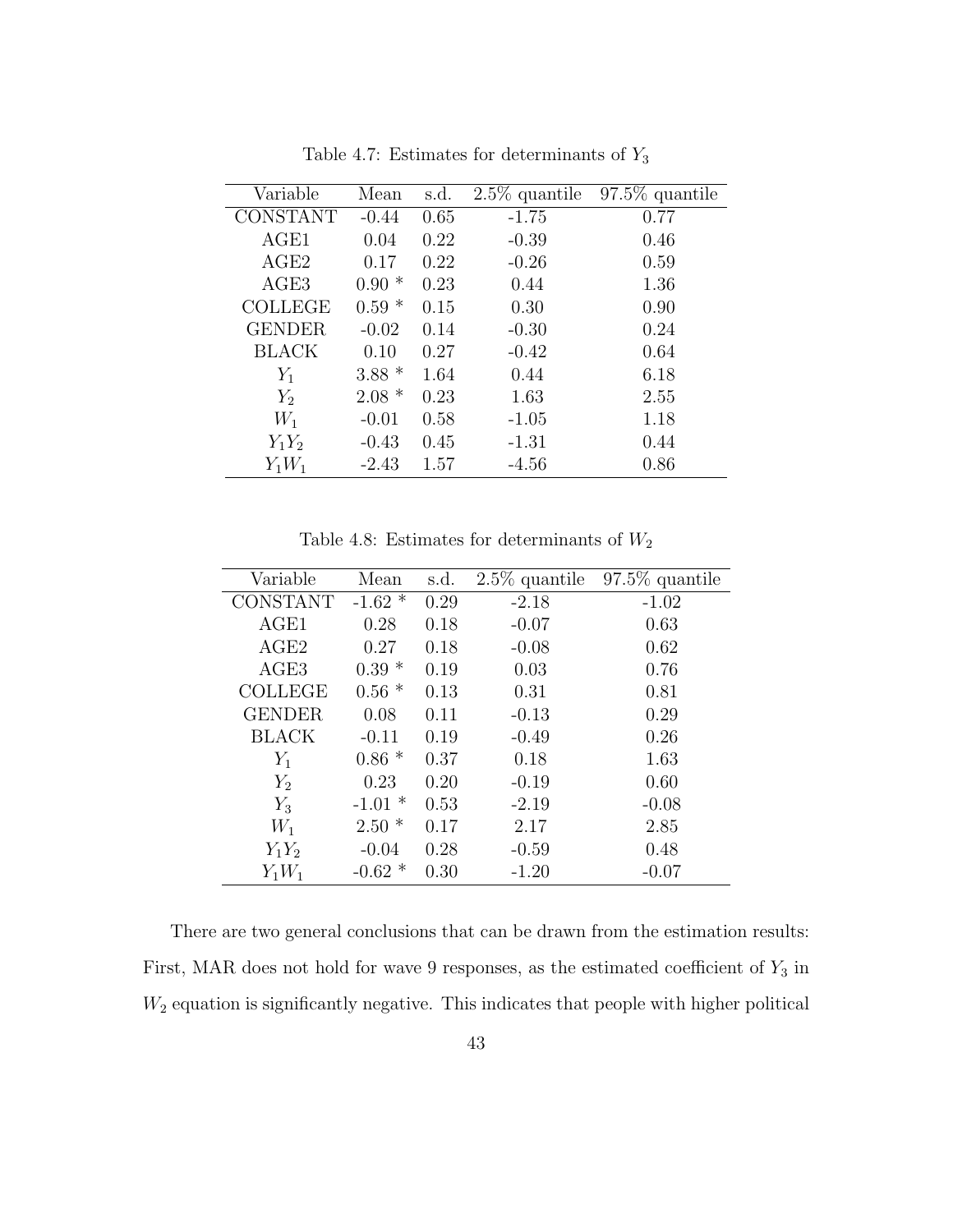Table 4.7: Estimates for determinants of $Y_3$

| Variable | Mean | s.d. | 2.5% quantile | 97.5% quantile |
|---|---|---|---|---|
| CONSTANT | -0.44 | 0.65 | -1.75 | 0.77 |
| AGE1 | 0.04 | 0.22 | -0.39 | 0.46 |
| AGE2 | 0.17 | 0.22 | -0.26 | 0.59 |
| AGE3 | 0.90 * | 0.23 | 0.44 | 1.36 |
| COLLEGE | 0.59 * | 0.15 | 0.30 | 0.90 |
| GENDER | -0.02 | 0.14 | -0.30 | 0.24 |
| BLACK | 0.10 | 0.27 | -0.42 | 0.64 |
| $Y_1$ | 3.88 * | 1.64 | 0.44 | 6.18 |
| $Y_2$ | 2.08 * | 0.23 | 1.63 | 2.55 |
| $W_1$ | -0.01 | 0.58 | -1.05 | 1.18 |
| $Y_1Y_2$ | -0.43 | 0.45 | -1.31 | 0.44 |
| $Y_1W_1$ | -2.43 | 1.57 | -4.56 | 0.86 |

Table 4.8: Estimates for determinants of $W_2$

| Variable | Mean | s.d. | 2.5% quantile | 97.5% quantile |
|---|---|---|---|---|
| CONSTANT | -1.62 * | 0.29 | -2.18 | -1.02 |
| AGE1 | 0.28 | 0.18 | -0.07 | 0.63 |
| AGE2 | 0.27 | 0.18 | -0.08 | 0.62 |
| AGE3 | 0.39 * | 0.19 | 0.03 | 0.76 |
| COLLEGE | 0.56 * | 0.13 | 0.31 | 0.81 |
| GENDER | 0.08 | 0.11 | -0.13 | 0.29 |
| BLACK | -0.11 | 0.19 | -0.49 | 0.26 |
| $Y_1$ | 0.86 * | 0.37 | 0.18 | 1.63 |
| $Y_2$ | 0.23 | 0.20 | -0.19 | 0.60 |
| $Y_3$ | -1.01 * | 0.53 | -2.19 | -0.08 |
| $W_1$ | 2.50 * | 0.17 | 2.17 | 2.85 |
| $Y_1Y_2$ | -0.04 | 0.28 | -0.59 | 0.48 |
| $Y_1W_1$ | -0.62 * | 0.30 | -1.20 | -0.07 |

There are two general conclusions that can be drawn from the estimation results: First, MAR does not hold for wave 9 responses, as the estimated coefficient of $Y_3$ in $W_2$ equation is significantly negative. This indicates that people with higher political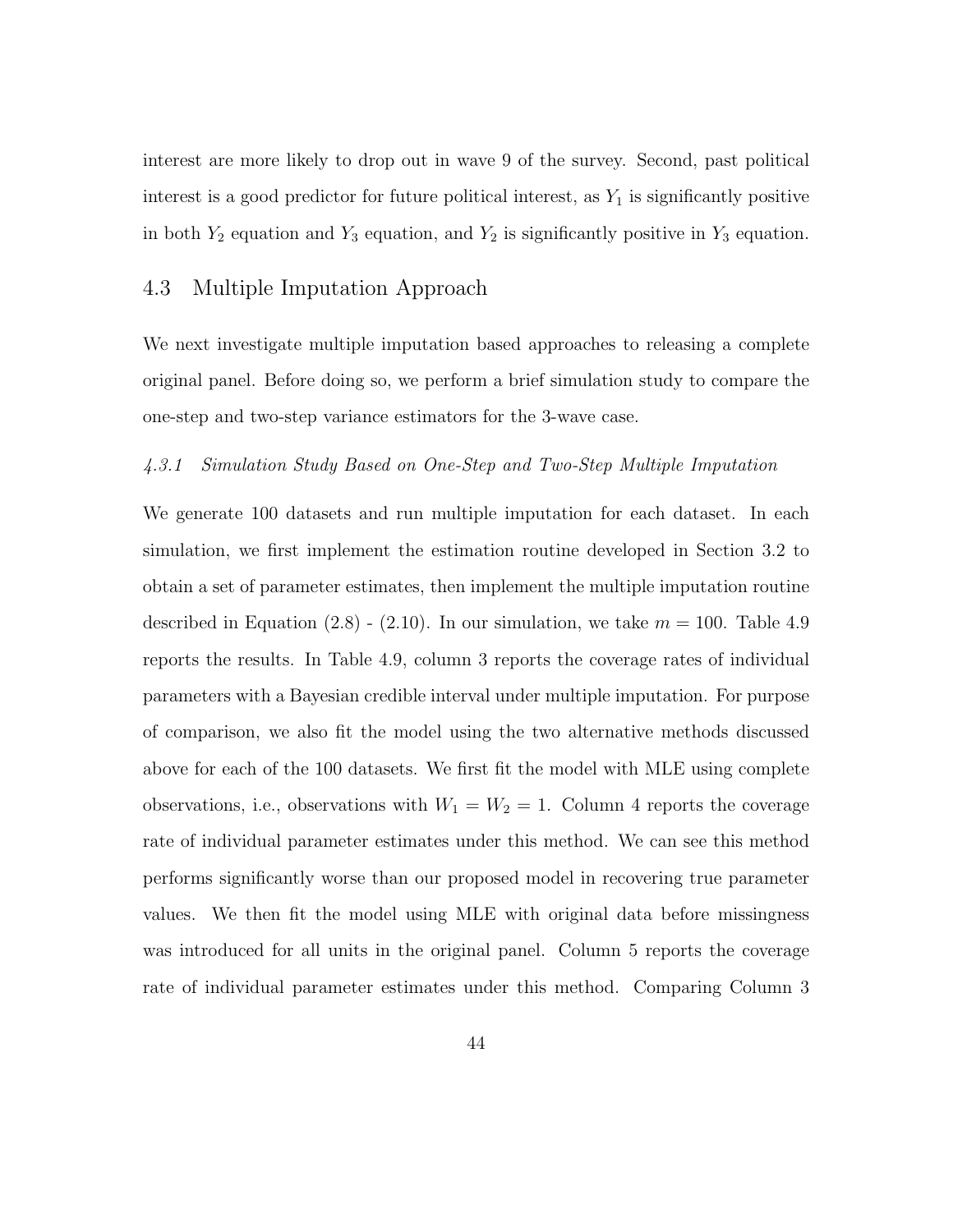interest are more likely to drop out in wave 9 of the survey. Second, past political interest is a good predictor for future political interest, as $Y_1$ is significantly positive in both $Y_2$ equation and $Y_3$ equation, and $Y_2$ is significantly positive in $Y_3$ equation.

## 4.3 Multiple Imputation Approach

We next investigate multiple imputation based approaches to releasing a complete original panel. Before doing so, we perform a brief simulation study to compare the one-step and two-step variance estimators for the 3-wave case.

### *4.3.1 Simulation Study Based on One-Step and Two-Step Multiple Imputation*

We generate 100 datasets and run multiple imputation for each dataset. In each simulation, we first implement the estimation routine developed in Section 3.2 to obtain a set of parameter estimates, then implement the multiple imputation routine described in Equation (2.8) - (2.10). In our simulation, we take $m = 100$. Table 4.9 reports the results. In Table 4.9, column 3 reports the coverage rates of individual parameters with a Bayesian credible interval under multiple imputation. For purpose of comparison, we also fit the model using the two alternative methods discussed above for each of the 100 datasets. We first fit the model with MLE using complete observations, i.e., observations with $W_1 = W_2 = 1$. Column 4 reports the coverage rate of individual parameter estimates under this method. We can see this method performs significantly worse than our proposed model in recovering true parameter values. We then fit the model using MLE with original data before missingness was introduced for all units in the original panel. Column 5 reports the coverage rate of individual parameter estimates under this method. Comparing Column 3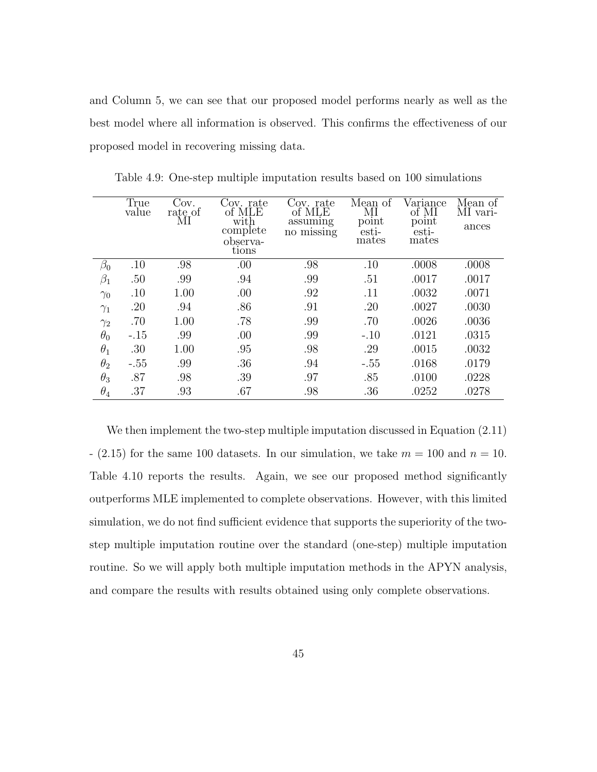and Column 5, we can see that our proposed model performs nearly as well as the best model where all information is observed. This confirms the effectiveness of our proposed model in recovering missing data.

Table 4.9: One-step multiple imputation results based on 100 simulations

| | True value | Cov. rate of MI | Cov. rate of MLE with complete observations | Cov. rate of MLE assuming no missing | Mean of MI point estimates | Variance of MI point estimates | Mean of MI variances |
|---|---|---|---|---|---|---|---|
| $\beta_0$ | .10 | .98 | .00 | .98 | .10 | .0008 | .0008 |
| $\beta_1$ | .50 | .99 | .94 | .99 | .51 | .0017 | .0017 |
| $\gamma_0$ | .10 | 1.00 | .00 | .92 | .11 | .0032 | .0071 |
| $\gamma_1$ | .20 | .94 | .86 | .91 | .20 | .0027 | .0030 |
| $\gamma_2$ | .70 | 1.00 | .78 | .99 | .70 | .0026 | .0036 |
| $\theta_0$ | -.15 | .99 | .00 | .99 | -.10 | .0121 | .0315 |
| $\theta_1$ | .30 | 1.00 | .95 | .98 | .29 | .0015 | .0032 |
| $\theta_2$ | -.55 | .99 | .36 | .94 | -.55 | .0168 | .0179 |
| $\theta_3$ | .87 | .98 | .39 | .97 | .85 | .0100 | .0228 |
| $\theta_4$ | .37 | .93 | .67 | .98 | .36 | .0252 | .0278 |

We then implement the two-step multiple imputation discussed in Equation (2.11) - (2.15) for the same 100 datasets. In our simulation, we take $m = 100$ and $n = 10$. Table 4.10 reports the results. Again, we see our proposed method significantly outperforms MLE implemented to complete observations. However, with this limited simulation, we do not find sufficient evidence that supports the superiority of the two-step multiple imputation routine over the standard (one-step) multiple imputation routine. So we will apply both multiple imputation methods in the APYN analysis, and compare the results with results obtained using only complete observations.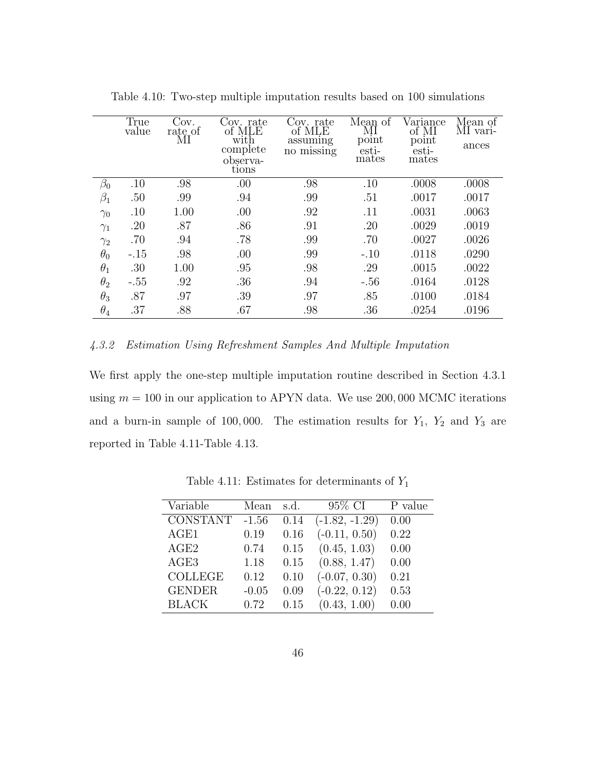Table 4.10: Two-step multiple imputation results based on 100 simulations

| | True value | Cov. rate of MI | Cov. rate of MLE with complete observations | Cov. rate of MLE assuming no missing | Mean of MI point estimates | Variance of MI point estimates | Mean of MI variances |
|---|---|---|---|---|---|---|---|
| $\beta_0$ | .10 | .98 | .00 | .98 | .10 | .0008 | .0008 |
| $\beta_1$ | .50 | .99 | .94 | .99 | .51 | .0017 | .0017 |
| $\gamma_0$ | .10 | 1.00 | .00 | .92 | .11 | .0031 | .0063 |
| $\gamma_1$ | .20 | .87 | .86 | .91 | .20 | .0029 | .0019 |
| $\gamma_2$ | .70 | .94 | .78 | .99 | .70 | .0027 | .0026 |
| $\theta_0$ | -.15 | .98 | .00 | .99 | -.10 | .0118 | .0290 |
| $\theta_1$ | .30 | 1.00 | .95 | .98 | .29 | .0015 | .0022 |
| $\theta_2$ | -.55 | .92 | .36 | .94 | -.56 | .0164 | .0128 |
| $\theta_3$ | .87 | .97 | .39 | .97 | .85 | .0100 | .0184 |
| $\theta_4$ | .37 | .88 | .67 | .98 | .36 | .0254 | .0196 |

### *4.3.2 Estimation Using Refreshment Samples And Multiple Imputation*

We first apply the one-step multiple imputation routine described in Section 4.3.1 using $m = 100$ in our application to APYN data. We use 200,000 MCMC iterations and a burn-in sample of 100,000. The estimation results for $Y_1$, $Y_2$ and $Y_3$ are reported in Table 4.11-Table 4.13.

Table 4.11: Estimates for determinants of $Y_1$

| Variable | Mean | s.d. | 95% CI | P value |
|---|---|---|---|---|
| CONSTANT | -1.56 | 0.14 | (-1.82, -1.29) | 0.00 |
| AGE1 | 0.19 | 0.16 | (-0.11, 0.50) | 0.22 |
| AGE2 | 0.74 | 0.15 | (0.45, 1.03) | 0.00 |
| AGE3 | 1.18 | 0.15 | (0.88, 1.47) | 0.00 |
| COLLEGE | 0.12 | 0.10 | (-0.07, 0.30) | 0.21 |
| GENDER | -0.05 | 0.09 | (-0.22, 0.12) | 0.53 |
| BLACK | 0.72 | 0.15 | (0.43, 1.00) | 0.00 |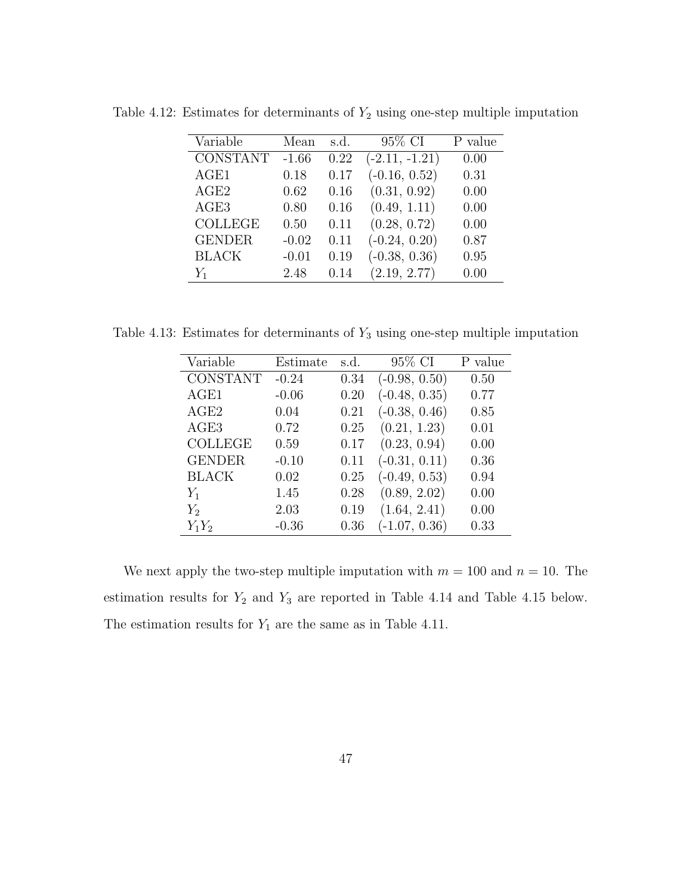Table 4.12: Estimates for determinants of $Y_2$ using one-step multiple imputation

| Variable | Mean | s.d. | 95% CI | P value |
|---|---|---|---|---|
| CONSTANT | -1.66 | 0.22 | (-2.11, -1.21) | 0.00 |
| AGE1 | 0.18 | 0.17 | (-0.16, 0.52) | 0.31 |
| AGE2 | 0.62 | 0.16 | (0.31, 0.92) | 0.00 |
| AGE3 | 0.80 | 0.16 | (0.49, 1.11) | 0.00 |
| COLLEGE | 0.50 | 0.11 | (0.28, 0.72) | 0.00 |
| GENDER | -0.02 | 0.11 | (-0.24, 0.20) | 0.87 |
| BLACK | -0.01 | 0.19 | (-0.38, 0.36) | 0.95 |
| $Y_1$ | 2.48 | 0.14 | (2.19, 2.77) | 0.00 |

Table 4.13: Estimates for determinants of $Y_3$ using one-step multiple imputation

| Variable | Estimate | s.d. | 95% CI | P value |
|---|---|---|---|---|
| CONSTANT | -0.24 | 0.34 | (-0.98, 0.50) | 0.50 |
| AGE1 | -0.06 | 0.20 | (-0.48, 0.35) | 0.77 |
| AGE2 | 0.04 | 0.21 | (-0.38, 0.46) | 0.85 |
| AGE3 | 0.72 | 0.25 | (0.21, 1.23) | 0.01 |
| COLLEGE | 0.59 | 0.17 | (0.23, 0.94) | 0.00 |
| GENDER | -0.10 | 0.11 | (-0.31, 0.11) | 0.36 |
| BLACK | 0.02 | 0.25 | (-0.49, 0.53) | 0.94 |
| $Y_1$ | 1.45 | 0.28 | (0.89, 2.02) | 0.00 |
| $Y_2$ | 2.03 | 0.19 | (1.64, 2.41) | 0.00 |
| $Y_1Y_2$ | -0.36 | 0.36 | (-1.07, 0.36) | 0.33 |

We next apply the two-step multiple imputation with $m = 100$ and $n = 10$. The estimation results for $Y_2$ and $Y_3$ are reported in Table 4.14 and Table 4.15 below. The estimation results for $Y_1$ are the same as in Table 4.11.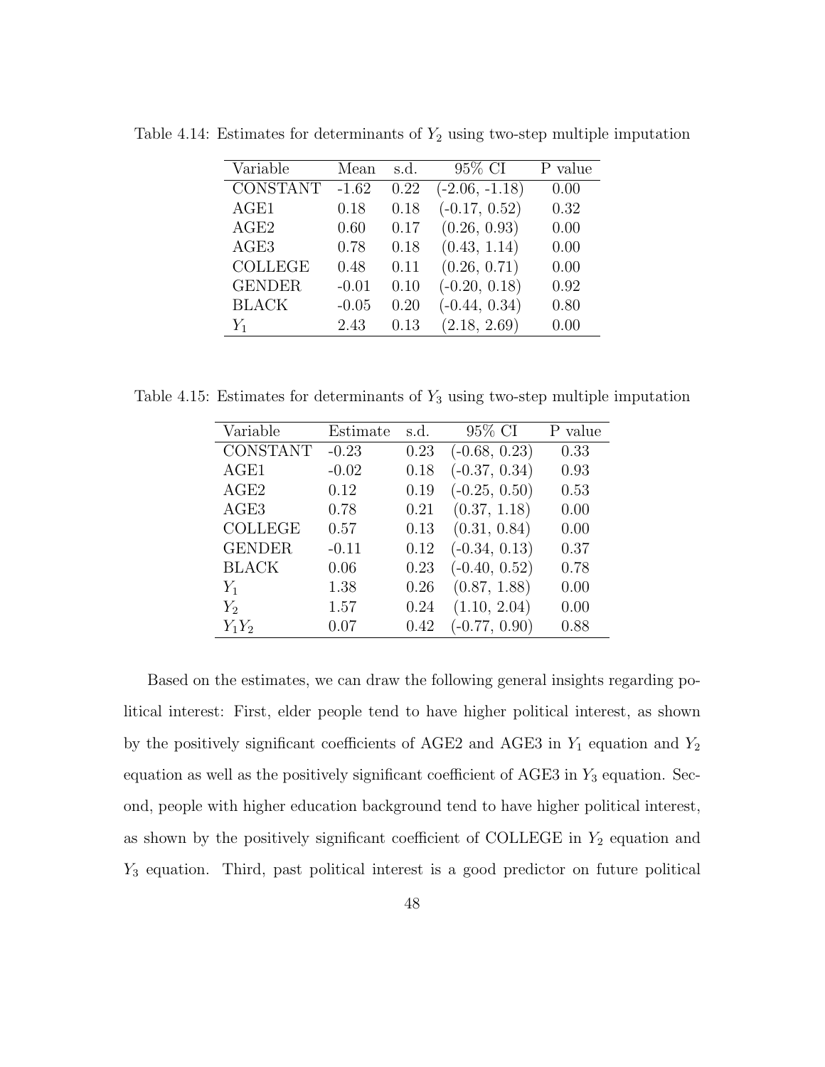Table 4.14: Estimates for determinants of $Y_2$ using two-step multiple imputation

| Variable | Mean | s.d. | 95% CI | P value |
|---|---|---|---|---|
| CONSTANT | -1.62 | 0.22 | (-2.06, -1.18) | 0.00 |
| AGE1 | 0.18 | 0.18 | (-0.17, 0.52) | 0.32 |
| AGE2 | 0.60 | 0.17 | (0.26, 0.93) | 0.00 |
| AGE3 | 0.78 | 0.18 | (0.43, 1.14) | 0.00 |
| COLLEGE | 0.48 | 0.11 | (0.26, 0.71) | 0.00 |
| GENDER | -0.01 | 0.10 | (-0.20, 0.18) | 0.92 |
| BLACK | -0.05 | 0.20 | (-0.44, 0.34) | 0.80 |
| $Y_1$ | 2.43 | 0.13 | (2.18, 2.69) | 0.00 |

Table 4.15: Estimates for determinants of $Y_3$ using two-step multiple imputation

| Variable | Estimate | s.d. | 95% CI | P value |
|---|---|---|---|---|
| CONSTANT | -0.23 | 0.23 | (-0.68, 0.23) | 0.33 |
| AGE1 | -0.02 | 0.18 | (-0.37, 0.34) | 0.93 |
| AGE2 | 0.12 | 0.19 | (-0.25, 0.50) | 0.53 |
| AGE3 | 0.78 | 0.21 | (0.37, 1.18) | 0.00 |
| COLLEGE | 0.57 | 0.13 | (0.31, 0.84) | 0.00 |
| GENDER | -0.11 | 0.12 | (-0.34, 0.13) | 0.37 |
| BLACK | 0.06 | 0.23 | (-0.40, 0.52) | 0.78 |
| $Y_1$ | 1.38 | 0.26 | (0.87, 1.88) | 0.00 |
| $Y_2$ | 1.57 | 0.24 | (1.10, 2.04) | 0.00 |
| $Y_1Y_2$ | 0.07 | 0.42 | (-0.77, 0.90) | 0.88 |

Based on the estimates, we can draw the following general insights regarding political interest: First, elder people tend to have higher political interest, as shown by the positively significant coefficients of AGE2 and AGE3 in $Y_1$ equation and $Y_2$ equation as well as the positively significant coefficient of AGE3 in $Y_3$ equation. Second, people with higher education background tend to have higher political interest, as shown by the positively significant coefficient of COLLEGE in $Y_2$ equation and $Y_3$ equation. Third, past political interest is a good predictor on future political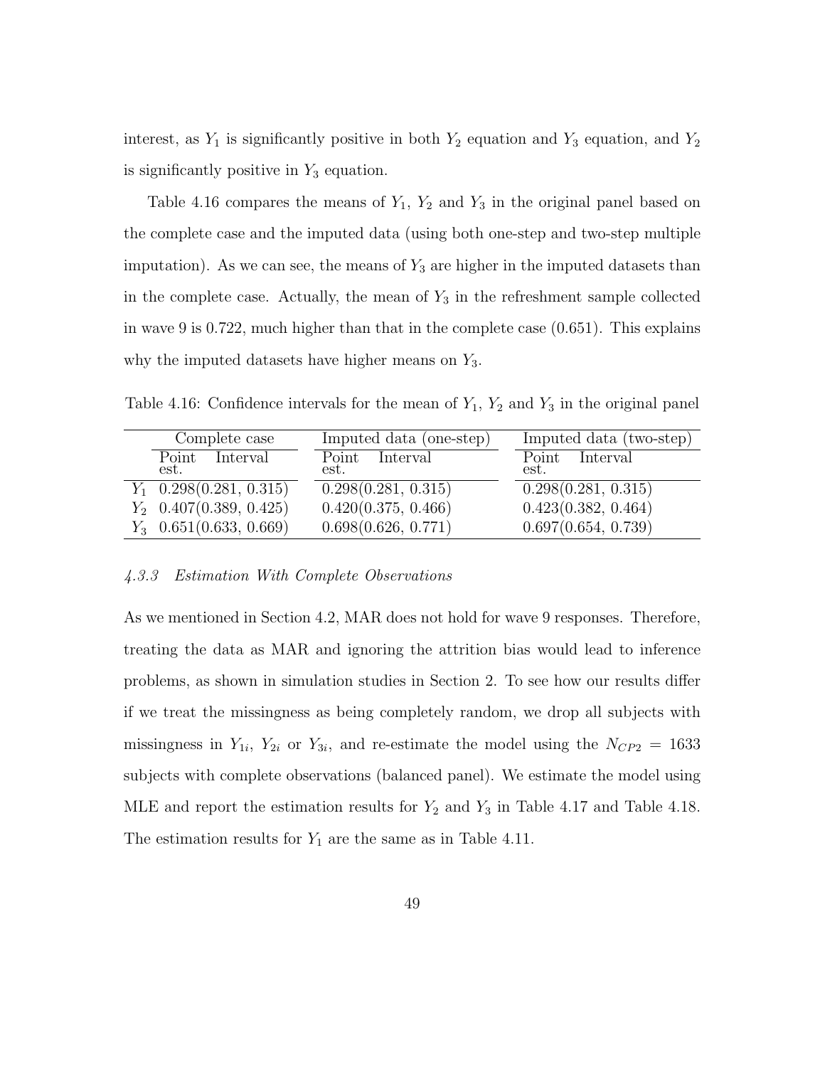interest, as $Y_1$ is significantly positive in both $Y_2$ equation and $Y_3$ equation, and $Y_2$ is significantly positive in $Y_3$ equation.

Table 4.16 compares the means of $Y_1$, $Y_2$ and $Y_3$ in the original panel based on the complete case and the imputed data (using both one-step and two-step multiple imputation). As we can see, the means of $Y_3$ are higher in the imputed datasets than in the complete case. Actually, the mean of $Y_3$ in the refreshment sample collected in wave 9 is 0.722, much higher than that in the complete case (0.651). This explains why the imputed datasets have higher means on $Y_3$.

Table 4.16: Confidence intervals for the mean of $Y_1$, $Y_2$ and $Y_3$ in the original panel

| | Complete case | Imputed data (one-step) | Imputed data (two-step) |
|---|---|---|---|
| | Point est. Interval | Point est. Interval | Point est. Interval |
| $Y_1$ | 0.298(0.281, 0.315) | 0.298(0.281, 0.315) | 0.298(0.281, 0.315) |
| $Y_2$ | 0.407(0.389, 0.425) | 0.420(0.375, 0.466) | 0.423(0.382, 0.464) |
| $Y_3$ | 0.651(0.633, 0.669) | 0.698(0.626, 0.771) | 0.697(0.654, 0.739) |

#### *4.3.3 Estimation With Complete Observations*

As we mentioned in Section 4.2, MAR does not hold for wave 9 responses. Therefore, treating the data as MAR and ignoring the attrition bias would lead to inference problems, as shown in simulation studies in Section 2. To see how our results differ if we treat the missingness as being completely random, we drop all subjects with missingness in $Y_{1i}$, $Y_{2i}$ or $Y_{3i}$, and re-estimate the model using the $N_{CP2} = 1633$ subjects with complete observations (balanced panel). We estimate the model using MLE and report the estimation results for $Y_2$ and $Y_3$ in Table 4.17 and Table 4.18. The estimation results for $Y_1$ are the same as in Table 4.11.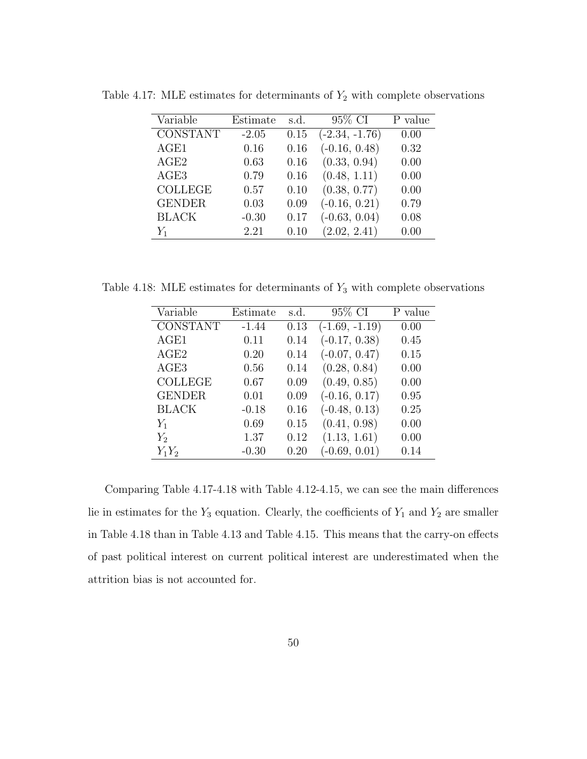Table 4.17: MLE estimates for determinants of $Y_2$ with complete observations

| Variable | Estimate | s.d. | 95% CI | P value |
|---|---|---|---|---|
| CONSTANT | -2.05 | 0.15 | (-2.34, -1.76) | 0.00 |
| AGE1 | 0.16 | 0.16 | (-0.16, 0.48) | 0.32 |
| AGE2 | 0.63 | 0.16 | (0.33, 0.94) | 0.00 |
| AGE3 | 0.79 | 0.16 | (0.48, 1.11) | 0.00 |
| COLLEGE | 0.57 | 0.10 | (0.38, 0.77) | 0.00 |
| GENDER | 0.03 | 0.09 | (-0.16, 0.21) | 0.79 |
| BLACK | -0.30 | 0.17 | (-0.63, 0.04) | 0.08 |
| $Y_1$ | 2.21 | 0.10 | (2.02, 2.41) | 0.00 |

Table 4.18: MLE estimates for determinants of $Y_3$ with complete observations

| Variable | Estimate | s.d. | 95% CI | P value |
|---|---|---|---|---|
| CONSTANT | -1.44 | 0.13 | (-1.69, -1.19) | 0.00 |
| AGE1 | 0.11 | 0.14 | (-0.17, 0.38) | 0.45 |
| AGE2 | 0.20 | 0.14 | (-0.07, 0.47) | 0.15 |
| AGE3 | 0.56 | 0.14 | (0.28, 0.84) | 0.00 |
| COLLEGE | 0.67 | 0.09 | (0.49, 0.85) | 0.00 |
| GENDER | 0.01 | 0.09 | (-0.16, 0.17) | 0.95 |
| BLACK | -0.18 | 0.16 | (-0.48, 0.13) | 0.25 |
| $Y_1$ | 0.69 | 0.15 | (0.41, 0.98) | 0.00 |
| $Y_2$ | 1.37 | 0.12 | (1.13, 1.61) | 0.00 |
| $Y_1Y_2$ | -0.30 | 0.20 | (-0.69, 0.01) | 0.14 |

Comparing Table 4.17-4.18 with Table 4.12-4.15, we can see the main differences lie in estimates for the $Y_3$ equation. Clearly, the coefficients of $Y_1$ and $Y_2$ are smaller in Table 4.18 than in Table 4.13 and Table 4.15. This means that the carry-on effects of past political interest on current political interest are underestimated when the attrition bias is not accounted for.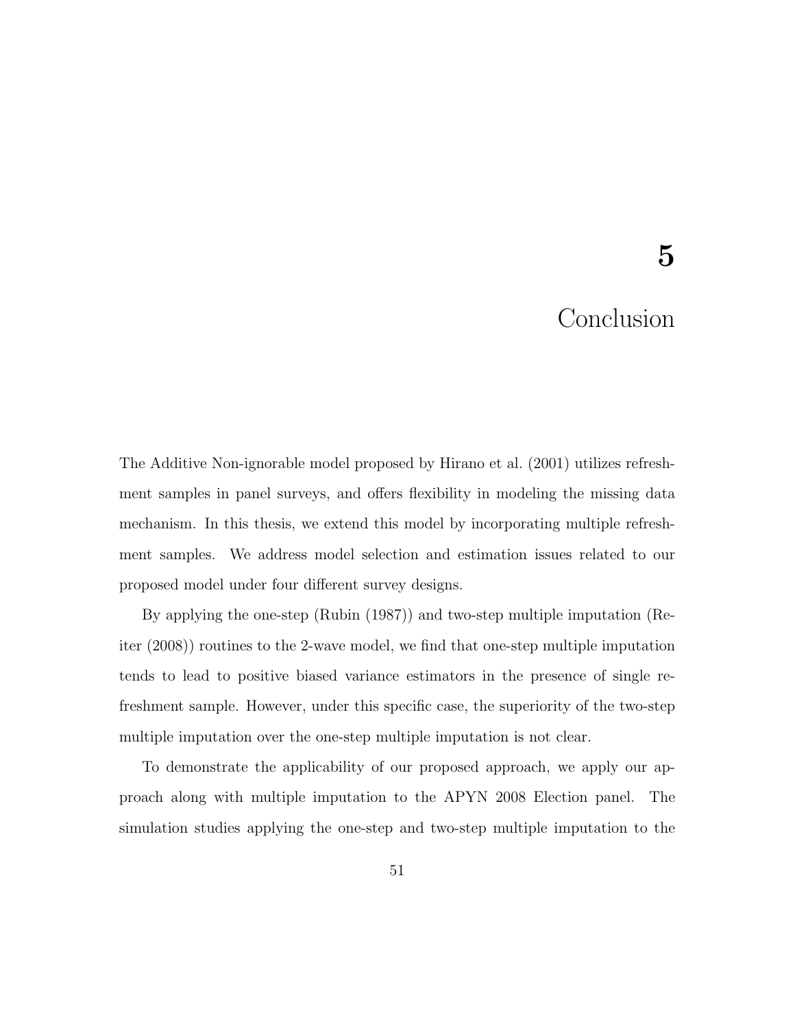# 5 Conclusion

The Additive Non-ignorable model proposed by Hirano et al. (2001) utilizes refreshment samples in panel surveys, and offers flexibility in modeling the missing data mechanism. In this thesis, we extend this model by incorporating multiple refreshment samples. We address model selection and estimation issues related to our proposed model under four different survey designs.

By applying the one-step (Rubin (1987)) and two-step multiple imputation (Reiter (2008)) routines to the 2-wave model, we find that one-step multiple imputation tends to lead to positive biased variance estimators in the presence of single refreshment sample. However, under this specific case, the superiority of the two-step multiple imputation over the one-step multiple imputation is not clear.

To demonstrate the applicability of our proposed approach, we apply our approach along with multiple imputation to the APYN 2008 Election panel. The simulation studies applying the one-step and two-step multiple imputation to the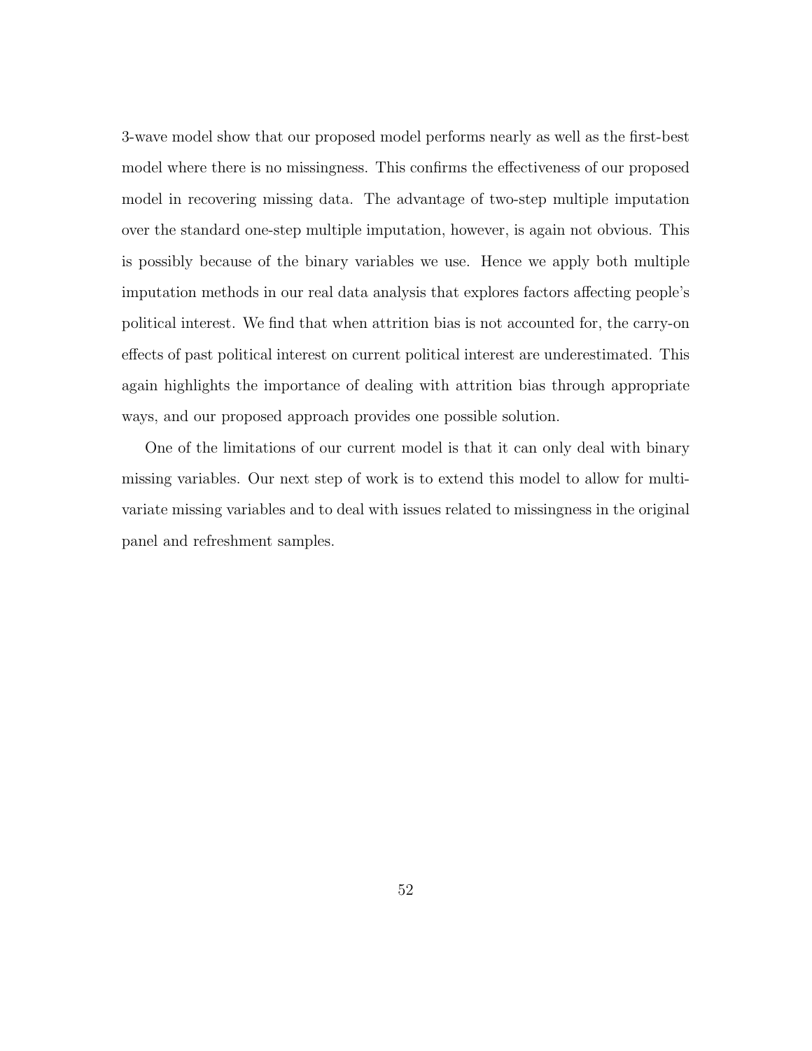3-wave model show that our proposed model performs nearly as well as the first-best model where there is no missingness. This confirms the effectiveness of our proposed model in recovering missing data. The advantage of two-step multiple imputation over the standard one-step multiple imputation, however, is again not obvious. This is possibly because of the binary variables we use. Hence we apply both multiple imputation methods in our real data analysis that explores factors affecting people's political interest. We find that when attrition bias is not accounted for, the carry-on effects of past political interest on current political interest are underestimated. This again highlights the importance of dealing with attrition bias through appropriate ways, and our proposed approach provides one possible solution.

One of the limitations of our current model is that it can only deal with binary missing variables. Our next step of work is to extend this model to allow for multivariate missing variables and to deal with issues related to missingness in the original panel and refreshment samples.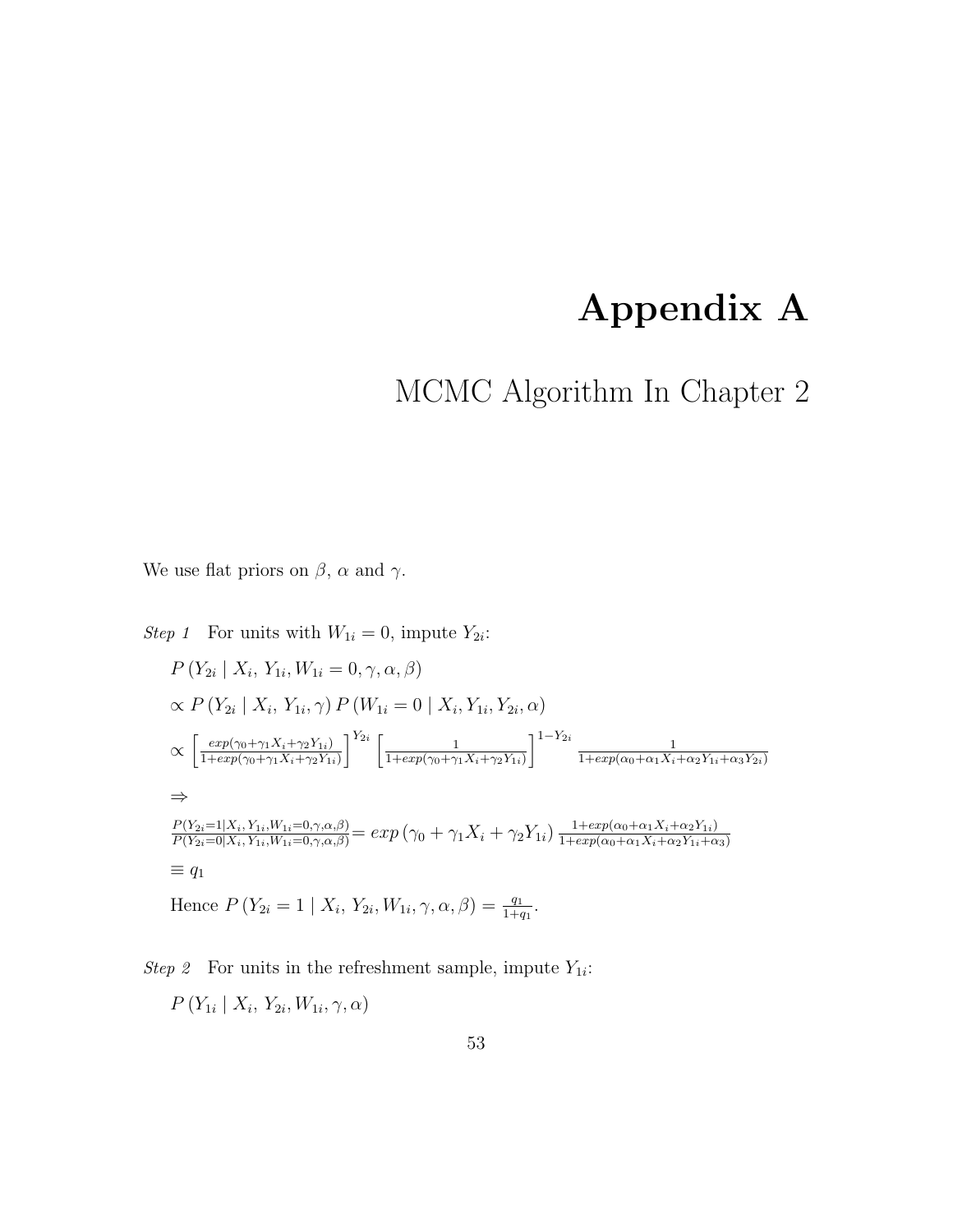# Appendix A

## MCMC Algorithm In Chapter 2

We use flat priors on $\beta$, $\alpha$ and $\gamma$.

*Step 1* For units with $W_{1i} = 0$, impute $Y_{2i}$:

$P\left(Y_{2i} \mid X_i,\, Y_{1i}, W_{1i} = 0, \gamma, \alpha, \beta\right)$

$\propto P\left(Y_{2i} \mid X_i,\, Y_{1i}, \gamma\right) P\left(W_{1i} = 0 \mid X_i, Y_{1i}, Y_{2i}, \alpha\right)$

$\propto \left[\frac{exp(\gamma_0+\gamma_1 X_i+\gamma_2 Y_{1i})}{1+exp(\gamma_0+\gamma_1 X_i+\gamma_2 Y_{1i})}\right]^{Y_{2i}} \left[\frac{1}{1+exp(\gamma_0+\gamma_1 X_i+\gamma_2 Y_{1i})}\right]^{1-Y_{2i}} \frac{1}{1+exp(\alpha_0+\alpha_1 X_i+\alpha_2 Y_{1i}+\alpha_3 Y_{2i})}$

$\Rightarrow$

$\frac{P(Y_{2i}=1|X_i, Y_{1i}, W_{1i}=0, \gamma, \alpha, \beta)}{P(Y_{2i}=0|X_i, Y_{1i}, W_{1i}=0, \gamma, \alpha, \beta)} = exp\left(\gamma_0 + \gamma_1 X_i + \gamma_2 Y_{1i}\right) \frac{1+exp(\alpha_0+\alpha_1 X_i+\alpha_2 Y_{1i})}{1+exp(\alpha_0+\alpha_1 X_i+\alpha_2 Y_{1i}+\alpha_3)}$

$\equiv q_1$

Hence $P\left(Y_{2i} = 1 \mid X_i,\, Y_{2i}, W_{1i}, \gamma, \alpha, \beta\right) = \frac{q_1}{1+q_1}$.

*Step 2* For units in the refreshment sample, impute $Y_{1i}$:

$P\left(Y_{1i} \mid X_i,\, Y_{2i}, W_{1i}, \gamma, \alpha\right)$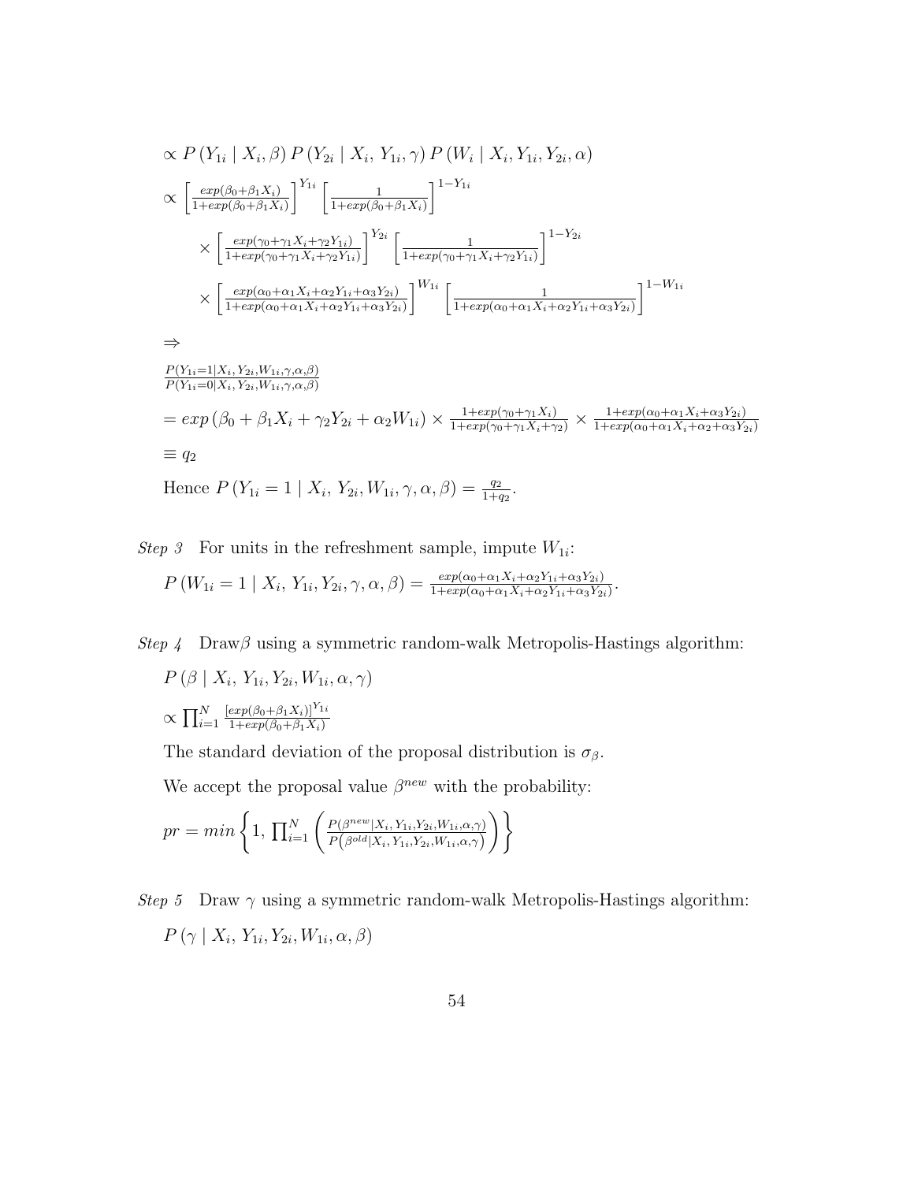$$\propto P\left(Y_{1i} \mid X_i, \beta\right) P\left(Y_{2i} \mid X_i,\, Y_{1i}, \gamma\right) P\left(W_i \mid X_i, Y_{1i}, Y_{2i}, \alpha\right)$$

$$\propto \left[\frac{exp(\beta_0+\beta_1 X_i)}{1+exp(\beta_0+\beta_1 X_i)}\right]^{Y_{1i}} \left[\frac{1}{1+exp(\beta_0+\beta_1 X_i)}\right]^{1-Y_{1i}}$$

$$\times \left[\frac{exp(\gamma_0+\gamma_1 X_i+\gamma_2 Y_{1i})}{1+exp(\gamma_0+\gamma_1 X_i+\gamma_2 Y_{1i})}\right]^{Y_{2i}} \left[\frac{1}{1+exp(\gamma_0+\gamma_1 X_i+\gamma_2 Y_{1i})}\right]^{1-Y_{2i}}$$

$$\times \left[\frac{exp(\alpha_0+\alpha_1 X_i+\alpha_2 Y_{1i}+\alpha_3 Y_{2i})}{1+exp(\alpha_0+\alpha_1 X_i+\alpha_2 Y_{1i}+\alpha_3 Y_{2i})}\right]^{W_{1i}} \left[\frac{1}{1+exp(\alpha_0+\alpha_1 X_i+\alpha_2 Y_{1i}+\alpha_3 Y_{2i})}\right]^{1-W_{1i}}$$

$$\Rightarrow$$

$$\frac{P(Y_{1i}=1|X_i,Y_{2i},W_{1i},\gamma,\alpha,\beta)}{P(Y_{1i}=0|X_i,Y_{2i},W_{1i},\gamma,\alpha,\beta)}$$

$$= exp\left(\beta_0+\beta_1 X_i+\gamma_2 Y_{2i}+\alpha_2 W_{1i}\right) \times \frac{1+exp(\gamma_0+\gamma_1 X_i)}{1+exp(\gamma_0+\gamma_1 X_i+\gamma_2)} \times \frac{1+exp(\alpha_0+\alpha_1 X_i+\alpha_3 Y_{2i})}{1+exp(\alpha_0+\alpha_1 X_i+\alpha_2+\alpha_3 Y_{2i})}$$

$$\equiv q_2$$

Hence $P\left(Y_{1i}=1 \mid X_i,\, Y_{2i}, W_{1i}, \gamma, \alpha, \beta\right) = \frac{q_2}{1+q_2}$.

*Step 3* For units in the refreshment sample, impute $W_{1i}$:

$$P\left(W_{1i}=1 \mid X_i,\, Y_{1i}, Y_{2i}, \gamma, \alpha, \beta\right) = \frac{exp(\alpha_0+\alpha_1 X_i+\alpha_2 Y_{1i}+\alpha_3 Y_{2i})}{1+exp(\alpha_0+\alpha_1 X_i+\alpha_2 Y_{1i}+\alpha_3 Y_{2i})}.$$

*Step 4* Draw $\beta$ using a symmetric random-walk Metropolis-Hastings algorithm:

$$P\left(\beta \mid X_i,\, Y_{1i}, Y_{2i}, W_{1i}, \alpha, \gamma\right)$$

$$\propto \prod_{i=1}^{N} \frac{\left[exp(\beta_0+\beta_1 X_i)\right]^{Y_{1i}}}{1+exp(\beta_0+\beta_1 X_i)}$$

The standard deviation of the proposal distribution is $\sigma_\beta$.

We accept the proposal value $\beta^{new}$ with the probability:

$$pr = min\left\{1,\, \prod_{i=1}^{N}\left(\frac{P(\beta^{new}|X_i,Y_{1i},Y_{2i},W_{1i},\alpha,\gamma)}{P\left(\beta^{old}|X_i,Y_{1i},Y_{2i},W_{1i},\alpha,\gamma\right)}\right)\right\}$$

*Step 5* Draw $\gamma$ using a symmetric random-walk Metropolis-Hastings algorithm:

$$P\left(\gamma \mid X_i,\, Y_{1i}, Y_{2i}, W_{1i}, \alpha, \beta\right)$$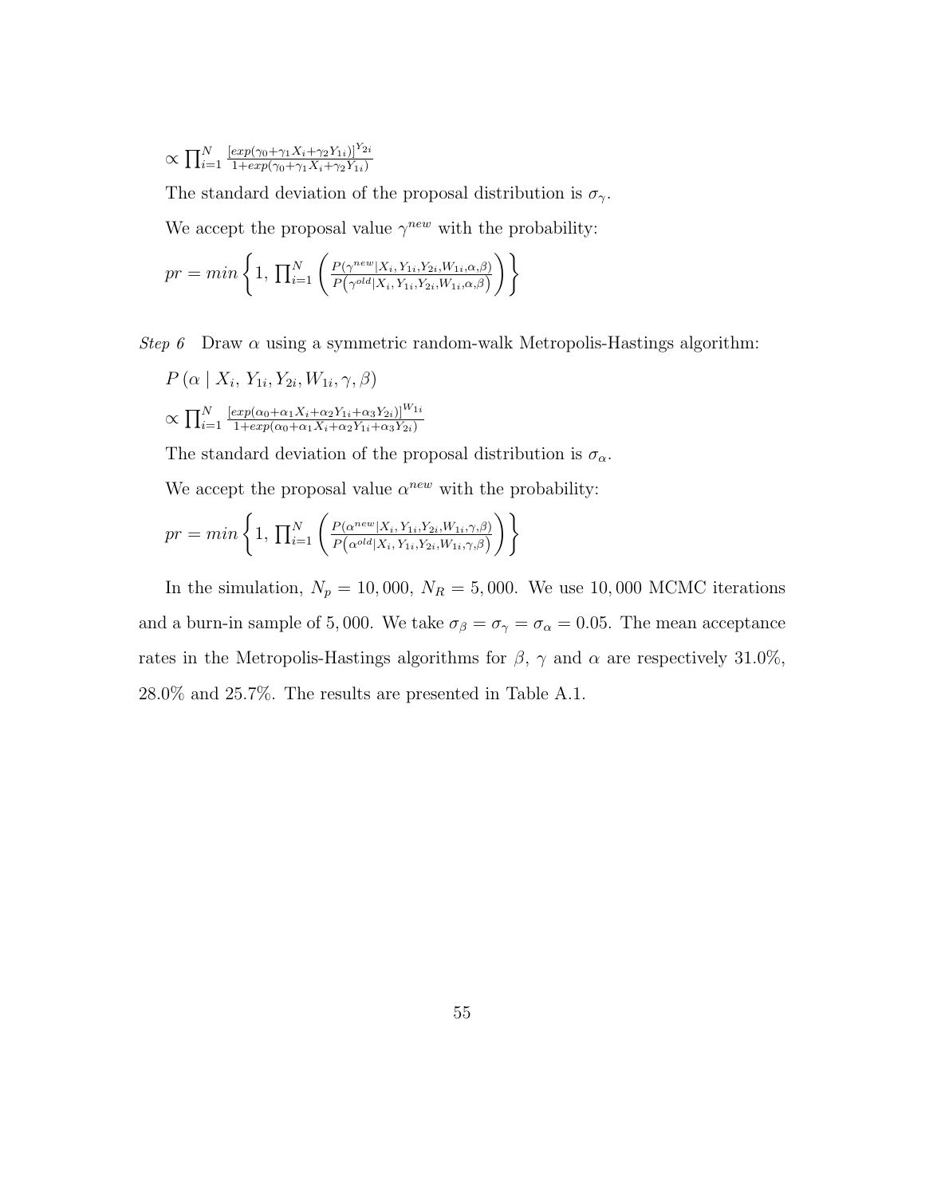$\propto \prod_{i=1}^{N} \frac{[exp(\gamma_0+\gamma_1 X_i+\gamma_2 Y_{1i})]^{Y_{2i}}}{1+exp(\gamma_0+\gamma_1 X_i+\gamma_2 Y_{1i})}$

The standard deviation of the proposal distribution is $\sigma_\gamma$.

We accept the proposal value $\gamma^{new}$ with the probability:

$pr = min\left\{1,\ \prod_{i=1}^{N}\left(\frac{P(\gamma^{new}|X_i, Y_{1i}, Y_{2i}, W_{1i}, \alpha, \beta)}{P\left(\gamma^{old}|X_i, Y_{1i}, Y_{2i}, W_{1i}, \alpha, \beta\right)}\right)\right\}$

*Step 6* Draw $\alpha$ using a symmetric random-walk Metropolis-Hastings algorithm:

$P\left(\alpha \mid X_i,\ Y_{1i}, Y_{2i}, W_{1i}, \gamma, \beta\right)$

$\propto \prod_{i=1}^{N} \frac{[exp(\alpha_0+\alpha_1 X_i+\alpha_2 Y_{1i}+\alpha_3 Y_{2i})]^{W_{1i}}}{1+exp(\alpha_0+\alpha_1 X_i+\alpha_2 Y_{1i}+\alpha_3 Y_{2i})}$

The standard deviation of the proposal distribution is $\sigma_\alpha$.

We accept the proposal value $\alpha^{new}$ with the probability:

$pr = min\left\{1,\ \prod_{i=1}^{N}\left(\frac{P(\alpha^{new}|X_i, Y_{1i}, Y_{2i}, W_{1i}, \gamma, \beta)}{P\left(\alpha^{old}|X_i, Y_{1i}, Y_{2i}, W_{1i}, \gamma, \beta\right)}\right)\right\}$

In the simulation, $N_p = 10,000$, $N_R = 5,000$. We use $10,000$ MCMC iterations and a burn-in sample of $5,000$. We take $\sigma_\beta = \sigma_\gamma = \sigma_\alpha = 0.05$. The mean acceptance rates in the Metropolis-Hastings algorithms for $\beta$, $\gamma$ and $\alpha$ are respectively 31.0%, 28.0% and 25.7%. The results are presented in Table A.1.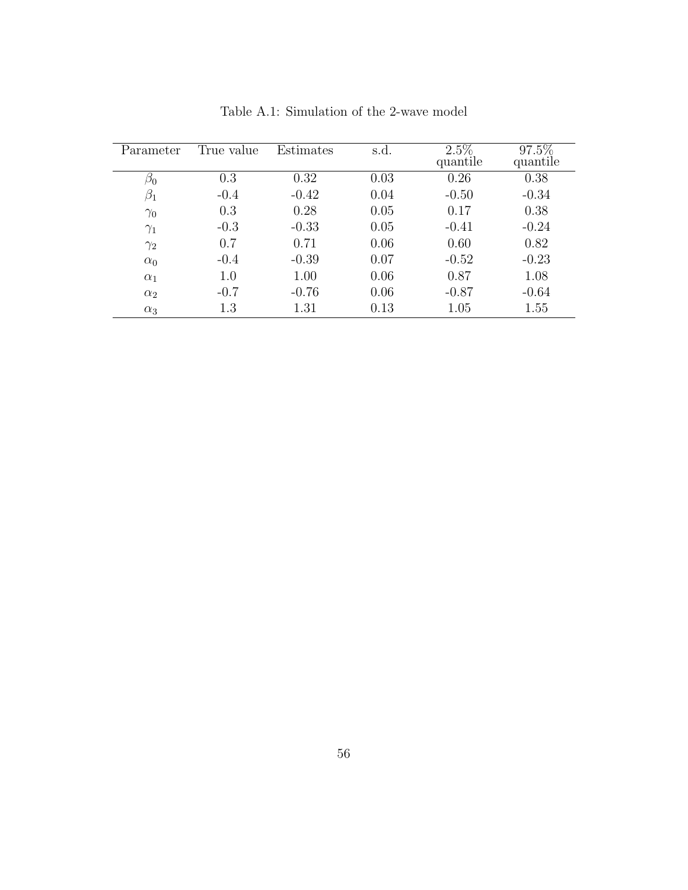Table A.1: Simulation of the 2-wave model

| Parameter | True value | Estimates | s.d. | 2.5% quantile | 97.5% quantile |
|---|---|---|---|---|---|
| $\beta_0$ | 0.3 | 0.32 | 0.03 | 0.26 | 0.38 |
| $\beta_1$ | -0.4 | -0.42 | 0.04 | -0.50 | -0.34 |
| $\gamma_0$ | 0.3 | 0.28 | 0.05 | 0.17 | 0.38 |
| $\gamma_1$ | -0.3 | -0.33 | 0.05 | -0.41 | -0.24 |
| $\gamma_2$ | 0.7 | 0.71 | 0.06 | 0.60 | 0.82 |
| $\alpha_0$ | -0.4 | -0.39 | 0.07 | -0.52 | -0.23 |
| $\alpha_1$ | 1.0 | 1.00 | 0.06 | 0.87 | 1.08 |
| $\alpha_2$ | -0.7 | -0.76 | 0.06 | -0.87 | -0.64 |
| $\alpha_3$ | 1.3 | 1.31 | 0.13 | 1.05 | 1.55 |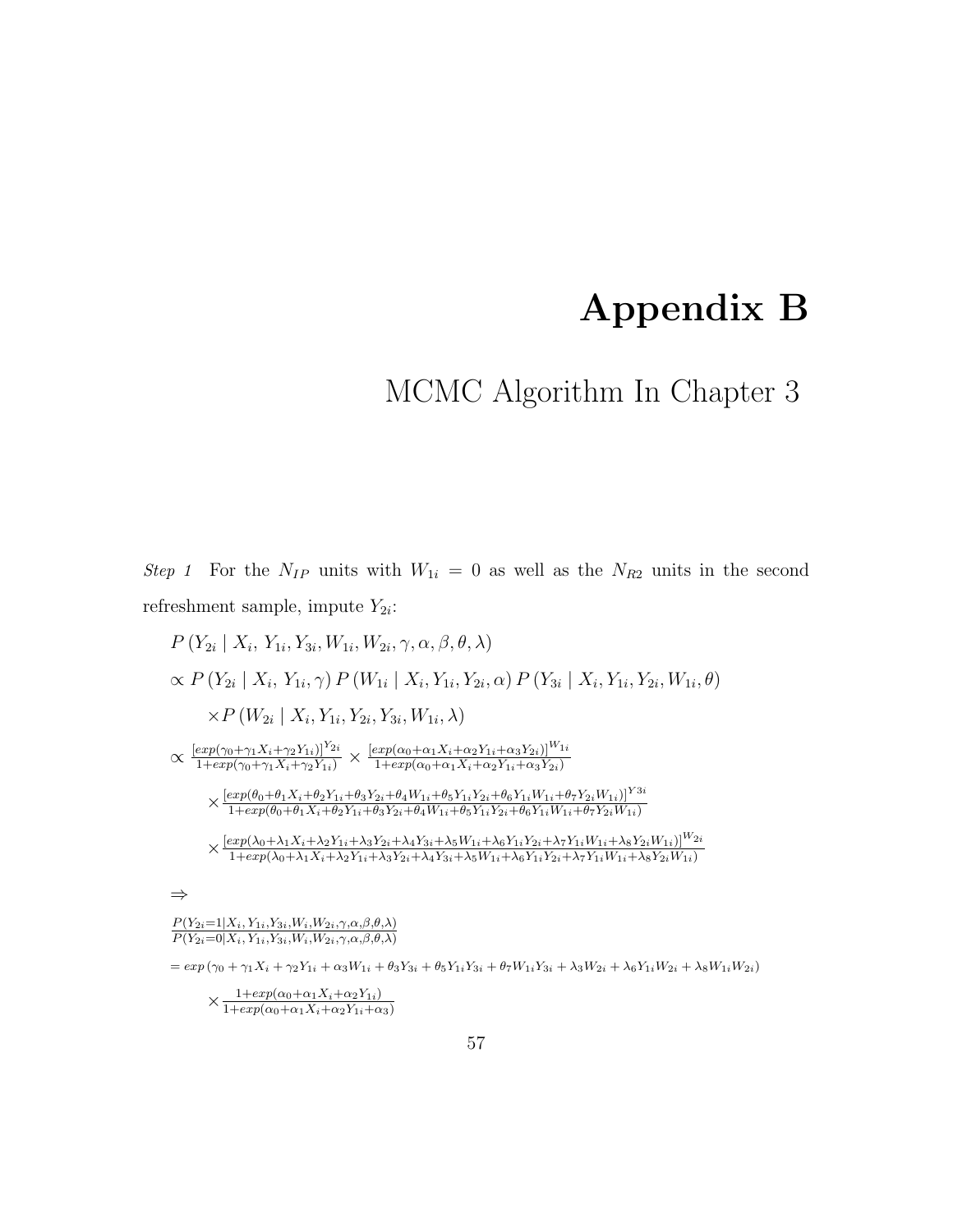# Appendix B

## MCMC Algorithm In Chapter 3

*Step 1* For the $N_{IP}$ units with $W_{1i} = 0$ as well as the $N_{R2}$ units in the second refreshment sample, impute $Y_{2i}$:

$$
\begin{aligned}
&P\left(Y_{2i} \mid X_i,\, Y_{1i}, Y_{3i}, W_{1i}, W_{2i}, \gamma, \alpha, \beta, \theta, \lambda\right) \\
&\propto P\left(Y_{2i} \mid X_i,\, Y_{1i}, \gamma\right) P\left(W_{1i} \mid X_i, Y_{1i}, Y_{2i}, \alpha\right) P\left(Y_{3i} \mid X_i, Y_{1i}, Y_{2i}, W_{1i}, \theta\right) \\
&\quad \times P\left(W_{2i} \mid X_i, Y_{1i}, Y_{2i}, Y_{3i}, W_{1i}, \lambda\right) \\
&\propto \frac{[exp(\gamma_0+\gamma_1 X_i+\gamma_2 Y_{1i})]^{Y_{2i}}}{1+exp(\gamma_0+\gamma_1 X_i+\gamma_2 Y_{1i})} \times \frac{[exp(\alpha_0+\alpha_1 X_i+\alpha_2 Y_{1i}+\alpha_3 Y_{2i})]^{W_{1i}}}{1+exp(\alpha_0+\alpha_1 X_i+\alpha_2 Y_{1i}+\alpha_3 Y_{2i})} \\
&\quad \times \frac{[exp(\theta_0+\theta_1 X_i+\theta_2 Y_{1i}+\theta_3 Y_{2i}+\theta_4 W_{1i}+\theta_5 Y_{1i} Y_{2i}+\theta_6 Y_{1i} W_{1i}+\theta_7 Y_{2i} W_{1i})]^{Y3i}}{1+exp(\theta_0+\theta_1 X_i+\theta_2 Y_{1i}+\theta_3 Y_{2i}+\theta_4 W_{1i}+\theta_5 Y_{1i} Y_{2i}+\theta_6 Y_{1i} W_{1i}+\theta_7 Y_{2i} W_{1i})} \\
&\quad \times \frac{[exp(\lambda_0+\lambda_1 X_i+\lambda_2 Y_{1i}+\lambda_3 Y_{2i}+\lambda_4 Y_{3i}+\lambda_5 W_{1i}+\lambda_6 Y_{1i} Y_{2i}+\lambda_7 Y_{1i} W_{1i}+\lambda_8 Y_{2i} W_{1i})]^{W_{2i}}}{1+exp(\lambda_0+\lambda_1 X_i+\lambda_2 Y_{1i}+\lambda_3 Y_{2i}+\lambda_4 Y_{3i}+\lambda_5 W_{1i}+\lambda_6 Y_{1i} Y_{2i}+\lambda_7 Y_{1i} W_{1i}+\lambda_8 Y_{2i} W_{1i})}
\end{aligned}
$$

$\Rightarrow$

$$
\begin{aligned}
&\frac{P(Y_{2i}=1 \mid X_i, Y_{1i}, Y_{3i}, W_i, W_{2i}, \gamma, \alpha, \beta, \theta, \lambda)}{P(Y_{2i}=0 \mid X_i, Y_{1i}, Y_{3i}, W_i, W_{2i}, \gamma, \alpha, \beta, \theta, \lambda)} \\
&= exp\left(\gamma_0 + \gamma_1 X_i + \gamma_2 Y_{1i} + \alpha_3 W_{1i} + \theta_3 Y_{3i} + \theta_5 Y_{1i} Y_{3i} + \theta_7 W_{1i} Y_{3i} + \lambda_3 W_{2i} + \lambda_6 Y_{1i} W_{2i} + \lambda_8 W_{1i} W_{2i}\right) \\
&\quad \times \frac{1+exp(\alpha_0+\alpha_1 X_i+\alpha_2 Y_{1i})}{1+exp(\alpha_0+\alpha_1 X_i+\alpha_2 Y_{1i}+\alpha_3)}
\end{aligned}
$$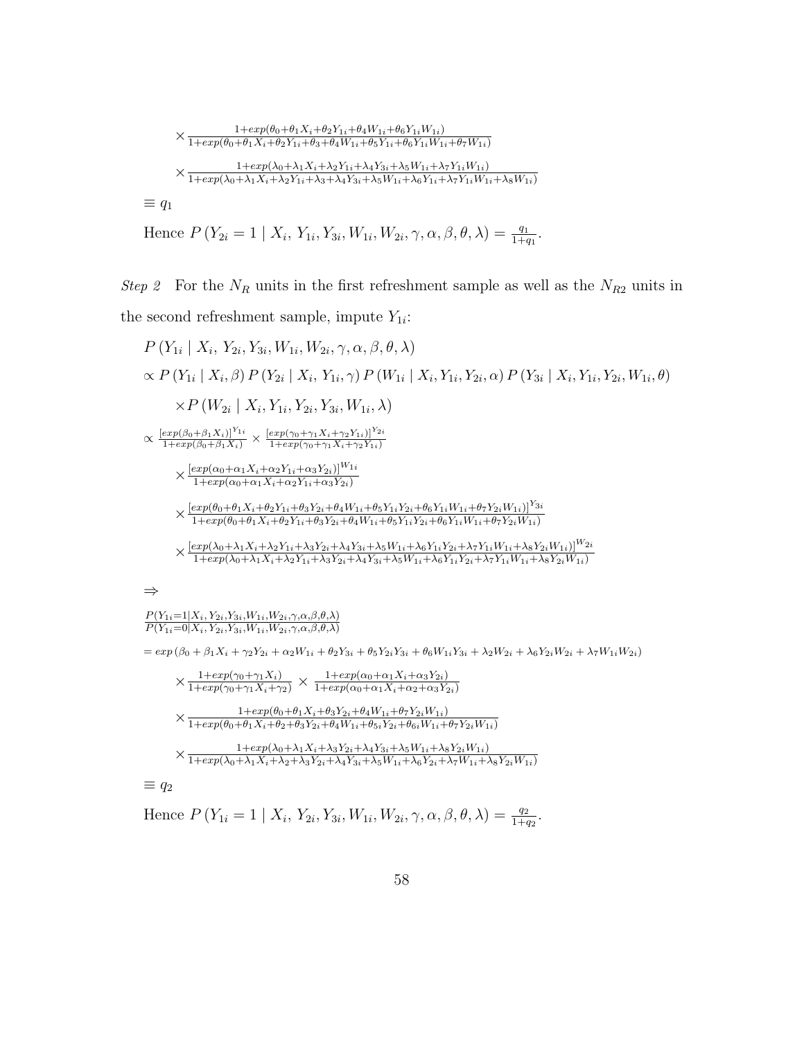$$\times \frac{1+exp(\theta_0+\theta_1 X_i+\theta_2 Y_{1i}+\theta_4 W_{1i}+\theta_6 Y_{1i}W_{1i})}{1+exp(\theta_0+\theta_1 X_i+\theta_2 Y_{1i}+\theta_3+\theta_4 W_{1i}+\theta_5 Y_{1i}+\theta_6 Y_{1i}W_{1i}+\theta_7 W_{1i})}$$

$$\times \frac{1+exp(\lambda_0+\lambda_1 X_i+\lambda_2 Y_{1i}+\lambda_4 Y_{3i}+\lambda_5 W_{1i}+\lambda_7 Y_{1i}W_{1i})}{1+exp(\lambda_0+\lambda_1 X_i+\lambda_2 Y_{1i}+\lambda_3+\lambda_4 Y_{3i}+\lambda_5 W_{1i}+\lambda_6 Y_{1i}+\lambda_7 Y_{1i}W_{1i}+\lambda_8 W_{1i})}$$

$$\equiv q_1$$

Hence $P\left(Y_{2i}=1 \mid X_i,\, Y_{1i}, Y_{3i}, W_{1i}, W_{2i}, \gamma, \alpha, \beta, \theta, \lambda\right) = \frac{q_1}{1+q_1}$.

*Step 2* For the $N_R$ units in the first refreshment sample as well as the $N_{R2}$ units in the second refreshment sample, impute $Y_{1i}$:

$$P\left(Y_{1i} \mid X_i,\, Y_{2i}, Y_{3i}, W_{1i}, W_{2i}, \gamma, \alpha, \beta, \theta, \lambda\right)$$

$$\propto P\left(Y_{1i} \mid X_i, \beta\right) P\left(Y_{2i} \mid X_i,\, Y_{1i}, \gamma\right) P\left(W_{1i} \mid X_i, Y_{1i}, Y_{2i}, \alpha\right) P\left(Y_{3i} \mid X_i, Y_{1i}, Y_{2i}, W_{1i}, \theta\right)$$

$$\times P\left(W_{2i} \mid X_i, Y_{1i}, Y_{2i}, Y_{3i}, W_{1i}, \lambda\right)$$

$$\propto \frac{[exp(\beta_0+\beta_1 X_i)]^{Y_{1i}}}{1+exp(\beta_0+\beta_1 X_i)} \times \frac{[exp(\gamma_0+\gamma_1 X_i+\gamma_2 Y_{1i})]^{Y_{2i}}}{1+exp(\gamma_0+\gamma_1 X_i+\gamma_2 Y_{1i})}$$

$$\times \frac{[exp(\alpha_0+\alpha_1 X_i+\alpha_2 Y_{1i}+\alpha_3 Y_{2i})]^{W_{1i}}}{1+exp(\alpha_0+\alpha_1 X_i+\alpha_2 Y_{1i}+\alpha_3 Y_{2i})}$$

$$\times \frac{[exp(\theta_0+\theta_1 X_i+\theta_2 Y_{1i}+\theta_3 Y_{2i}+\theta_4 W_{1i}+\theta_5 Y_{1i}Y_{2i}+\theta_6 Y_{1i}W_{1i}+\theta_7 Y_{2i}W_{1i})]^{Y_{3i}}}{1+exp(\theta_0+\theta_1 X_i+\theta_2 Y_{1i}+\theta_3 Y_{2i}+\theta_4 W_{1i}+\theta_5 Y_{1i}Y_{2i}+\theta_6 Y_{1i}W_{1i}+\theta_7 Y_{2i}W_{1i})}$$

$$\times \frac{[exp(\lambda_0+\lambda_1 X_i+\lambda_2 Y_{1i}+\lambda_3 Y_{2i}+\lambda_4 Y_{3i}+\lambda_5 W_{1i}+\lambda_6 Y_{1i}Y_{2i}+\lambda_7 Y_{1i}W_{1i}+\lambda_8 Y_{2i}W_{1i})]^{W_{2i}}}{1+exp(\lambda_0+\lambda_1 X_i+\lambda_2 Y_{1i}+\lambda_3 Y_{2i}+\lambda_4 Y_{3i}+\lambda_5 W_{1i}+\lambda_6 Y_{1i}Y_{2i}+\lambda_7 Y_{1i}W_{1i}+\lambda_8 Y_{2i}W_{1i})}$$

$$\Rightarrow$$

$$\frac{P(Y_{1i}=1|X_i,Y_{2i},Y_{3i},W_{1i},W_{2i},\gamma,\alpha,\beta,\theta,\lambda)}{P(Y_{1i}=0|X_i,Y_{2i},Y_{3i},W_{1i},W_{2i},\gamma,\alpha,\beta,\theta,\lambda)}$$

$$= exp\left(\beta_0+\beta_1 X_i+\gamma_2 Y_{2i}+\alpha_2 W_{1i}+\theta_2 Y_{3i}+\theta_5 Y_{2i}Y_{3i}+\theta_6 W_{1i}Y_{3i}+\lambda_2 W_{2i}+\lambda_6 Y_{2i}W_{2i}+\lambda_7 W_{1i}W_{2i}\right)$$

$$\times \frac{1+exp(\gamma_0+\gamma_1 X_i)}{1+exp(\gamma_0+\gamma_1 X_i+\gamma_2)} \times \frac{1+exp(\alpha_0+\alpha_1 X_i+\alpha_3 Y_{2i})}{1+exp(\alpha_0+\alpha_1 X_i+\alpha_2+\alpha_3 Y_{2i})}$$

$$\times \frac{1+exp(\theta_0+\theta_1 X_i+\theta_3 Y_{2i}+\theta_4 W_{1i}+\theta_7 Y_{2i}W_{1i})}{1+exp(\theta_0+\theta_1 X_i+\theta_2+\theta_3 Y_{2i}+\theta_4 W_{1i}+\theta_{5i}Y_{2i}+\theta_{6i}W_{1i}+\theta_7 Y_{2i}W_{1i})}$$

$$\times \frac{1+exp(\lambda_0+\lambda_1 X_i+\lambda_3 Y_{2i}+\lambda_4 Y_{3i}+\lambda_5 W_{1i}+\lambda_8 Y_{2i}W_{1i})}{1+exp(\lambda_0+\lambda_1 X_i+\lambda_2+\lambda_3 Y_{2i}+\lambda_4 Y_{3i}+\lambda_5 W_{1i}+\lambda_6 Y_{2i}+\lambda_7 W_{1i}+\lambda_8 Y_{2i}W_{1i})}$$

$$\equiv q_2$$

Hence $P\left(Y_{1i}=1 \mid X_i,\, Y_{2i}, Y_{3i}, W_{1i}, W_{2i}, \gamma, \alpha, \beta, \theta, \lambda\right) = \frac{q_2}{1+q_2}$.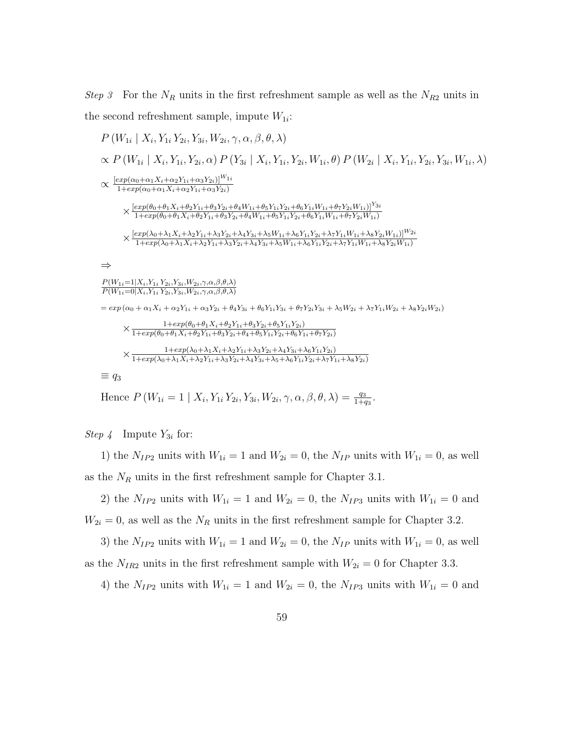*Step 3* For the $N_R$ units in the first refreshment sample as well as the $N_{R2}$ units in the second refreshment sample, impute $W_{1i}$:

$$P\left(W_{1i} \mid X_i, Y_{1i}\, Y_{2i}, Y_{3i}, W_{2i}, \gamma, \alpha, \beta, \theta, \lambda\right)$$

$$\propto P\left(W_{1i} \mid X_i, Y_{1i}, Y_{2i}, \alpha\right) P\left(Y_{3i} \mid X_i, Y_{1i}, Y_{2i}, W_{1i}, \theta\right) P\left(W_{2i} \mid X_i, Y_{1i}, Y_{2i}, Y_{3i}, W_{1i}, \lambda\right)$$

$$\propto \frac{[exp(\alpha_0+\alpha_1 X_i+\alpha_2 Y_{1i}+\alpha_3 Y_{2i})]^{W_{1i}}}{1+exp(\alpha_0+\alpha_1 X_i+\alpha_2 Y_{1i}+\alpha_3 Y_{2i})}$$

$$\times \frac{[exp(\theta_0+\theta_1 X_i+\theta_2 Y_{1i}+\theta_3 Y_{2i}+\theta_4 W_{1i}+\theta_5 Y_{1i} Y_{2i}+\theta_6 Y_{1i} W_{1i}+\theta_7 Y_{2i} W_{1i})]^{Y_{3i}}}{1+exp(\theta_0+\theta_1 X_i+\theta_2 Y_{1i}+\theta_3 Y_{2i}+\theta_4 W_{1i}+\theta_5 Y_{1i} Y_{2i}+\theta_6 Y_{1i} W_{1i}+\theta_7 Y_{2i} W_{1i})}$$

$$\times \frac{[exp(\lambda_0+\lambda_1 X_i+\lambda_2 Y_{1i}+\lambda_3 Y_{2i}+\lambda_4 Y_{3i}+\lambda_5 W_{1i}+\lambda_6 Y_{1i} Y_{2i}+\lambda_7 Y_{1i} W_{1i}+\lambda_8 Y_{2i} W_{1i})]^{W_{2i}}}{1+exp(\lambda_0+\lambda_1 X_i+\lambda_2 Y_{1i}+\lambda_3 Y_{2i}+\lambda_4 Y_{3i}+\lambda_5 W_{1i}+\lambda_6 Y_{1i} Y_{2i}+\lambda_7 Y_{1i} W_{1i}+\lambda_8 Y_{2i} W_{1i})}$$

$$\Rightarrow$$

$$\frac{P(W_{1i}=1 | X_i, Y_{1i}\, Y_{2i}, Y_{3i}, W_{2i}, \gamma, \alpha, \beta, \theta, \lambda)}{P(W_{1i}=0 | X_i, Y_{1i}\, Y_{2i}, Y_{3i}, W_{2i}, \gamma, \alpha, \beta, \theta, \lambda)}$$

$$= exp\left(\alpha_0 + \alpha_1 X_i + \alpha_2 Y_{1i} + \alpha_3 Y_{2i} + \theta_4 Y_{3i} + \theta_6 Y_{1i} Y_{3i} + \theta_7 Y_{2i} Y_{3i} + \lambda_5 W_{2i} + \lambda_7 Y_{1i} W_{2i} + \lambda_8 Y_{2i} W_{2i}\right)$$

$$\times \frac{1+exp(\theta_0+\theta_1 X_i+\theta_2 Y_{1i}+\theta_3 Y_{2i}+\theta_5 Y_{1i} Y_{2i})}{1+exp(\theta_0+\theta_1 X_i+\theta_2 Y_{1i}+\theta_3 Y_{2i}+\theta_4+\theta_5 Y_{1i} Y_{2i}+\theta_6 Y_{1i}+\theta_7 Y_{2i})}$$

$$\times \frac{1+exp(\lambda_0+\lambda_1 X_i+\lambda_2 Y_{1i}+\lambda_3 Y_{2i}+\lambda_4 Y_{3i}+\lambda_6 Y_{1i} Y_{2i})}{1+exp(\lambda_0+\lambda_1 X_i+\lambda_2 Y_{1i}+\lambda_3 Y_{2i}+\lambda_4 Y_{3i}+\lambda_5+\lambda_6 Y_{1i} Y_{2i}+\lambda_7 Y_{1i}+\lambda_8 Y_{2i})}$$

$$\equiv q_3$$

Hence $P\left(W_{1i} = 1 \mid X_i, Y_{1i}\, Y_{2i}, Y_{3i}, W_{2i}, \gamma, \alpha, \beta, \theta, \lambda\right) = \frac{q_3}{1+q_3}$.

*Step 4* Impute $Y_{3i}$ for:

1) the $N_{IP2}$ units with $W_{1i} = 1$ and $W_{2i} = 0$, the $N_{IP}$ units with $W_{1i} = 0$, as well as the $N_R$ units in the first refreshment sample for Chapter 3.1.

2) the $N_{IP2}$ units with $W_{1i} = 1$ and $W_{2i} = 0$, the $N_{IP3}$ units with $W_{1i} = 0$ and $W_{2i} = 0$, as well as the $N_R$ units in the first refreshment sample for Chapter 3.2.

3) the $N_{IP2}$ units with $W_{1i} = 1$ and $W_{2i} = 0$, the $N_{IP}$ units with $W_{1i} = 0$, as well as the $N_{IR2}$ units in the first refreshment sample with $W_{2i} = 0$ for Chapter 3.3.

4) the $N_{IP2}$ units with $W_{1i} = 1$ and $W_{2i} = 0$, the $N_{IP3}$ units with $W_{1i} = 0$ and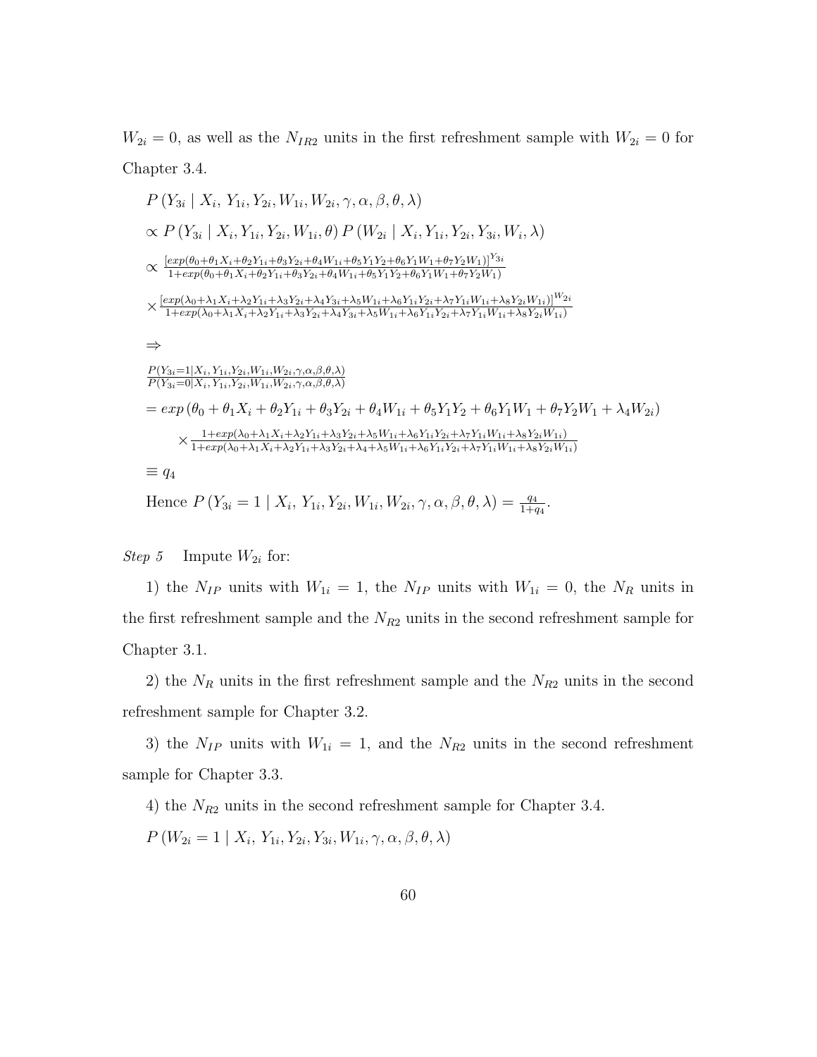$W_{2i} = 0$, as well as the $N_{IR2}$ units in the first refreshment sample with $W_{2i} = 0$ for Chapter 3.4.

$$P\left(Y_{3i} \mid X_i,\, Y_{1i}, Y_{2i}, W_{1i}, W_{2i}, \gamma, \alpha, \beta, \theta, \lambda\right)$$

$$\propto P\left(Y_{3i} \mid X_i, Y_{1i}, Y_{2i}, W_{1i}, \theta\right) P\left(W_{2i} \mid X_i, Y_{1i}, Y_{2i}, Y_{3i}, W_i, \lambda\right)$$

$$\propto \frac{\left[exp(\theta_0+\theta_1 X_i+\theta_2 Y_{1i}+\theta_3 Y_{2i}+\theta_4 W_{1i}+\theta_5 Y_1 Y_2+\theta_6 Y_1 W_1+\theta_7 Y_2 W_1)\right]^{Y_{3i}}}{1+exp(\theta_0+\theta_1 X_i+\theta_2 Y_{1i}+\theta_3 Y_{2i}+\theta_4 W_{1i}+\theta_5 Y_1 Y_2+\theta_6 Y_1 W_1+\theta_7 Y_2 W_1)}$$

$$\times \frac{\left[exp(\lambda_0+\lambda_1 X_i+\lambda_2 Y_{1i}+\lambda_3 Y_{2i}+\lambda_4 Y_{3i}+\lambda_5 W_{1i}+\lambda_6 Y_{1i} Y_{2i}+\lambda_7 Y_{1i} W_{1i}+\lambda_8 Y_{2i} W_{1i})\right]^{W_{2i}}}{1+exp(\lambda_0+\lambda_1 X_i+\lambda_2 Y_{1i}+\lambda_3 Y_{2i}+\lambda_4 Y_{3i}+\lambda_5 W_{1i}+\lambda_6 Y_{1i} Y_{2i}+\lambda_7 Y_{1i} W_{1i}+\lambda_8 Y_{2i} W_{1i})}$$

$$\Rightarrow$$

$$\frac{P(Y_{3i}=1 \mid X_i, Y_{1i}, Y_{2i}, W_{1i}, W_{2i}, \gamma, \alpha, \beta, \theta, \lambda)}{P(Y_{3i}=0 \mid X_i, Y_{1i}, Y_{2i}, W_{1i}, W_{2i}, \gamma, \alpha, \beta, \theta, \lambda)}$$

$$= exp\left(\theta_0 + \theta_1 X_i + \theta_2 Y_{1i} + \theta_3 Y_{2i} + \theta_4 W_{1i} + \theta_5 Y_1 Y_2 + \theta_6 Y_1 W_1 + \theta_7 Y_2 W_1 + \lambda_4 W_{2i}\right)$$

$$\times \frac{1+exp(\lambda_0+\lambda_1 X_i+\lambda_2 Y_{1i}+\lambda_3 Y_{2i}+\lambda_5 W_{1i}+\lambda_6 Y_{1i} Y_{2i}+\lambda_7 Y_{1i} W_{1i}+\lambda_8 Y_{2i} W_{1i})}{1+exp(\lambda_0+\lambda_1 X_i+\lambda_2 Y_{1i}+\lambda_3 Y_{2i}+\lambda_4+\lambda_5 W_{1i}+\lambda_6 Y_{1i} Y_{2i}+\lambda_7 Y_{1i} W_{1i}+\lambda_8 Y_{2i} W_{1i})}$$

$$\equiv q_4$$

Hence $P\left(Y_{3i} = 1 \mid X_i,\, Y_{1i}, Y_{2i}, W_{1i}, W_{2i}, \gamma, \alpha, \beta, \theta, \lambda\right) = \frac{q_4}{1+q_4}$.

*Step 5* Impute $W_{2i}$ for:

1) the $N_{IP}$ units with $W_{1i} = 1$, the $N_{IP}$ units with $W_{1i} = 0$, the $N_R$ units in the first refreshment sample and the $N_{R2}$ units in the second refreshment sample for Chapter 3.1.

2) the $N_R$ units in the first refreshment sample and the $N_{R2}$ units in the second refreshment sample for Chapter 3.2.

3) the $N_{IP}$ units with $W_{1i} = 1$, and the $N_{R2}$ units in the second refreshment sample for Chapter 3.3.

4) the $N_{R2}$ units in the second refreshment sample for Chapter 3.4.

$$P\left(W_{2i} = 1 \mid X_i,\, Y_{1i}, Y_{2i}, Y_{3i}, W_{1i}, \gamma, \alpha, \beta, \theta, \lambda\right)$$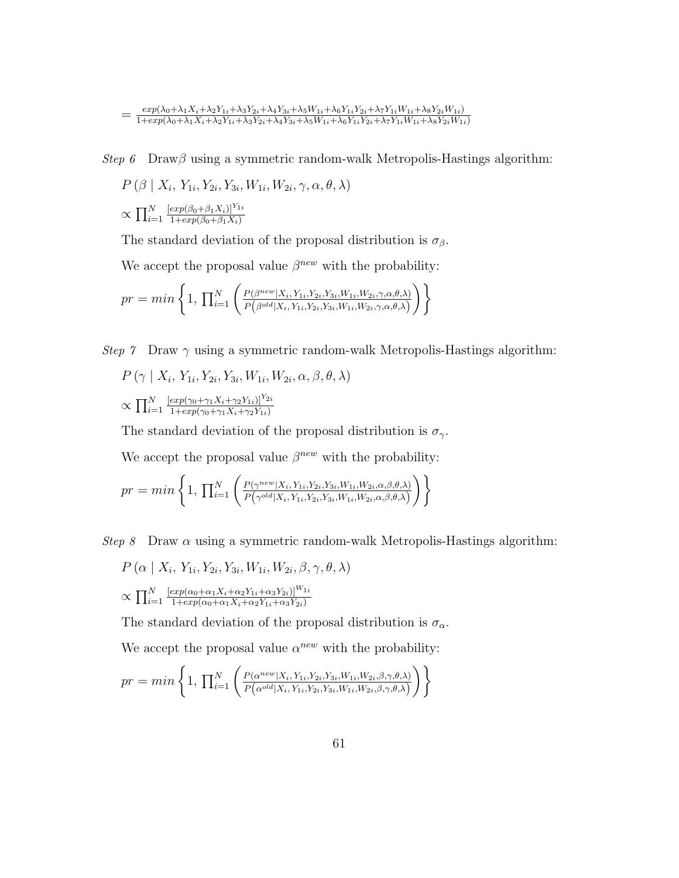$$= \frac{exp(\lambda_0+\lambda_1 X_i+\lambda_2 Y_{1i}+\lambda_3 Y_{2i}+\lambda_4 Y_{3i}+\lambda_5 W_{1i}+\lambda_6 Y_{1i}Y_{2i}+\lambda_7 Y_{1i}W_{1i}+\lambda_8 Y_{2i}W_{1i})}{1+exp(\lambda_0+\lambda_1 X_i+\lambda_2 Y_{1i}+\lambda_3 Y_{2i}+\lambda_4 Y_{3i}+\lambda_5 W_{1i}+\lambda_6 Y_{1i}Y_{2i}+\lambda_7 Y_{1i}W_{1i}+\lambda_8 Y_{2i}W_{1i})}$$

*Step 6* Draw$\beta$ using a symmetric random-walk Metropolis-Hastings algorithm:

$$P\left(\beta \mid X_i,\, Y_{1i}, Y_{2i}, Y_{3i}, W_{1i}, W_{2i}, \gamma, \alpha, \theta, \lambda\right)$$

$$\propto \prod_{i=1}^{N} \frac{[exp(\beta_0+\beta_1 X_i)]^{Y_{1i}}}{1+exp(\beta_0+\beta_1 X_i)}$$

The standard deviation of the proposal distribution is $\sigma_\beta$.

We accept the proposal value $\beta^{new}$ with the probability:

$$pr = min\left\{1,\, \prod_{i=1}^{N}\left(\frac{P(\beta^{new}|X_i, Y_{1i}, Y_{2i}, Y_{3i}, W_{1i}, W_{2i}, \gamma, \alpha, \theta, \lambda)}{P\left(\beta^{old}|X_i, Y_{1i}, Y_{2i}, Y_{3i}, W_{1i}, W_{2i}, \gamma, \alpha, \theta, \lambda\right)}\right)\right\}$$

*Step 7* Draw $\gamma$ using a symmetric random-walk Metropolis-Hastings algorithm:

$$P\left(\gamma \mid X_i,\, Y_{1i}, Y_{2i}, Y_{3i}, W_{1i}, W_{2i}, \alpha, \beta, \theta, \lambda\right)$$

$$\propto \prod_{i=1}^{N} \frac{[exp(\gamma_0+\gamma_1 X_i+\gamma_2 Y_{1i})]^{Y_{2i}}}{1+exp(\gamma_0+\gamma_1 X_i+\gamma_2 Y_{1i})}$$

The standard deviation of the proposal distribution is $\sigma_\gamma$.

We accept the proposal value $\beta^{new}$ with the probability:

$$pr = min\left\{1,\, \prod_{i=1}^{N}\left(\frac{P(\gamma^{new}|X_i, Y_{1i}, Y_{2i}, Y_{3i}, W_{1i}, W_{2i}, \alpha, \beta, \theta, \lambda)}{P\left(\gamma^{old}|X_i, Y_{1i}, Y_{2i}, Y_{3i}, W_{1i}, W_{2i}, \alpha, \beta, \theta, \lambda\right)}\right)\right\}$$

*Step 8* Draw $\alpha$ using a symmetric random-walk Metropolis-Hastings algorithm:

$$P\left(\alpha \mid X_i,\, Y_{1i}, Y_{2i}, Y_{3i}, W_{1i}, W_{2i}, \beta, \gamma, \theta, \lambda\right)$$

$$\propto \prod_{i=1}^{N} \frac{[exp(\alpha_0+\alpha_1 X_i+\alpha_2 Y_{1i}+\alpha_3 Y_{2i})]^{W_{1i}}}{1+exp(\alpha_0+\alpha_1 X_i+\alpha_2 Y_{1i}+\alpha_3 Y_{2i})}$$

The standard deviation of the proposal distribution is $\sigma_\alpha$.

We accept the proposal value $\alpha^{new}$ with the probability:

$$pr = min\left\{1,\, \prod_{i=1}^{N}\left(\frac{P(\alpha^{new}|X_i, Y_{1i}, Y_{2i}, Y_{3i}, W_{1i}, W_{2i}, \beta, \gamma, \theta, \lambda)}{P\left(\alpha^{old}|X_i, Y_{1i}, Y_{2i}, Y_{3i}, W_{1i}, W_{2i}, \beta, \gamma, \theta, \lambda\right)}\right)\right\}$$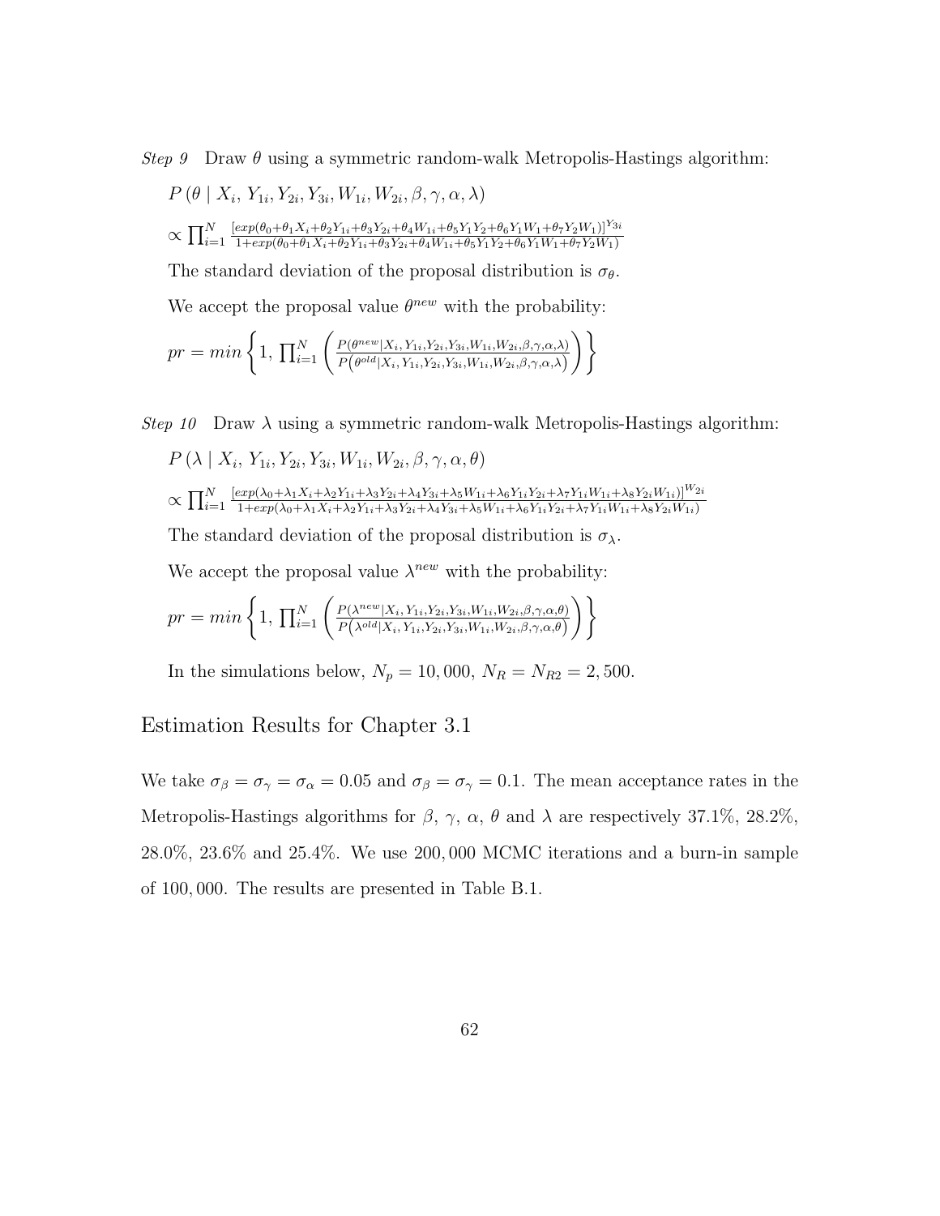*Step 9* Draw $\theta$ using a symmetric random-walk Metropolis-Hastings algorithm:

$P\left(\theta \mid X_i,\, Y_{1i}, Y_{2i}, Y_{3i}, W_{1i}, W_{2i}, \beta, \gamma, \alpha, \lambda\right)$

$\propto \prod_{i=1}^{N} \frac{[exp(\theta_0+\theta_1 X_i+\theta_2 Y_{1i}+\theta_3 Y_{2i}+\theta_4 W_{1i}+\theta_5 Y_1 Y_2+\theta_6 Y_1 W_1+\theta_7 Y_2 W_1)]^{Y_{3i}}}{1+exp(\theta_0+\theta_1 X_i+\theta_2 Y_{1i}+\theta_3 Y_{2i}+\theta_4 W_{1i}+\theta_5 Y_1 Y_2+\theta_6 Y_1 W_1+\theta_7 Y_2 W_1)}$

The standard deviation of the proposal distribution is $\sigma_\theta$.

We accept the proposal value $\theta^{new}$ with the probability:

$pr = min\left\{1,\, \prod_{i=1}^{N}\left(\frac{P(\theta^{new}|X_i,Y_{1i},Y_{2i},Y_{3i},W_{1i},W_{2i},\beta,\gamma,\alpha,\lambda)}{P\left(\theta^{old}|X_i,Y_{1i},Y_{2i},Y_{3i},W_{1i},W_{2i},\beta,\gamma,\alpha,\lambda\right)}\right)\right\}$

*Step 10* Draw $\lambda$ using a symmetric random-walk Metropolis-Hastings algorithm:

$P\left(\lambda \mid X_i,\, Y_{1i}, Y_{2i}, Y_{3i}, W_{1i}, W_{2i}, \beta, \gamma, \alpha, \theta\right)$

$\propto \prod_{i=1}^{N} \frac{[exp(\lambda_0+\lambda_1 X_i+\lambda_2 Y_{1i}+\lambda_3 Y_{2i}+\lambda_4 Y_{3i}+\lambda_5 W_{1i}+\lambda_6 Y_{1i} Y_{2i}+\lambda_7 Y_{1i} W_{1i}+\lambda_8 Y_{2i} W_{1i})]^{W_{2i}}}{1+exp(\lambda_0+\lambda_1 X_i+\lambda_2 Y_{1i}+\lambda_3 Y_{2i}+\lambda_4 Y_{3i}+\lambda_5 W_{1i}+\lambda_6 Y_{1i} Y_{2i}+\lambda_7 Y_{1i} W_{1i}+\lambda_8 Y_{2i} W_{1i})}$

The standard deviation of the proposal distribution is $\sigma_\lambda$.

We accept the proposal value $\lambda^{new}$ with the probability:

$pr = min\left\{1,\, \prod_{i=1}^{N}\left(\frac{P(\lambda^{new}|X_i,Y_{1i},Y_{2i},Y_{3i},W_{1i},W_{2i},\beta,\gamma,\alpha,\theta)}{P\left(\lambda^{old}|X_i,Y_{1i},Y_{2i},Y_{3i},W_{1i},W_{2i},\beta,\gamma,\alpha,\theta\right)}\right)\right\}$

In the simulations below, $N_p = 10,000$, $N_R = N_{R2} = 2,500$.

## Estimation Results for Chapter 3.1

We take $\sigma_\beta = \sigma_\gamma = \sigma_\alpha = 0.05$ and $\sigma_\beta = \sigma_\gamma = 0.1$. The mean acceptance rates in the Metropolis-Hastings algorithms for $\beta$, $\gamma$, $\alpha$, $\theta$ and $\lambda$ are respectively 37.1%, 28.2%, 28.0%, 23.6% and 25.4%. We use 200,000 MCMC iterations and a burn-in sample of 100,000. The results are presented in Table B.1.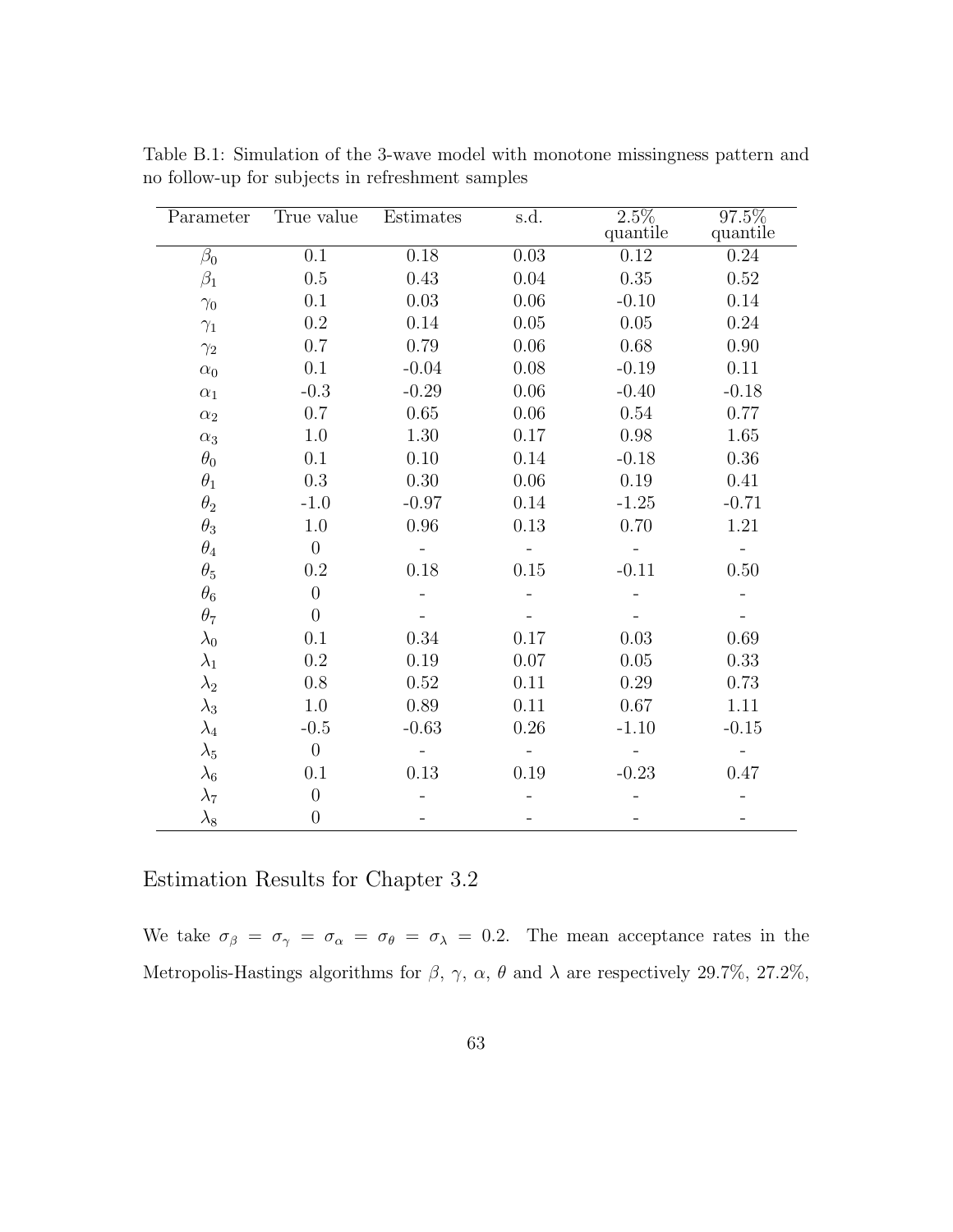Table B.1: Simulation of the 3-wave model with monotone missingness pattern and no follow-up for subjects in refreshment samples

| Parameter | True value | Estimates | s.d. | 2.5% quantile | 97.5% quantile |
|---|---|---|---|---|---|
| $\beta_0$ | 0.1 | 0.18 | 0.03 | 0.12 | 0.24 |
| $\beta_1$ | 0.5 | 0.43 | 0.04 | 0.35 | 0.52 |
| $\gamma_0$ | 0.1 | 0.03 | 0.06 | -0.10 | 0.14 |
| $\gamma_1$ | 0.2 | 0.14 | 0.05 | 0.05 | 0.24 |
| $\gamma_2$ | 0.7 | 0.79 | 0.06 | 0.68 | 0.90 |
| $\alpha_0$ | 0.1 | -0.04 | 0.08 | -0.19 | 0.11 |
| $\alpha_1$ | -0.3 | -0.29 | 0.06 | -0.40 | -0.18 |
| $\alpha_2$ | 0.7 | 0.65 | 0.06 | 0.54 | 0.77 |
| $\alpha_3$ | 1.0 | 1.30 | 0.17 | 0.98 | 1.65 |
| $\theta_0$ | 0.1 | 0.10 | 0.14 | -0.18 | 0.36 |
| $\theta_1$ | 0.3 | 0.30 | 0.06 | 0.19 | 0.41 |
| $\theta_2$ | -1.0 | -0.97 | 0.14 | -1.25 | -0.71 |
| $\theta_3$ | 1.0 | 0.96 | 0.13 | 0.70 | 1.21 |
| $\theta_4$ | 0 | - | - | - | - |
| $\theta_5$ | 0.2 | 0.18 | 0.15 | -0.11 | 0.50 |
| $\theta_6$ | 0 | - | - | - | - |
| $\theta_7$ | 0 | - | - | - | - |
| $\lambda_0$ | 0.1 | 0.34 | 0.17 | 0.03 | 0.69 |
| $\lambda_1$ | 0.2 | 0.19 | 0.07 | 0.05 | 0.33 |
| $\lambda_2$ | 0.8 | 0.52 | 0.11 | 0.29 | 0.73 |
| $\lambda_3$ | 1.0 | 0.89 | 0.11 | 0.67 | 1.11 |
| $\lambda_4$ | -0.5 | -0.63 | 0.26 | -1.10 | -0.15 |
| $\lambda_5$ | 0 | - | - | - | - |
| $\lambda_6$ | 0.1 | 0.13 | 0.19 | -0.23 | 0.47 |
| $\lambda_7$ | 0 | - | - | - | - |
| $\lambda_8$ | 0 | - | - | - | - |

## Estimation Results for Chapter 3.2

We take $\sigma_\beta = \sigma_\gamma = \sigma_\alpha = \sigma_\theta = \sigma_\lambda = 0.2$. The mean acceptance rates in the Metropolis-Hastings algorithms for $\beta$, $\gamma$, $\alpha$, $\theta$ and $\lambda$ are respectively 29.7%, 27.2%,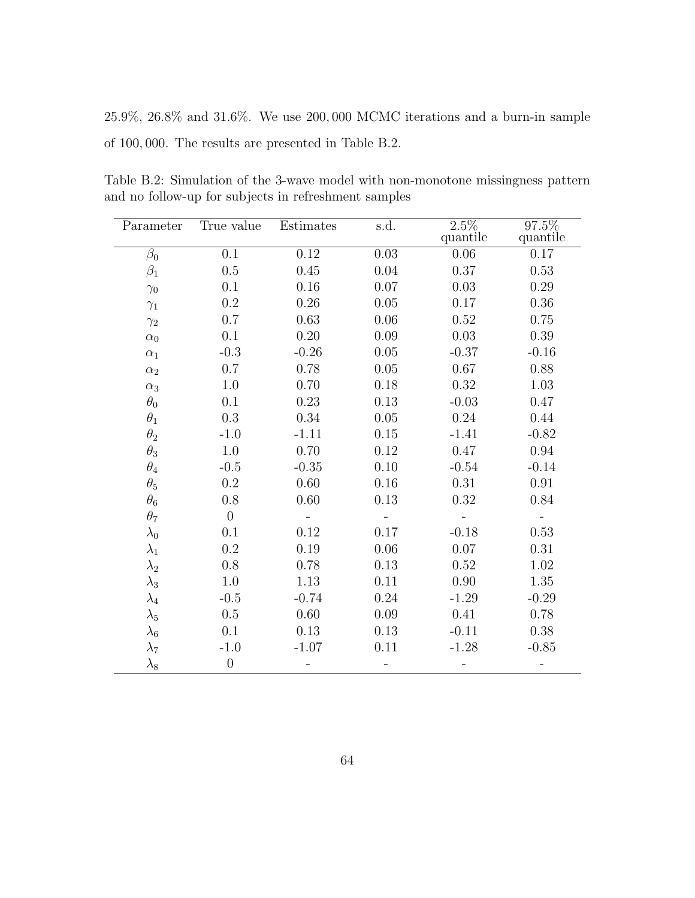25.9%, 26.8% and 31.6%. We use 200,000 MCMC iterations and a burn-in sample of 100,000. The results are presented in Table B.2.

Table B.2: Simulation of the 3-wave model with non-monotone missingness pattern and no follow-up for subjects in refreshment samples

| Parameter | True value | Estimates | s.d. | 2.5% quantile | 97.5% quantile |
|---|---|---|---|---|---|
| $\beta_0$ | 0.1 | 0.12 | 0.03 | 0.06 | 0.17 |
| $\beta_1$ | 0.5 | 0.45 | 0.04 | 0.37 | 0.53 |
| $\gamma_0$ | 0.1 | 0.16 | 0.07 | 0.03 | 0.29 |
| $\gamma_1$ | 0.2 | 0.26 | 0.05 | 0.17 | 0.36 |
| $\gamma_2$ | 0.7 | 0.63 | 0.06 | 0.52 | 0.75 |
| $\alpha_0$ | 0.1 | 0.20 | 0.09 | 0.03 | 0.39 |
| $\alpha_1$ | -0.3 | -0.26 | 0.05 | -0.37 | -0.16 |
| $\alpha_2$ | 0.7 | 0.78 | 0.05 | 0.67 | 0.88 |
| $\alpha_3$ | 1.0 | 0.70 | 0.18 | 0.32 | 1.03 |
| $\theta_0$ | 0.1 | 0.23 | 0.13 | -0.03 | 0.47 |
| $\theta_1$ | 0.3 | 0.34 | 0.05 | 0.24 | 0.44 |
| $\theta_2$ | -1.0 | -1.11 | 0.15 | -1.41 | -0.82 |
| $\theta_3$ | 1.0 | 0.70 | 0.12 | 0.47 | 0.94 |
| $\theta_4$ | -0.5 | -0.35 | 0.10 | -0.54 | -0.14 |
| $\theta_5$ | 0.2 | 0.60 | 0.16 | 0.31 | 0.91 |
| $\theta_6$ | 0.8 | 0.60 | 0.13 | 0.32 | 0.84 |
| $\theta_7$ | 0 | - | - | - | - |
| $\lambda_0$ | 0.1 | 0.12 | 0.17 | -0.18 | 0.53 |
| $\lambda_1$ | 0.2 | 0.19 | 0.06 | 0.07 | 0.31 |
| $\lambda_2$ | 0.8 | 0.78 | 0.13 | 0.52 | 1.02 |
| $\lambda_3$ | 1.0 | 1.13 | 0.11 | 0.90 | 1.35 |
| $\lambda_4$ | -0.5 | -0.74 | 0.24 | -1.29 | -0.29 |
| $\lambda_5$ | 0.5 | 0.60 | 0.09 | 0.41 | 0.78 |
| $\lambda_6$ | 0.1 | 0.13 | 0.13 | -0.11 | 0.38 |
| $\lambda_7$ | -1.0 | -1.07 | 0.11 | -1.28 | -0.85 |
| $\lambda_8$ | 0 | - | - | - | - |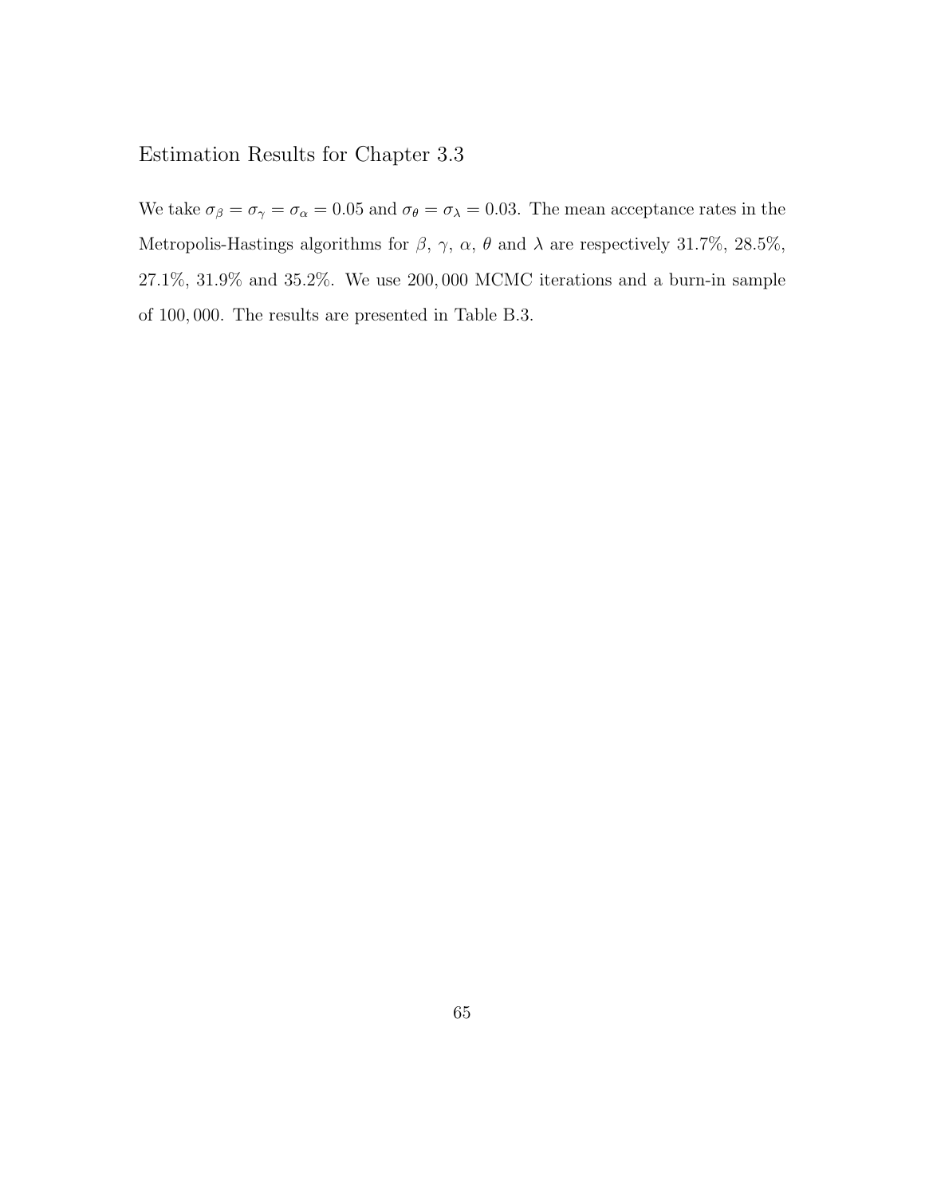## Estimation Results for Chapter 3.3

We take $\sigma_\beta = \sigma_\gamma = \sigma_\alpha = 0.05$ and $\sigma_\theta = \sigma_\lambda = 0.03$. The mean acceptance rates in the Metropolis-Hastings algorithms for $\beta$, $\gamma$, $\alpha$, $\theta$ and $\lambda$ are respectively 31.7%, 28.5%, 27.1%, 31.9% and 35.2%. We use 200,000 MCMC iterations and a burn-in sample of 100,000. The results are presented in Table B.3.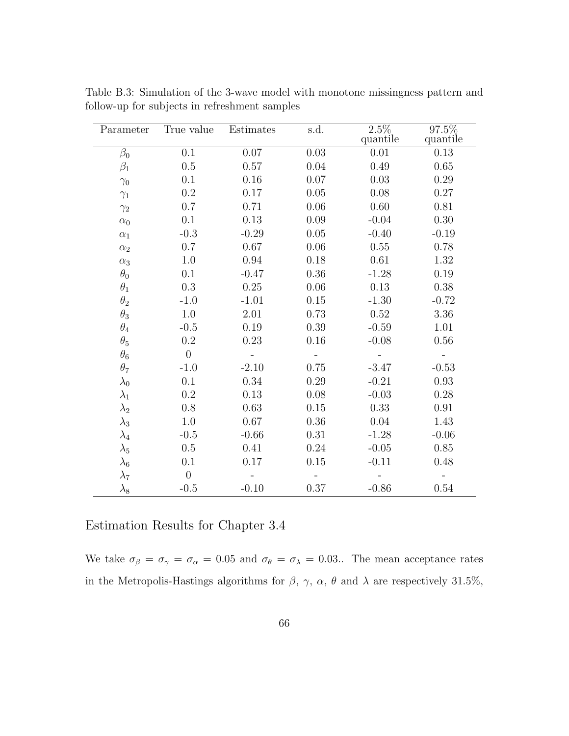Table B.3: Simulation of the 3-wave model with monotone missingness pattern and follow-up for subjects in refreshment samples

| Parameter | True value | Estimates | s.d. | 2.5% quantile | 97.5% quantile |
|---|---|---|---|---|---|
| $\beta_0$ | 0.1 | 0.07 | 0.03 | 0.01 | 0.13 |
| $\beta_1$ | 0.5 | 0.57 | 0.04 | 0.49 | 0.65 |
| $\gamma_0$ | 0.1 | 0.16 | 0.07 | 0.03 | 0.29 |
| $\gamma_1$ | 0.2 | 0.17 | 0.05 | 0.08 | 0.27 |
| $\gamma_2$ | 0.7 | 0.71 | 0.06 | 0.60 | 0.81 |
| $\alpha_0$ | 0.1 | 0.13 | 0.09 | -0.04 | 0.30 |
| $\alpha_1$ | -0.3 | -0.29 | 0.05 | -0.40 | -0.19 |
| $\alpha_2$ | 0.7 | 0.67 | 0.06 | 0.55 | 0.78 |
| $\alpha_3$ | 1.0 | 0.94 | 0.18 | 0.61 | 1.32 |
| $\theta_0$ | 0.1 | -0.47 | 0.36 | -1.28 | 0.19 |
| $\theta_1$ | 0.3 | 0.25 | 0.06 | 0.13 | 0.38 |
| $\theta_2$ | -1.0 | -1.01 | 0.15 | -1.30 | -0.72 |
| $\theta_3$ | 1.0 | 2.01 | 0.73 | 0.52 | 3.36 |
| $\theta_4$ | -0.5 | 0.19 | 0.39 | -0.59 | 1.01 |
| $\theta_5$ | 0.2 | 0.23 | 0.16 | -0.08 | 0.56 |
| $\theta_6$ | 0 | - | - | - | - |
| $\theta_7$ | -1.0 | -2.10 | 0.75 | -3.47 | -0.53 |
| $\lambda_0$ | 0.1 | 0.34 | 0.29 | -0.21 | 0.93 |
| $\lambda_1$ | 0.2 | 0.13 | 0.08 | -0.03 | 0.28 |
| $\lambda_2$ | 0.8 | 0.63 | 0.15 | 0.33 | 0.91 |
| $\lambda_3$ | 1.0 | 0.67 | 0.36 | 0.04 | 1.43 |
| $\lambda_4$ | -0.5 | -0.66 | 0.31 | -1.28 | -0.06 |
| $\lambda_5$ | 0.5 | 0.41 | 0.24 | -0.05 | 0.85 |
| $\lambda_6$ | 0.1 | 0.17 | 0.15 | -0.11 | 0.48 |
| $\lambda_7$ | 0 | - | - | - | - |
| $\lambda_8$ | -0.5 | -0.10 | 0.37 | -0.86 | 0.54 |

## Estimation Results for Chapter 3.4

We take $\sigma_\beta = \sigma_\gamma = \sigma_\alpha = 0.05$ and $\sigma_\theta = \sigma_\lambda = 0.03$.. The mean acceptance rates in the Metropolis-Hastings algorithms for $\beta$, $\gamma$, $\alpha$, $\theta$ and $\lambda$ are respectively 31.5%,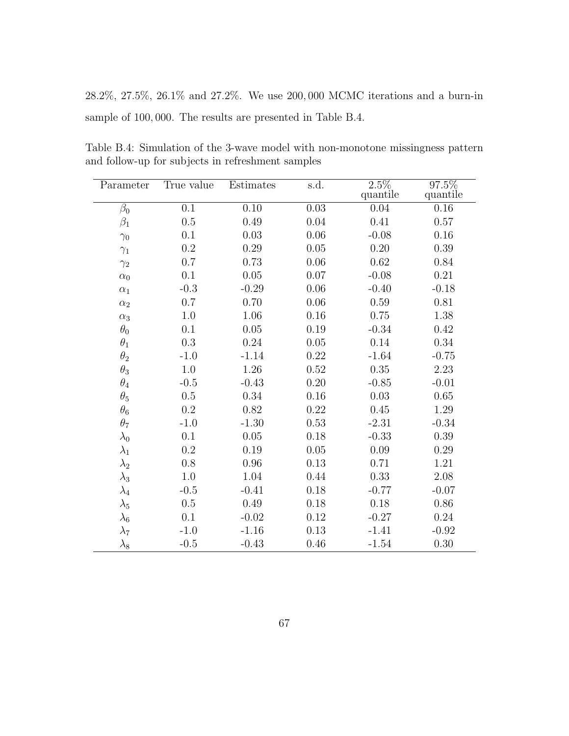28.2%, 27.5%, 26.1% and 27.2%. We use 200,000 MCMC iterations and a burn-in sample of 100,000. The results are presented in Table B.4.

Table B.4: Simulation of the 3-wave model with non-monotone missingness pattern and follow-up for subjects in refreshment samples

| Parameter | True value | Estimates | s.d. | 2.5% quantile | 97.5% quantile |
|---|---|---|---|---|---|
| $\beta_0$ | 0.1 | 0.10 | 0.03 | 0.04 | 0.16 |
| $\beta_1$ | 0.5 | 0.49 | 0.04 | 0.41 | 0.57 |
| $\gamma_0$ | 0.1 | 0.03 | 0.06 | -0.08 | 0.16 |
| $\gamma_1$ | 0.2 | 0.29 | 0.05 | 0.20 | 0.39 |
| $\gamma_2$ | 0.7 | 0.73 | 0.06 | 0.62 | 0.84 |
| $\alpha_0$ | 0.1 | 0.05 | 0.07 | -0.08 | 0.21 |
| $\alpha_1$ | -0.3 | -0.29 | 0.06 | -0.40 | -0.18 |
| $\alpha_2$ | 0.7 | 0.70 | 0.06 | 0.59 | 0.81 |
| $\alpha_3$ | 1.0 | 1.06 | 0.16 | 0.75 | 1.38 |
| $\theta_0$ | 0.1 | 0.05 | 0.19 | -0.34 | 0.42 |
| $\theta_1$ | 0.3 | 0.24 | 0.05 | 0.14 | 0.34 |
| $\theta_2$ | -1.0 | -1.14 | 0.22 | -1.64 | -0.75 |
| $\theta_3$ | 1.0 | 1.26 | 0.52 | 0.35 | 2.23 |
| $\theta_4$ | -0.5 | -0.43 | 0.20 | -0.85 | -0.01 |
| $\theta_5$ | 0.5 | 0.34 | 0.16 | 0.03 | 0.65 |
| $\theta_6$ | 0.2 | 0.82 | 0.22 | 0.45 | 1.29 |
| $\theta_7$ | -1.0 | -1.30 | 0.53 | -2.31 | -0.34 |
| $\lambda_0$ | 0.1 | 0.05 | 0.18 | -0.33 | 0.39 |
| $\lambda_1$ | 0.2 | 0.19 | 0.05 | 0.09 | 0.29 |
| $\lambda_2$ | 0.8 | 0.96 | 0.13 | 0.71 | 1.21 |
| $\lambda_3$ | 1.0 | 1.04 | 0.44 | 0.33 | 2.08 |
| $\lambda_4$ | -0.5 | -0.41 | 0.18 | -0.77 | -0.07 |
| $\lambda_5$ | 0.5 | 0.49 | 0.18 | 0.18 | 0.86 |
| $\lambda_6$ | 0.1 | -0.02 | 0.12 | -0.27 | 0.24 |
| $\lambda_7$ | -1.0 | -1.16 | 0.13 | -1.41 | -0.92 |
| $\lambda_8$ | -0.5 | -0.43 | 0.46 | -1.54 | 0.30 |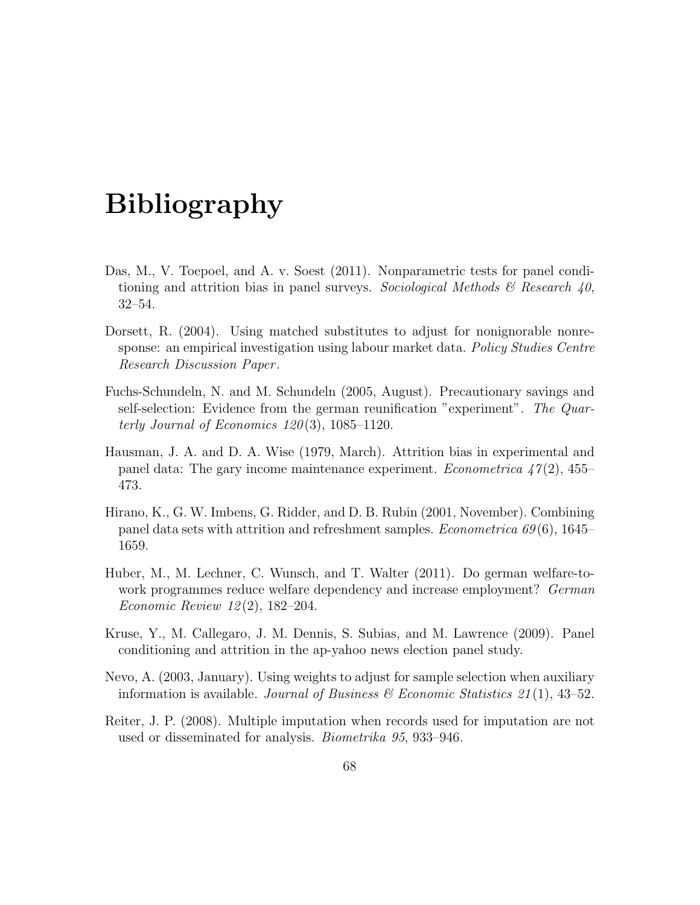# Bibliography

Das, M., V. Toepoel, and A. v. Soest (2011). Nonparametric tests for panel conditioning and attrition bias in panel surveys. *Sociological Methods & Research 40*, 32–54.

Dorsett, R. (2004). Using matched substitutes to adjust for nonignorable nonresponse: an empirical investigation using labour market data. *Policy Studies Centre Research Discussion Paper*.

Fuchs-Schundeln, N. and M. Schundeln (2005, August). Precautionary savings and self-selection: Evidence from the german reunification "experiment". *The Quarterly Journal of Economics 120*(3), 1085–1120.

Hausman, J. A. and D. A. Wise (1979, March). Attrition bias in experimental and panel data: The gary income maintenance experiment. *Econometrica 47*(2), 455–473.

Hirano, K., G. W. Imbens, G. Ridder, and D. B. Rubin (2001, November). Combining panel data sets with attrition and refreshment samples. *Econometrica 69*(6), 1645–1659.

Huber, M., M. Lechner, C. Wunsch, and T. Walter (2011). Do german welfare-to-work programmes reduce welfare dependency and increase employment? *German Economic Review 12*(2), 182–204.

Kruse, Y., M. Callegaro, J. M. Dennis, S. Subias, and M. Lawrence (2009). Panel conditioning and attrition in the ap-yahoo news election panel study.

Nevo, A. (2003, January). Using weights to adjust for sample selection when auxiliary information is available. *Journal of Business & Economic Statistics 21*(1), 43–52.

Reiter, J. P. (2008). Multiple imputation when records used for imputation are not used or disseminated for analysis. *Biometrika 95*, 933–946.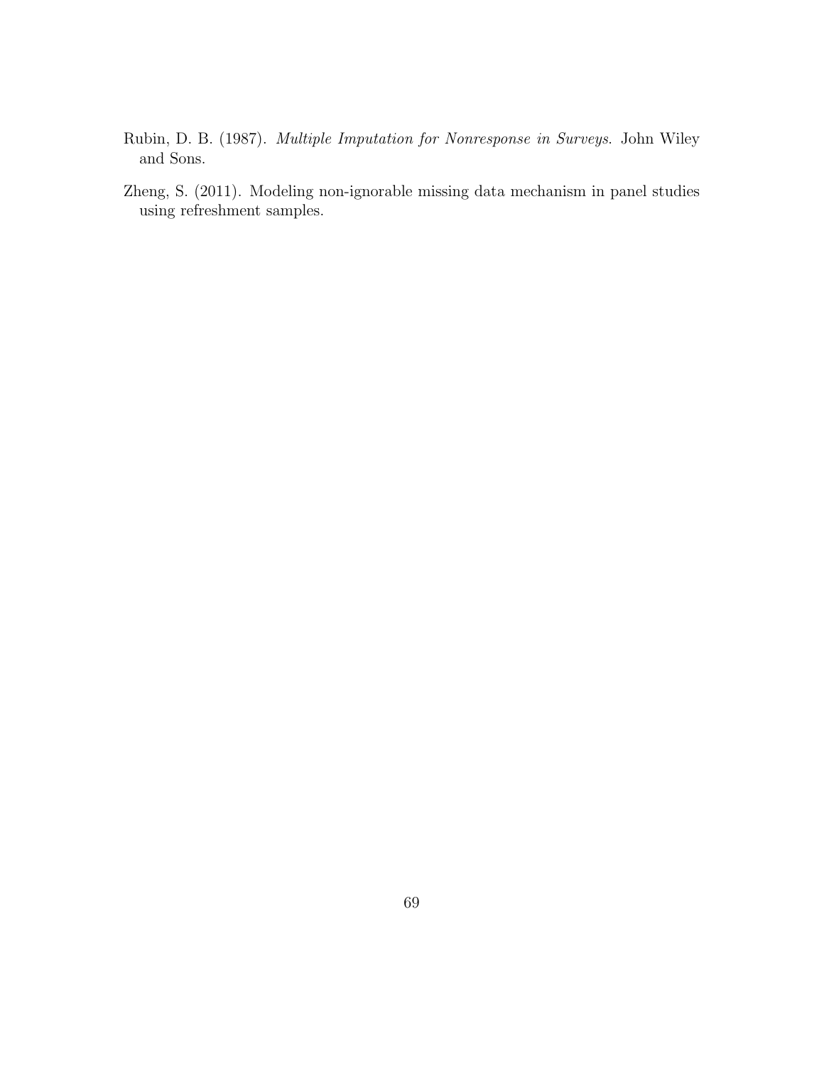Rubin, D. B. (1987). *Multiple Imputation for Nonresponse in Surveys*. John Wiley and Sons.

Zheng, S. (2011). Modeling non-ignorable missing data mechanism in panel studies using refreshment samples.